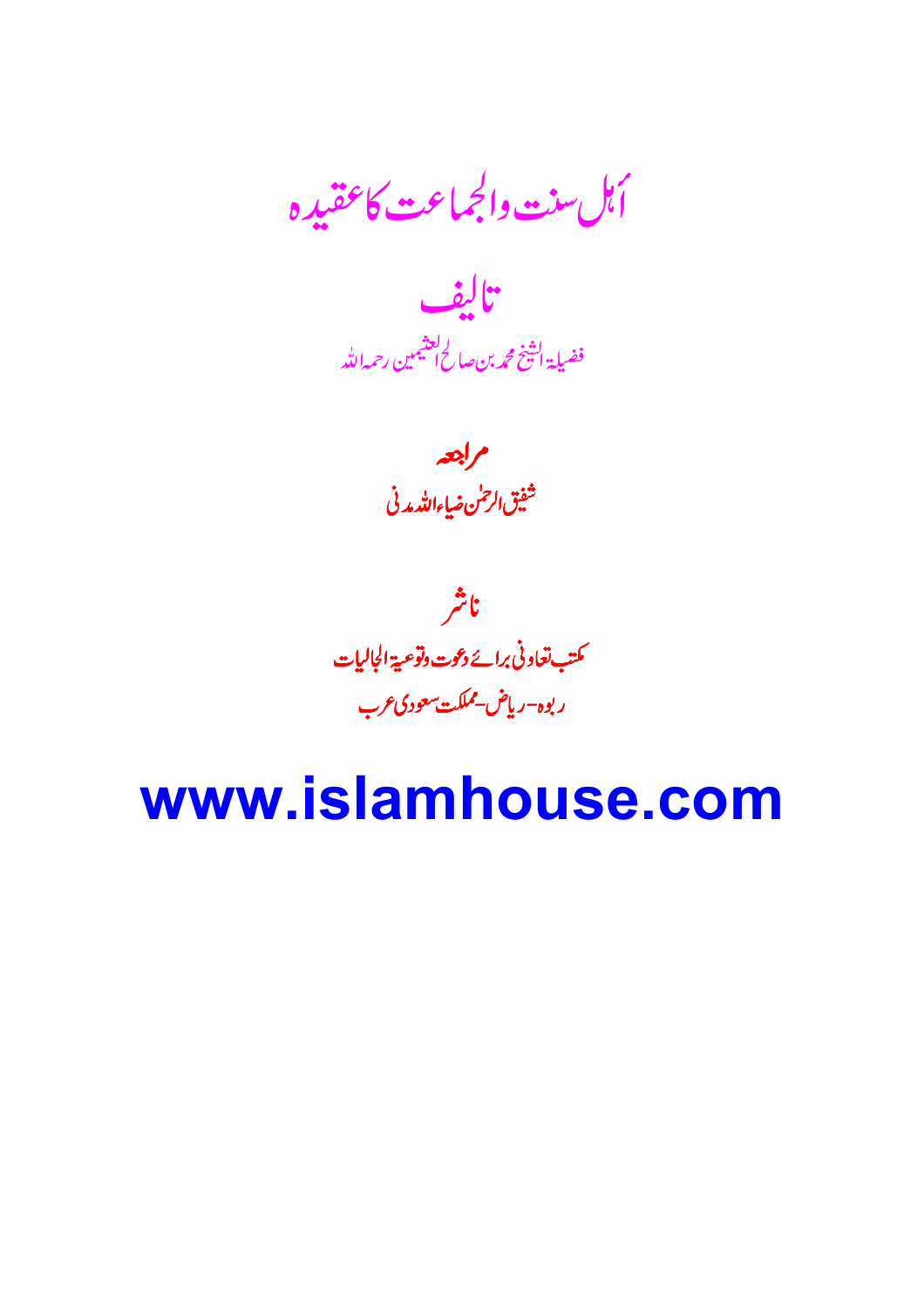# أہل سنت والجماعت کا عقیدہ

## تالیف

فضیلۃ الشیخ محمد بن صالح العثیمین رحمہ اللہ

## مراجعہ

شفیق الرحمٰن ضیاء اللہ مدنی

## ناشر

مکتب تعاونی برائے دعوت وتوعیۃ الجالیات

ربوہ-ریاض-مملکت سعودی عرب

**www.islamhouse.com**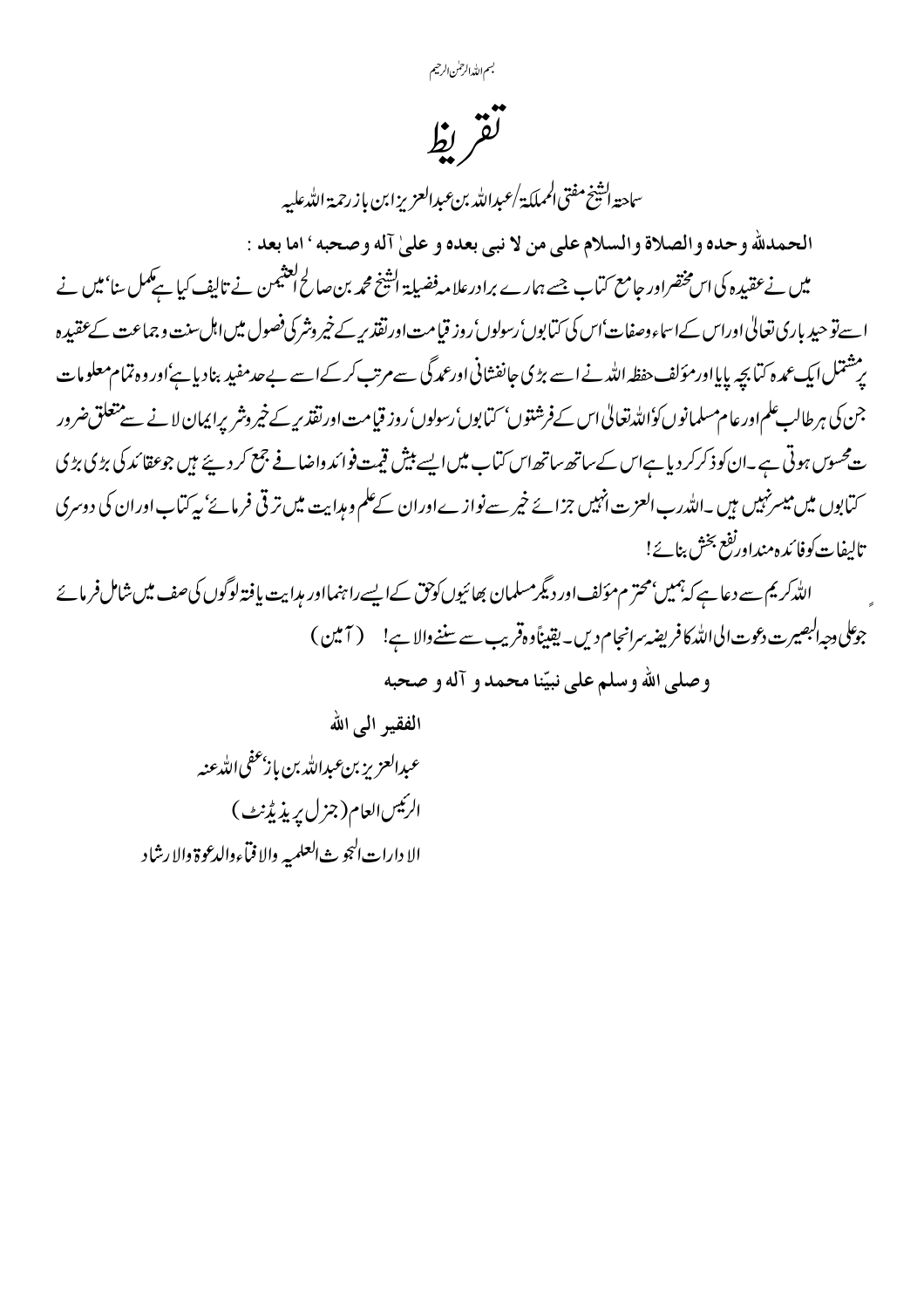بسم اللہ الرحمن الرحیم

# تقریظ

سماحۃ الشیخ مفتی المملکۃ/عبداللہ بن عبدالعزیز ابن باز رحمۃ اللہ علیہ

**الحمدللہ وحدہ والصلاۃ والسلام علی من لا نبی بعدہ و علیٰ آلہ و صحبہ ، اما بعد :**

میں نے عقیدہ کی اس مختصر اور جامع کتاب جسے ہمارے برادر علامہ فضیلۃ الشیخ محمد بن صالح العثیمن نے تالیف کیا ہے مکمل سنا، میں نے اسے توحید باری تعالیٰ اور اس کے اسماء وصفات، اس کی کتابوں، رسولوں، روز قیامت اور تقدیر کے خیر وشر کی فصول میں اہل سنت و جماعت کے عقیدہ پر مشتمل ایک عمدہ کتابچہ پایا اور مؤلف حفظہ اللہ نے اسے بڑی جانفشانی اور عمدگی سے مرتب کر کے اسے بے حد مفید بنا دیا ہے، اور وہ تمام معلومات جن کی ہر طالب علم اور عام مسلمانوں کو، اللہ تعالیٰ اس کے فرشتوں، کتابوں، رسولوں، روز قیامت اور تقدیر کے خیر وشر پر ایمان لانے سے متعلق ضرورت محسوس ہوتی ہے۔ ان کو ذکر کر دیا ہے اس کے ساتھ ساتھ اس کتاب میں ایسے بیش قیمت فوائد واضافے جمع کر دیئے ہیں جو عقائد کی بڑی بڑی کتابوں میں میسر نہیں ہیں۔ اللہ رب العزت انہیں جزائے خیر سے نوازے اور ان کے علم وہدایت میں ترقی فرمائے، یہ کتاب اور ان کی دوسری تالیفات کو فائدہ منداور نفع بخش بنائے!

اللہ کریم سے دعا ہے کہ ہمیں، محترم مؤلف اور دیگر مسلمان بھائیوں کو حق کے ایسے راہنما اور ہدایت یافتہ لوگوں کی صف میں شامل فرمائے جو علی وجہ البصیرت دعوت الی اللہ کا فریضہ سرانجام دیں۔ یقیناً وہ قریب سے سننے والا ہے! (آمین)

**وصلی اللہ وسلم علی نبیّنا محمد و آلہ و صحبہ**

**الفقیر الی اللہ**

عبدالعزیز بن عبداللہ بن باز، عفی اللہ عنہ

الرئیس العام (جنرل پریذیڈنٹ)

الادارات البحوث العلمیہ والافتاء والدعوۃ والارشاد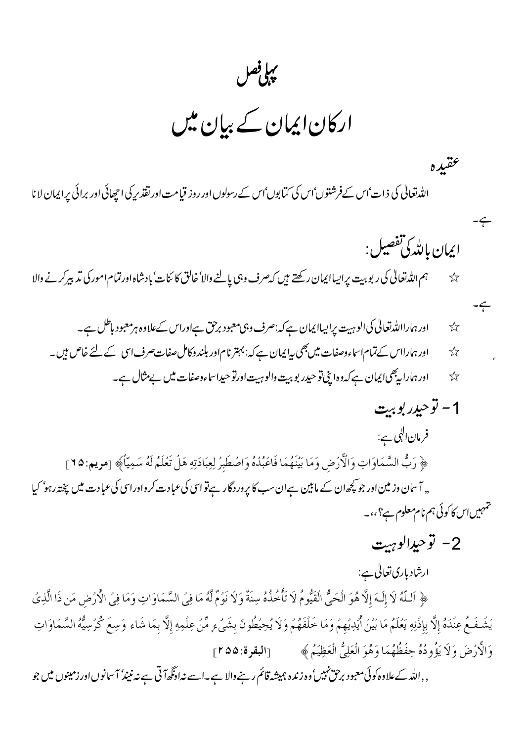# پہلی فصل

# ارکان ایمان کے بیان میں

### عقیدہ

اللہ تعالیٰ کی ذات'اس کے فرشتوں'اس کی کتابوں'اس کے رسولوں اور روز قیامت اور تقدیر کی اچھائی اور برائی پر ایمان لانا ہے۔

### ایمان باللہ کی تفصیل:

☆ ہم اللہ تعالیٰ کی ربوبیت پر ایسا ایمان رکھتے ہیں کہ صرف وہی پالنے والا' خالق کائنات' بادشاہ اور تمام امور کی تدبیر کرنے والا ہے۔

☆ اور ہمارا اللہ تعالیٰ کی الوہیت پر ایسا ایمان ہے کہ: صرف وہی معبود برحق ہے اور اس کے علاوہ ہر معبود باطل ہے۔

☆ اور ہمارا اس کے تمام اسماء وصفات میں بھی یہ ایمان ہے کہ: بہتر نام اور بلند وکامل صفات صرف اسی کے لئے خاص ہیں۔

☆ اور ہمارا یہ بھی ایمان ہے کہ وہ اپنی توحید ربوبیت والوہیت اور توحید اسماء وصفات میں بے مثال ہے۔

### 1- توحید ربوبیت

فرمان الٰہی ہے:

﴿ رَبُّ السَّمَاوَاتِ وَالْأَرْضِ وَمَا بَيْنَهُمَا فَاعْبُدْهُ وَاصْطَبِرْ لِعِبَادَتِهِ هَلْ تَعْلَمُ لَهُ سَمِيًّا ﴾ [مريم: ۶۵]

,, آسمان وزمین اور جو کچھ ان کے مابین ہے ان سب کا پروردگار ہے تو اسی کی عبادت کرو اور اسی کی عبادت میں پختہ رہو' کیا تمہیں اس کا کوئی ہم نام معلوم ہے؟،،۔

### 2- توحید الوہیت

ارشاد باری تعالیٰ ہے:

﴿ اَللّٰهُ لَا إِلَـٰهَ إِلَّا هُوَ الْحَيُّ الْقَيُّومُ لَا تَأْخُذُهُ سِنَةٌ وَلَا نَوْمٌ لَّهُ مَا فِي السَّمَاوَاتِ وَمَا فِي الْأَرْضِ مَن ذَا الَّذِي يَشْفَعُ عِندَهُ إِلَّا بِإِذْنِهِ يَعْلَمُ مَا بَيْنَ أَيْدِيهِمْ وَمَا خَلْفَهُمْ وَلَا يُحِيطُونَ بِشَيْءٍ مِّنْ عِلْمِهِ إِلَّا بِمَا شَاءَ وَسِعَ كُرْسِيُّهُ السَّمَاوَاتِ وَالْأَرْضَ وَلَا يَئُودُهُ حِفْظُهُمَا وَهُوَ الْعَلِيُّ الْعَظِيمُ ﴾ [البقرة: ۲۵۵]

,, اللہ کے علاوہ کوئی معبود برحق نہیں' وہ زندہ ہمیشہ قائم رہنے والا ہے۔ اسے نہ اونگھ آتی ہے نہ نیند' آسمانوں اور زمینوں میں جو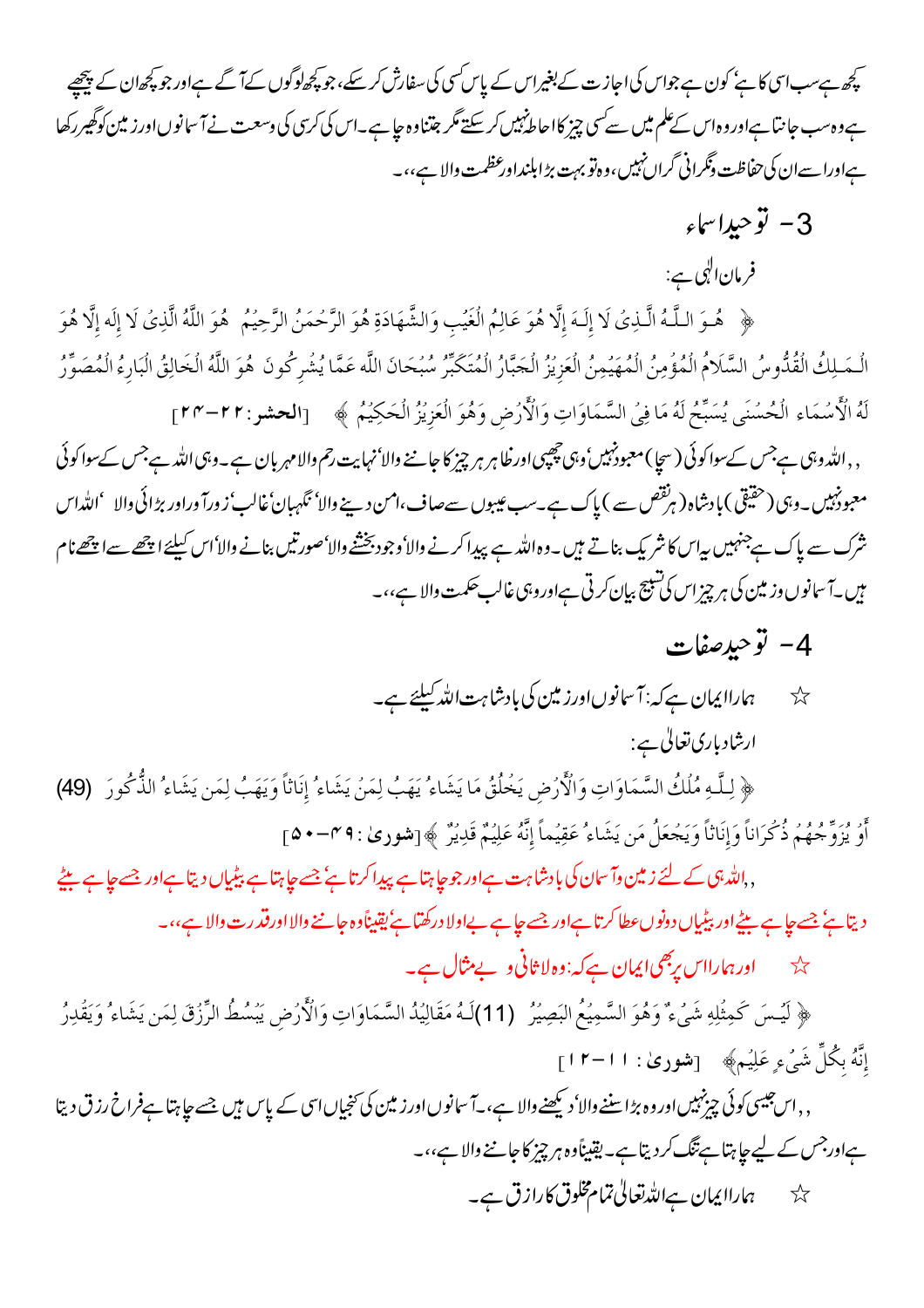کچھ ہے سب اسی کا ہے' کون ہے جو اس کی اجازت کے بغیر اس کے پاس کسی کی سفارش کر سکے، جو کچھ لوگوں کے آگے ہے اور جو کچھ ان کے پیچھے ہے وہ سب جانتا ہے اور وہ اس کے علم میں سے کسی چیز کا احاطہ نہیں کر سکتے مگر جتنا وہ چاہے۔اس کی کرسی کی وسعت نے آسمانوں اور زمین کو گھیر رکھا ہے اور اسے ان کی حفاظت و نگرانی گراں نہیں، وہ تو بہت بڑا بلند اور عظمت والا ہے،،۔

## 3- توحید اسماء

فرمان الٰہی ہے:

﴿ هُوَ اللَّهُ الَّذِي لَا إِلَهَ إِلَّا هُوَ عَالِمُ الْغَيْبِ وَالشَّهَادَةِ هُوَ الرَّحْمَنُ الرَّحِيمُ هُوَ اللَّهُ الَّذِي لَا إِلَهَ إِلَّا هُوَ الْمَلِكُ الْقُدُّوسُ السَّلَامُ الْمُؤْمِنُ الْمُهَيْمِنُ الْعَزِيزُ الْجَبَّارُ الْمُتَكَبِّرُ سُبْحَانَ اللَّهِ عَمَّا يُشْرِكُونَ هُوَ اللَّهُ الْخَالِقُ الْبَارِئُ الْمُصَوِّرُ لَهُ الْأَسْمَاءُ الْحُسْنَى يُسَبِّحُ لَهُ مَا فِي السَّمَاوَاتِ وَالْأَرْضِ وَهُوَ الْعَزِيزُ الْحَكِيمُ ﴾ [الحشر: ۲۲–۲۴]

,, اللہ وہی ہے جس کے سوا کوئی (سچا) معبود نہیں' وہی چھپی اور ظاہر ہر چیز کا جاننے والا' نہایت رحم والا مہربان ہے۔وہی اللہ ہے جس کے سوا کوئی معبود نہیں۔وہی (حقیقی) بادشاہ (ہر نقص سے) پاک ہے۔سب عیبوں سے صاف،امن دینے والا' نگہبان' غالب' زور آور اور بڑائی والا' اللہ اس شرک سے پاک ہے جنہیں یہ اس کا شریک بناتے ہیں۔وہ اللہ ہے پیدا کرنے والا' وجود بخشنے والا' صورتیں بنانے والا' اس کیلئے اچھے سے اچھے نام ہیں۔آسمانوں و زمین کی ہر چیز اس کی تسبیح بیان کرتی ہے اور وہی غالب حکمت والا ہے،،۔

## 4- توحید صفات

☆ ہمارا ایمان ہے کہ: آسمانوں اور زمین کی بادشاہت اللہ کیلئے ہے۔

ارشاد باری تعالیٰ ہے:

﴿ لِلَّهِ مُلْكُ السَّمَاوَاتِ وَالْأَرْضِ يَخْلُقُ مَا يَشَاءُ يَهَبُ لِمَنْ يَشَاءُ إِنَاثاً وَيَهَبُ لِمَنْ يَشَاءُ الذُّكُورَ (49) أَوْ يُزَوِّجُهُمْ ذُكْرَاناً وَإِنَاثاً وَيَجْعَلُ مَن يَشَاءُ عَقِيماً إِنَّهُ عَلِيمٌ قَدِيرٌ ﴾ [شوریٰ: ۴۹–۵۰]

,, اللہ ہی کے لئے زمین و آسمان کی بادشاہت ہے اور جو چاہتا ہے پیدا کرتا ہے' جسے چاہتا ہے بیٹیاں دیتا ہے اور جسے چاہے بیٹے دیتا ہے' جسے چاہے بیٹے اور بیٹیاں دونوں عطا کرتا ہے اور جسے چاہے بے اولاد رکھتا ہے' یقیناً وہ جاننے والا اور قدرت والا ہے،،۔

☆ اور ہمارا اس پر بھی ایمان ہے کہ: وہ لاثانی و بےمثال ہے۔

﴿ لَيْسَ كَمِثْلِهِ شَيْءٌ وَهُوَ السَّمِيعُ البَصِيرُ (11) لَهُ مَقَالِيدُ السَّمَاوَاتِ وَالْأَرْضِ يَبْسُطُ الرِّزْقَ لِمَن يَشَاءُ وَيَقْدِرُ إِنَّهُ بِكُلِّ شَيْءٍ عَلِيمٌ ﴾ [شوریٰ: ۱۱–۱۲]

,, اس جیسی کوئی چیز نہیں اور وہ بڑا سننے والا' دیکھنے والا ہے۔آسمانوں اور زمین کی کنجیاں اسی کے پاس ہیں جسے چاہتا ہے فراخ رزق دیتا ہے اور جس کے لیے چاہتا ہے تنگ کر دیتا ہے۔یقیناً وہ ہر چیز کا جاننے والا ہے،،۔

☆ ہمارا ایمان ہے اللہ تعالیٰ تمام مخلوق کا رازق ہے۔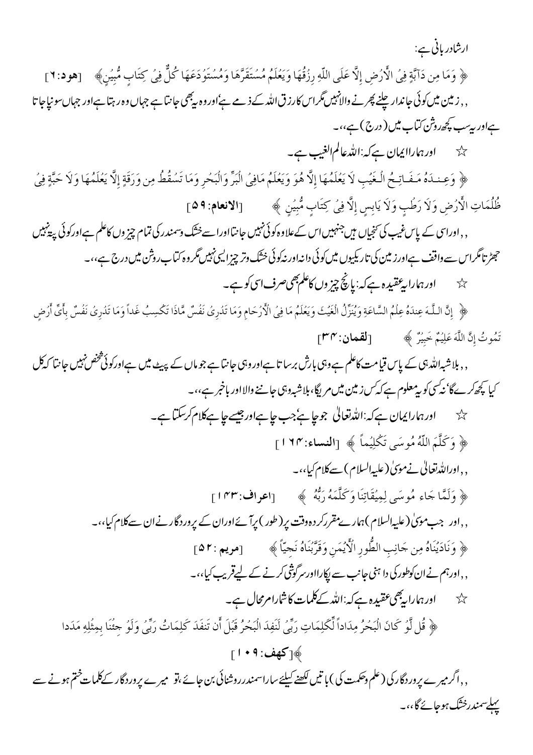ارشادِ ربانی ہے:

﴿ وَمَا مِن دَآبَّةٍ فِیُ الْأَرُضِ إِلَّا عَلَى اللّهِ رِزُقُهَا وَيَعُلَمُ مُسُتَقَرَّهَا وَمُسُتَوُدَعَهَا كُلٌّ فِیُ كِتَابٍ مُّبِيُنٍ ﴾ [هود: ٦]

,, زمین میں کوئی جاندار چلنے پھرنے والا نہیں مگر اس کا رزق اللہ کے ذمے ہے' اور وہ یہ بھی جانتا ہے جہاں وہ رہتا ہے اور جہاں سونپا جاتا ہے اور یہ سب کچھ روشن کتاب میں (درج) ہے،،۔

☆ اور ہمارا ایمان ہے کہ: اللہ عالم الغیب ہے۔

﴿ وَعِنُدَهُ مَفَاتِحُ الْغَيُبِ لاَ يَعُلَمُهَا إِلاَّ هُوَ وَيَعُلَمُ مَافِیُ الْبَرِّ وَالْبَحُرِ وَمَا تَسُقُطُ مِن وَرَقَةٍ إِلاَّ يَعُلَمُهَا وَلاَ حَبَّةٍ فِیُ ظُلُمَاتِ الْأَرُضِ وَلاَ رَطُبٍ وَلاَ يَابِسٍ إِلاَّ فِیُ كِتَابٍ مُّبِيُنٍ ﴾ [الانعام: ٥٩]

,, اور اسی کے پاس غیب کی کنجیاں ہیں جنہیں اس کے علاوہ کوئی نہیں جانتا اور اسے خشک و سمندر کی تمام چیزوں کا علم ہے اور کوئی پتہ نہیں جھڑتا مگر اس سے واقف ہے اور زمین کی تاریکیوں میں کوئی دانہ اور نہ کوئی خشک و تر چیز ایسی نہیں مگر وہ کتاب روشن میں درج ہے،،۔

☆ اور ہمارا یہ عقیدہ ہے کہ: پانچ چیزوں کا علم بھی صرف اسی کو ہے۔

﴿ إِنَّ اللَّهَ عِندَهُ عِلُمُ السَّاعَةِ وَيُنَزِّلُ الْغَيُثَ وَيَعُلَمُ مَا فِیُ الْأَرُحَامِ وَمَا تَدُرِیُ نَفُسٌ مَّاذَا تَكُسِبُ غَداً وَمَا تَدُرِیُ نَفُسٌ بِأَیِّ أَرُضٍ تَمُوتُ إِنَّ اللَّهَ عَلِيُمٌ خَبِيُرٌ ﴾ [لقمان: ٣٤]

,, بلاشبہ اللہ ہی کے پاس قیامت کا علم ہے وہی بارش برساتا ہے اور وہی جانتا ہے جو ماں کے پیٹ میں ہے اور کوئی شخص نہیں جانتا کہ کل کیا کچھ کرے گا' نہ کسی کو یہ معلوم ہے کہ کس زمین میں مریگا، بلاشبہ وہی جاننے والا اور باخبر ہے،،۔

☆ اور ہمارا ایمان ہے کہ: اللہ تعالیٰ جو چاہے' جب چاہے اور جیسے چاہے کلام کر سکتا ہے۔

﴿ وَكَلَّمَ اللّهُ مُوسَى تَكُلِيُماً ﴾ [النساء: ١٦٤]

,, اور اللہ تعالیٰ نے موسیٰ (علیہ السلام) سے کلام کیا،،۔

﴿ وَلَمَّا جَاء مُوسَى لِمِيُقَاتِنَا وَكَلَّمَهُ رَبُّهُ ﴾ [اعراف: ١٤٣]

,, اور جب موسیٰ (علیہ السلام) ہمارے مقرر کردہ وقت پر (طور) پر آئے اور ان کے پروردگار نے ان سے کلام کیا،،۔

﴿ وَنَادَيُنَاهُ مِن جَانِبِ الطُّورِ الْأَيُمَنِ وَقَرَّبُنَاهُ نَجِيّاً ﴾ [مريم: ٥٢]

,, اور ہم نے ان کو طور کی داہنی جانب سے پکارا اور سرگوشی کرنے کے لیے قریب کیا،،۔

☆ اور ہمارا یہ بھی عقیدہ ہے کہ: اللہ کے کلمات کا شمار امر محال ہے۔

﴿ قُل لَّوُ كَانَ الْبَحُرُ مِدَاداً لِّكَلِمَاتِ رَبِّیُ لَنَفِدَ الْبَحُرُ قَبُلَ أَن تَنفَدَ كَلِمَاتُ رَبِّیُ وَلَوُ جِئُنَا بِمِثُلِهِ مَدَدا ﴾ [كهف: ١٠٩]

,, اگر میرے پروردگار کی (علم و حکمت کی) باتیں لکھنے کیلئے سارا سمندر روشنائی بن جائے، تو میرے پروردگار کے کلمات ختم ہونے سے پہلے سمندر خشک ہو جائے گا،،۔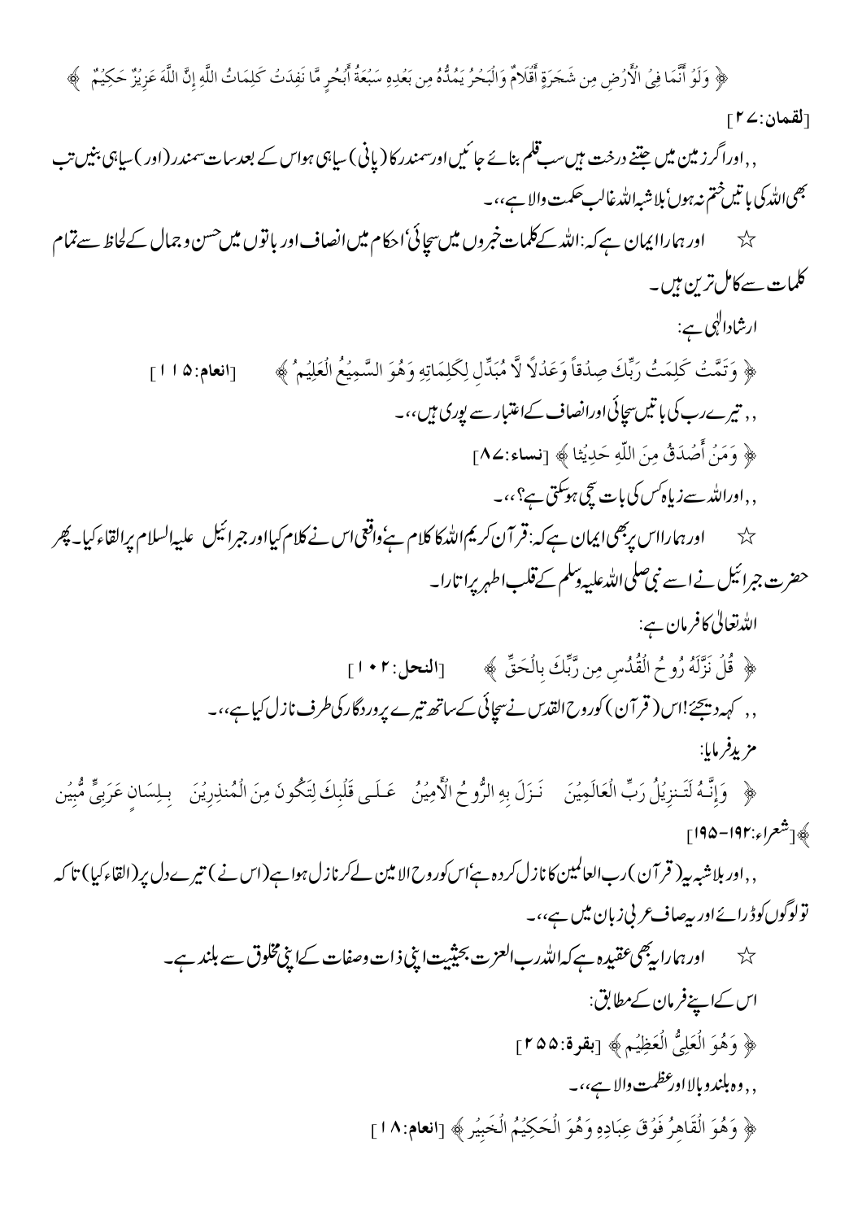﴿ وَلَوْ أَنَّمَا فِي الْأَرْضِ مِن شَجَرَةٍ أَقْلَامٌ وَالْبَحْرُ يَمُدُّهُ مِن بَعْدِهِ سَبْعَةُ أَبْحُرٍ مَّا نَفِدَتْ كَلِمَاتُ اللَّهِ إِنَّ اللَّهَ عَزِيزٌ حَكِيمٌ ﴾ [لقمان:٢٧]

,, اور اگر زمین میں جتنے درخت ہیں سب قلم بنائے جائیں اور سمندر کا (پانی) سیاہی ہو اس کے بعد سات سمندر (اور) سیاہی بنیں تب بھی اللہ کی باتیں ختم نہ ہوں، بلاشبہ اللہ غالب حکمت والا ہے،،۔

☆ اور ہمارا ایمان ہے کہ: اللہ کے کلمات خبروں میں سچائی، احکام میں انصاف اور باتوں میں حسن وجمال کے لحاظ سے تمام کلمات سے کامل ترین ہیں۔

ارشاد الٰہی ہے:

﴿ وَتَمَّتْ كَلِمَتُ رَبِّكَ صِدْقاً وَعَدْلاً لَّا مُبَدِّلِ لِكَلِمَاتِهِ وَهُوَ السَّمِيعُ الْعَلِيمُ ﴾ [انعام:١١٥]

,, تیرے رب کی باتیں سچائی اور انصاف کے اعتبار سے پوری ہیں،،۔

﴿ وَمَنْ أَصْدَقُ مِنَ اللَّهِ حَدِيثًا ﴾ [نساء:٨٧]

,, اور اللہ سے زیادہ کس کی بات سچی ہوسکتی ہے؟،،۔

☆ اور ہمارا اس پر بھی ایمان ہے کہ: قرآن کریم اللہ کا کلام ہے، واقعی اس نے کلام کیا اور جبرائیل علیہ السلام پر القاء کیا۔ پھر حضرت جبرائیل نے اسے نبی صلی اللہ علیہ وسلم کے قلب اطہر پر اتارا۔

اللہ تعالیٰ کا فرمان ہے:

﴿ قُلْ نَزَّلَهُ رُوحُ الْقُدُسِ مِن رَّبِّكَ بِالْحَقِّ ﴾ [النحل:١٠٢]

,, کہہ دیجئے! اس (قرآن) کو روح القدس نے سچائی کے ساتھ تیرے پروردگار کی طرف نازل کیا ہے،،۔

مزید فرمایا:

﴿ وَإِنَّهُ لَتَنزِيلُ رَبِّ الْعَالَمِينَ نَزَلَ بِهِ الرُّوحُ الْأَمِينُ عَلَى قَلْبِكَ لِتَكُونَ مِنَ الْمُنذِرِينَ بِلِسَانٍ عَرَبِيٍّ مُّبِين ﴾ [شعراء:١٩٢-١٩٥]

,, اور بلاشبہ یہ (قرآن) رب العالمین کا نازل کردہ ہے، اس کو روح الامین لے کر نازل ہوا ہے (اس نے) تیرے دل پر (القاء کیا) تاکہ تو لوگوں کو ڈرائے اور یہ صاف عربی زبان میں ہے،،۔

☆ اور ہمارا یہ بھی عقیدہ ہے کہ اللہ رب العزت بحیثیت اپنی ذات وصفات کے اپنی مخلوق سے بلند ہے۔

اس کے اپنے فرمان کے مطابق:

﴿ وَهُوَ الْعَلِيُّ الْعَظِيم ﴾ [بقرة:٢٥٥]

,, وہ بلند وبالا اور عظمت والا ہے،،۔

﴿ وَهُوَ الْقَاهِرُ فَوْقَ عِبَادِهِ وَهُوَ الْحَكِيمُ الْخَبِيرُ ﴾ [انعام:١٨]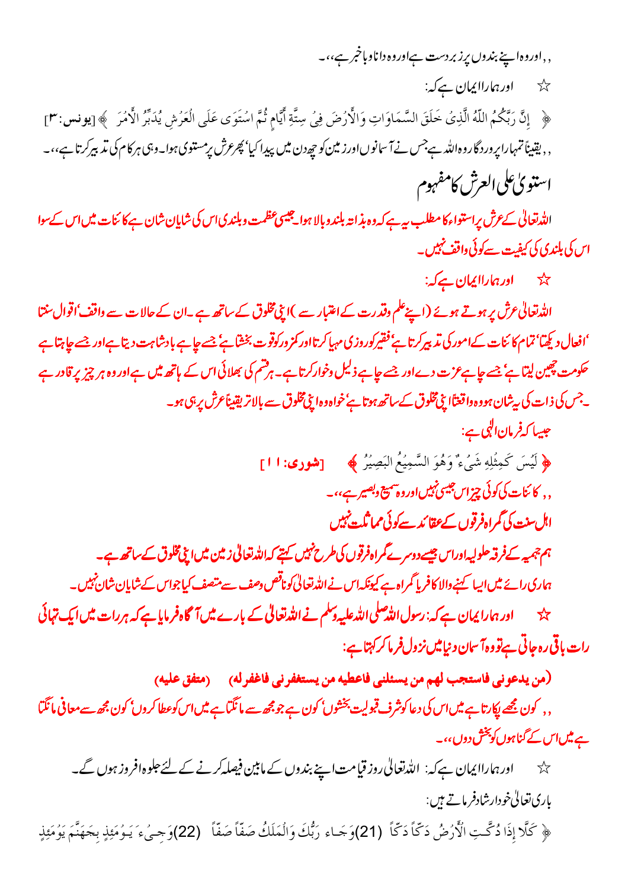,, اور وہ اپنے بندوں پر زبردست ہے اور وہ دانا و باخبر ہے،،۔

☆ اور ہمارا ایمان ہے کہ:

﴿ إِنَّ رَبَّكُمُ اللّٰهُ الَّذِیْ خَلَقَ السَّمَاوَاتِ وَالْأَرْضَ فِیْ سِتَّةِ أَيَّامٍ ثُمَّ اسْتَوَى عَلَى الْعَرْشِ يُدَبِّرُ الْأَمْرَ ﴾ [یونس: ۳]

,, یقیناً تمہارا پروردگار وہ اللہ ہے جس نے آسمانوں اور زمین کو چھ دن میں پیدا کیا' پھر عرش پر مستوی ہوا۔ وہی ہر کام کی تدبیر کرتا ہے،،۔

## استویٰ علی العرش کا مفہوم

اللہ تعالیٰ کے عرش پر استواء کا مطلب یہ ہے کہ وہ بذاتہ بلند و بالا ہوا۔ جیسی عظمت و بلندی اس کی شایان شان ہے کائنات میں اس کے سوا اس کی بلندی کی کیفیت سے کوئی واقف نہیں۔

☆ اور ہمارا ایمان ہے کہ:

اللہ تعالیٰ عرش پر ہوتے ہوئے (اپنے علم وقدرت کے اعتبار سے) اپنی مخلوق کے ساتھ ہے۔ ان کے حالات سے واقف' اقوال سنتا' افعال دیکھتا' تمام کائنات کے امور کی تدبیر کرتا ہے' فقیر کو روزی مہیا کرتا اور کمزور کو قوت بخشتا ہے' جسے چاہے بادشاہت دیتا ہے اور جسے چاہتا ہے حکومت چھین لیتا ہے' جسے چاہے عزت دے اور جسے چاہے ذلیل وخوار کرتا ہے۔ ہر قسم کی بھلائی اس کے ہاتھ میں ہے اور وہ ہر چیز پر قادر ہے۔ جس کی ذات کی یہ شان ہو وہ واقعتاً اپنی مخلوق کے ساتھ ہوتا ہے' خواہ وہ اپنی مخلوق سے بالاتر یقیناً عرش پر ہی ہو۔

جیسا کہ فرمان الٰہی ہے:

﴿ لَيْسَ كَمِثْلِهِ شَيْءٌ وَهُوَ السَّمِيعُ الْبَصِيرُ ﴾ [شوریٰ: ۱۱]

,, کائنات کی کوئی چیز اس جیسی نہیں اور وہ سمیع و بصیر ہے،،۔

### اہل سنت کی گمراہ فرقوں کے عقائد سے کوئی مماثلت نہیں

ہم جہمیہ کے فرقہ حلولیہ اور اس جیسے دوسرے گمراہ فرقوں کی طرح نہیں کہتے کہ اللہ تعالیٰ زمین میں اپنی مخلوق کے ساتھ ہے۔ ہماری رائے میں ایسا کہنے والا کافر یا گمراہ ہے کیونکہ اس نے اللہ تعالیٰ کو ناقص وصف سے متصف کیا جو اس کے شایان شان نہیں۔

☆ اور ہمارا ایمان ہے کہ: رسول اللہ صلی اللہ علیہ وسلم نے اللہ تعالیٰ کے بارے میں آگاہ فرمایا ہے کہ ہر رات میں ایک تہائی رات باقی رہ جاتی ہے تو وہ آسمان دنیا میں نزول فرما کر کہتا ہے:

(من يدعوني فاستجب لهم من يسئلني فاعطيه من يستغفرني فاغفر له) (متفق عليه)

,, کون مجھے پکارتا ہے میں اس کی دعا کو شرف قبولیت بخشوں' کون ہے جو مجھ سے مانگتا ہے میں اس کو عطا کروں' کون مجھ سے معافی مانگتا ہے میں اس کے گناہوں کو بخش دوں،،۔

☆ اور ہمارا ایمان ہے کہ: اللہ تعالیٰ روز قیامت اپنے بندوں کے مابین فیصلہ کرنے کے لئے جلوہ افروز ہوں گے۔

باری تعالیٰ خود ارشاد فرماتے ہیں:

﴿ كَلَّا إِذَا دُكَّتِ الْأَرْضُ دَكّاً دَكّاً (21) وَجَاء رَبُّكَ وَالْمَلَكُ صَفّاً صَفّاً (22) وَجِيءَ يَوْمَئِذٍ بِجَهَنَّمَ يَوْمَئِذٍ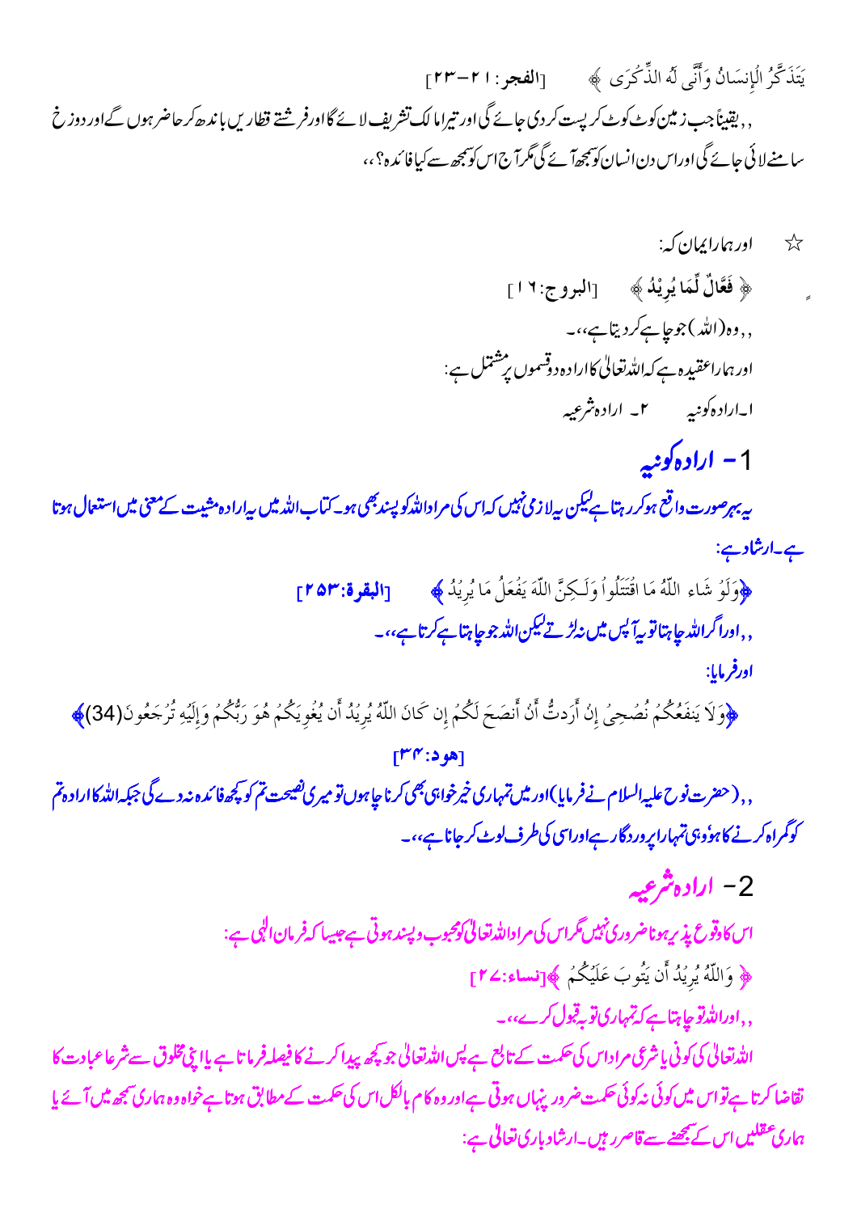يَتَذَكَّرُ الْإِنسَانُ وَأَنَّى لَهُ الذِّكْرَى ﴾ [الفجر: ٢١-٢٣]

,, یقیناً جب زمین کوٹ کوٹ کر پست کردی جائے گی اور تیرا مالک تشریف لائے گا اور فرشتے قطاریں باندھ کر حاضر ہوں گے اور دوزخ سامنے لائی جائے گی اور اس دن انسان کو سمجھ آئے گی مگر آج اس کو سمجھ سے کیا فائدہ؟،،

☆ اور ہمارا ایمان کہ:

﴿ فَعَّالٌ لِّمَا يُرِيدُ ﴾ [البروج: ١٦]

,, وہ (اللہ) جو چاہے کر دیتا ہے،،۔

اور ہمارا عقیدہ ہے کہ اللہ تعالیٰ کا ارادہ دو قسموں پر مشتمل ہے:

۱۔ ارادہ کونیہ    ۲۔ ارادہ شرعیہ

## 1- ارادہ کونیہ

یہ بہر صورت واقع ہو کر رہتا ہے لیکن یہ لازمی نہیں کہ اس کی مراد اللہ کو پسند بھی ہو۔ کتاب اللہ میں یہ ارادہ مشیت کے معنی میں استعمال ہوتا ہے۔ ارشاد ہے:

﴿وَلَوْ شَاء اللّهُ مَا اقْتَتَلُواْ وَلَـكِنَّ اللّهَ يَفْعَلُ مَا يُرِيدُ ﴾ [البقرة: ٢٥٣]

,, اور اگر اللہ چاہتا تو یہ آپس میں نہ لڑتے لیکن اللہ جو چاہتا ہے کرتا ہے،،۔

اور فرمایا:

﴿وَلاَ يَنفَعُكُمْ نُصْحِيَ إِنْ أَرَدتُّ أَنْ أَنصَحَ لَكُمْ إِن كَانَ اللّهُ يُرِيدُ أَن يُغْوِيَكُمْ هُوَ رَبُّكُمْ وَإِلَيْهِ تُرْجَعُونَ(34)﴾ [هود: ٣٤]

,, (حضرت نوح علیہ السلام نے فرمایا) اور میں تمہاری خیر خواہی بھی کرنا چاہوں تو میری نصیحت تم کو کچھ فائدہ نہ دے گی جبکہ اللہ کا ارادہ تم کو گمراہ کرنے کا ہو، وہی تمہارا پروردگار ہے اور اسی کی طرف لوٹ کر جانا ہے،،۔

## 2- ارادہ شرعیہ

اس کا وقوع پذیر ہونا ضروری نہیں مگر اس کی مراد اللہ تعالیٰ کو محبوب و پسند ہوتی ہے جیسا کہ فرمان الٰہی ہے:

﴿ وَاللّهُ يُرِيدُ أَن يَتُوبَ عَلَيْكُمْ ﴾ [نساء: ٢٧]

,, اور اللہ تو چاہتا ہے کہ تمہاری توبہ قبول کرے،،۔

اللہ تعالیٰ کی کونی یا شرعی مراد اس کی حکمت کے تابع ہے پس اللہ تعالیٰ جو کچھ پیدا کرنے کا فیصلہ فرماتا ہے یا اپنی مخلوق سے شرعاً عبادت کا تقاضا کرتا ہے تو اس میں کوئی نہ کوئی حکمت ضرور پنہاں ہوتی ہے اور وہ کام بالکل اس کی حکمت کے مطابق ہوتا ہے خواہ وہ ہماری سمجھ میں آئے یا ہماری عقلیں اس کے سمجھنے سے قاصر رہیں۔ ارشاد باری تعالیٰ ہے: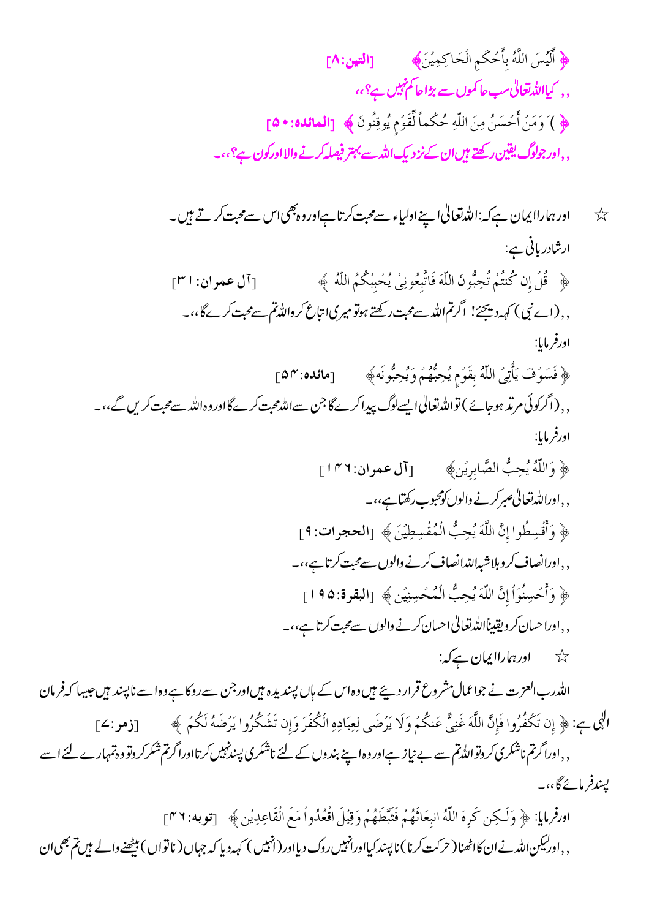﴿ أَلَيْسَ اللَّهُ بِأَحْكَمِ الْحَاكِمِينَ﴾ [التين:8]

,, کیااللہ تعالیٰ سب حاکموں سے بڑا حاکم نہیں ہے؟،،

﴿ )وَمَنْ أَحْسَنُ مِنَ اللّهِ حُكْماً لِّقَوْمٍ يُوقِنُونَ ﴾ [المائدہ:50]

,, اور جولوگ یقین رکھتے ہیں ان کے نزدیک اللہ سے بہتر فیصلہ کرنے والا اور کون ہے؟،،۔

☆ اور ہمارا ایمان ہے کہ: اللہ تعالیٰ اپنے اولیاء سے محبت کرتا ہے اور وہ بھی اس سے محبت کرتے ہیں۔

ارشاد ربانی ہے:

﴿ قُلْ إِن كُنتُمْ تُحِبُّونَ اللّهَ فَاتَّبِعُونِي يُحْبِبْكُمُ اللّهُ ﴾ [آل عمران:31]

,, (اے نبی) کہہ دیجئے! اگر تم اللہ سے محبت رکھتے ہو تو میری اتباع کرو اللہ تم سے محبت کرے گا،،۔

اور فرمایا:

﴿ فَسَوْفَ يَأْتِي اللّهُ بِقَوْمٍ يُحِبُّهُمْ وَيُحِبُّونَهُ﴾ [مائدہ:54]

,, (اگر کوئی مرتد ہو جائے) تو اللہ تعالیٰ ایسے لوگ پیدا کرے گا جن سے اللہ محبت کرے گا اور وہ اللہ سے محبت کریں گے،،۔

اور فرمایا:

﴿ وَاللّهُ يُحِبُّ الصَّابِرِينَ﴾ [آل عمران:146]

,, اور اللہ تعالیٰ صبر کرنے والوں کو محبوب رکھتا ہے،،۔

﴿ وَأَقْسِطُوا إِنَّ اللَّهَ يُحِبُّ الْمُقْسِطِينَ ﴾ [الحجرات:9]

,, اور انصاف کرو بلاشبہ اللہ انصاف کرنے والوں سے محبت کرتا ہے،،۔

﴿ وَأَحْسِنُوَاْ إِنَّ اللّهَ يُحِبُّ الْمُحْسِنِينَ ﴾ [البقرۃ:195]

,, اور احسان کرو یقیناً اللہ تعالیٰ احسان کرنے والوں سے محبت کرتا ہے،،۔

☆ اور ہمارا ایمان ہے کہ:

اللہ رب العزت نے جو اعمال مشروع قرار دیئے ہیں وہ اس کے ہاں پسندیدہ ہیں اور جن سے روکا ہے وہ اسے ناپسند ہیں جیسا کہ فرمان الٰہی ہے: ﴿ إِن تَكْفُرُوا فَإِنَّ اللَّهَ غَنِيٌّ عَنكُمْ وَلَا يَرْضَى لِعِبَادِهِ الْكُفْرَ وَإِن تَشْكُرُوا يَرْضَهُ لَكُمْ ﴾ [زمر:7]

,, اور اگر تم ناشکری کرو تو اللہ تم سے بے نیاز ہے اور وہ اپنے بندوں کے لئے ناشکری پسند نہیں کرتا اور اگر تم شکر کرو تو وہ تمہارے لئے اسے پسند فرمائے گا،،۔

اور فرمایا: ﴿ وَلَـكِن كَرِهَ اللّهُ انبِعَاثَهُمْ فَثَبَّطَهُمْ وَقِيلَ اقْعُدُواْ مَعَ الْقَاعِدِينَ ﴾ [توبہ:46]

,, اور لیکن اللہ نے ان کا اٹھنا (حرکت کرنا) ناپسند کیا اور انہیں روک دیا اور (انہیں) کہہ دیا کہ جہاں (ناتواں) بیٹھنے والے ہیں تم بھی ان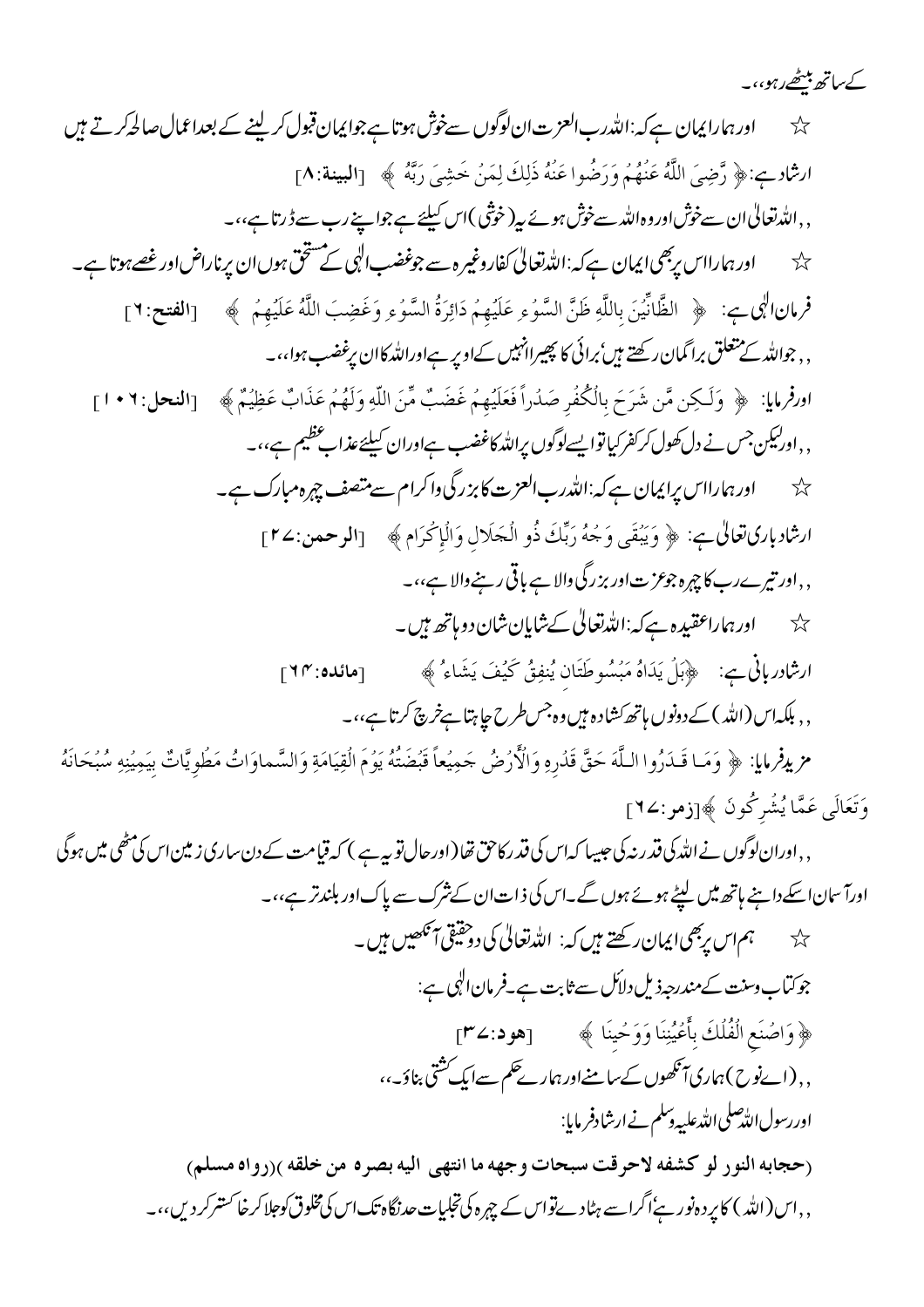کے ساتھ بیٹھے رہو،،۔

☆ اور ہمارا ایمان ہے کہ: اللہ رب العزت ان لوگوں سے خوش ہوتا ہے جو ایمان قبول کر لینے کے بعد اعمال صالحہ کرتے ہیں ارشاد ہے: ﴿ رَّضِيَ اللَّهُ عَنْهُمْ وَرَضُوا عَنْهُ ذَلِكَ لِمَنْ خَشِيَ رَبَّهُ ﴾ [البينة:٨]

,, اللہ تعالیٰ ان سے خوش اور وہ اللہ سے خوش ہوئے یہ (خوشی) اس کیلئے ہے جو اپنے رب سے ڈرتا ہے،،۔

☆ اور ہمارا اس پر بھی ایمان ہے کہ: اللہ تعالیٰ کفار وغیرہ سے جو غضب الٰہی کے مستحق ہوں ان پر ناراض اور غصے ہوتا ہے۔

فرمان الٰہی ہے: ﴿ الظَّانِّينَ بِاللَّهِ ظَنَّ السَّوْءِ عَلَيْهِمْ دَائِرَةُ السَّوْءِ وَغَضِبَ اللَّهُ عَلَيْهِمْ ﴾ [الفتح:٦]

,, جو اللہ کے متعلق برا گمان رکھتے ہیں، برائی کا پھیرا انہیں کے اوپر ہے اور اللہ کا ان پر غضب ہوا،،۔

اور فرمایا: ﴿ وَلَكِن مَّن شَرَحَ بِالْكُفْرِ صَدْراً فَعَلَيْهِمْ غَضَبٌ مِّنَ اللَّهِ وَلَهُمْ عَذَابٌ عَظِيمٌ ﴾ [النحل:١٠٦]

,, اور لیکن جس نے دل کھول کر کفر کیا تو ایسے لوگوں پر اللہ کا غضب ہے اور ان کیلئے عذاب عظیم ہے،،۔

☆ اور ہمارا اس پر ایمان ہے کہ: اللہ رب العزت کا بزرگی واکرام سے متصف چہرہ مبارک ہے۔

ارشاد باری تعالیٰ ہے: ﴿ وَيَبْقَى وَجْهُ رَبِّكَ ذُو الْجَلَالِ وَالْإِكْرَامِ ﴾ [الرحمن:٢٧]

,, اور تیرے رب کا چہرہ جو عزت اور بزرگی والا ہے باقی رہنے والا ہے،،۔

☆ اور ہمارا عقیدہ ہے کہ: اللہ تعالیٰ کے شایان شان دو ہاتھ ہیں۔

ارشاد ربانی ہے: ﴿بَلْ يَدَاهُ مَبْسُوطَتَانِ يُنفِقُ كَيْفَ يَشَاءُ ﴾ [مائدہ:٦٤]

,, بلکہ اس (اللہ) کے دونوں ہاتھ کشادہ ہیں وہ جس طرح چاہتا ہے خرچ کرتا ہے،،۔

مزید فرمایا: ﴿ وَمَا قَدَرُوا اللَّهَ حَقَّ قَدْرِهِ وَالْأَرْضُ جَمِيعاً قَبْضَتُهُ يَوْمَ الْقِيَامَةِ وَالسَّماوَاتُ مَطْوِيَّاتٌ بِيَمِينِهِ سُبْحَانَهُ وَتَعَالَى عَمَّا يُشْرِكُونَ ﴾ [زمر:٦٧]

,, اور ان لوگوں نے اللہ کی قدر نہ کی جیسا کہ اس کی قدر کا حق تھا (اور حال تو یہ ہے) کہ قیامت کے دن ساری زمین اس کی مٹھی میں ہوگی اور آسمان اسکے داہنے ہاتھ میں لپٹے ہوئے ہوں گے۔ اس کی ذات ان کے شرک سے پاک اور بلند تر ہے،،۔

☆ ہم اس پر بھی ایمان رکھتے ہیں کہ: اللہ تعالیٰ کی دو حقیقی آنکھیں ہیں۔

جو کتاب وسنت کے مندرجہ ذیل دلائل سے ثابت ہے۔ فرمان الٰہی ہے:

﴿ وَاصْنَعِ الْفُلْكَ بِأَعْيُنِنَا وَوَحْيِنَا ﴾ [هود:٣٧]

,, (اے نوح) ہماری آنکھوں کے سامنے اور ہمارے حکم سے ایک کشتی بناؤ۔،،

اور رسول اللہ صلی اللہ علیہ وسلم نے ارشاد فرمایا:

(حجابه النور لو كشفه لاحرقت سبحات وجهه ما انتهى اليه بصره من خلقه )(رواه مسلم)

,, اس (اللہ) کا پردہ نور ہے، اگر اسے ہٹا دے تو اس کے چہرہ کی تجلیات حد نگاہ تک اس کی مخلوق کو جلا کر خاکستر کر دیں،،۔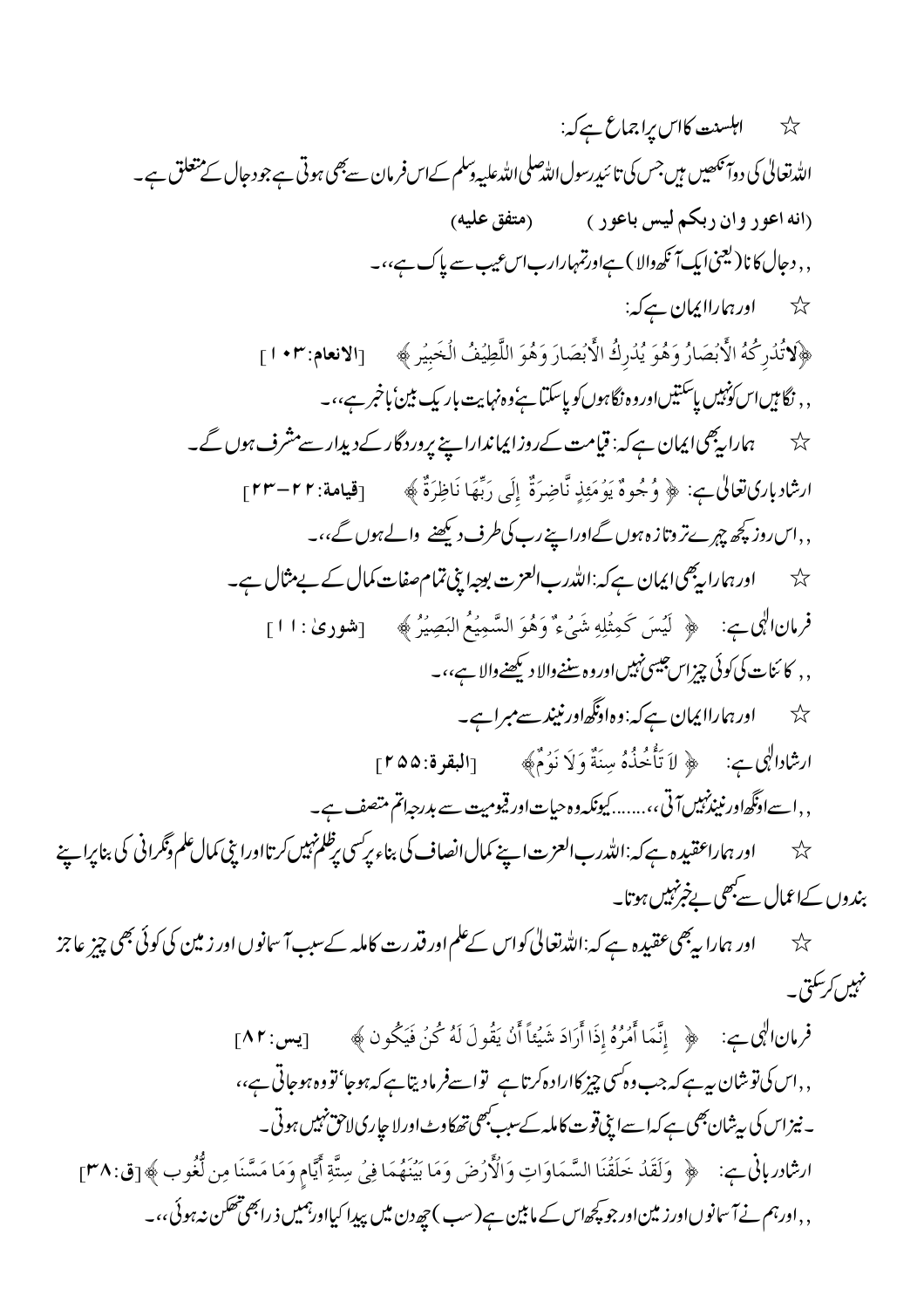☆ اہلسنت کا اس پر اجماع ہے کہ:

اللہ تعالیٰ کی دو آنکھیں ہیں جس کی تائید رسول اللہ صلی اللہ علیہ وسلم کے اس فرمان سے بھی ہوتی ہے جو دجال کے متعلق ہے۔

(انه اعور وان ربکم لیس باعور) (متفق علیه)

,, دجال کانا (یعنی ایک آنکھ والا) ہے اور تمہارا رب اس عیب سے پاک ہے،،۔

☆ اور ہمارا ایمان ہے کہ:

﴿لاتُدرِكُهُ الأَبصَارُ وَهُوَ يُدرِكُ الأَبصَارَ وَهُوَ اللَّطِيفُ الخَبِيرُ﴾ [الانعام:۱۰۳]

,, نگاہیں اس کو نہیں پاسکتیں اور وہ نگاہوں کو پاسکتا ہے، وہ نہایت باریک بین، باخبر ہے،،۔

☆ ہمارا یہ بھی ایمان ہے کہ: قیامت کے روز ایماندار اپنے پروردگار کے دیدار سے مشرف ہوں گے۔

ارشاد باری تعالیٰ ہے: ﴿ وُجُوهٌ يَومَئِذٍ نَّاضِرَةٌ إِلَى رَبِّهَا نَاظِرَةٌ ﴾ [قیامۃ:۲۲-۲۳]

,, اس روز کچھ چہرے تروتازہ ہوں گے اور اپنے رب کی طرف دیکھنے والے ہوں گے،،۔

☆ اور ہمارا یہ بھی ایمان ہے کہ: اللہ رب العزت بوجہ اپنی تمام صفات کمال کے بے مثال ہے۔

فرمان الٰہی ہے: ﴿ لَيسَ كَمِثلِهِ شَيءٌ وَهُوَ السَّمِيعُ البَصِيرُ ﴾ [شوریٰ:۱۱]

,, کائنات کی کوئی چیز اس جیسی نہیں اور وہ سننے والا دیکھنے والا ہے،،۔

☆ اور ہمارا ایمان ہے کہ: وہ اونگھ اور نیند سے مبرا ہے۔

ارشاد الٰہی ہے: ﴿ لاَ تَأخُذُهُ سِنَةٌ وَلاَ نَومٌ﴾ [البقرۃ:۲۵۵]

,, اسے اونگھ اور نیند نہیں آتی،،.......کیونکہ وہ حیات اور قیومیت سے بدرجہ اتم متصف ہے۔

☆ اور ہمارا عقیدہ ہے کہ: اللہ رب العزت اپنے کمال انصاف کی بناء پر کسی پر ظلم نہیں کرتا اور اپنی کمال علم و نگرانی کی بنا پر اپنے بندوں کے اعمال سے کبھی بے خبر نہیں ہوتا۔

☆ اور ہمارا یہ بھی عقیدہ ہے کہ: اللہ تعالیٰ کو اس کے علم اور قدرت کاملہ کے سبب آسمانوں اور زمین کی کوئی بھی چیز عاجز نہیں کرسکتی۔

فرمان الٰہی ہے: ﴿ إِنَّمَا أَمرُهُ إِذَا أَرَادَ شَيئاً أَن يَقُولَ لَهُ كُن فَيَكُون ﴾ [یس:۸۲]

,, اس کی تو شان یہ ہے کہ جب وہ کسی چیز کا ارادہ کرتا ہے تو اسے فرما دیتا ہے کہ ہوجا، تو وہ ہوجاتی ہے،،

۔نیز اس کی یہ شان بھی ہے کہ اسے اپنی قوت کاملہ کے سبب کبھی تھکاوٹ اور لاچاری لاحق نہیں ہوتی۔

ارشاد ربانی ہے: ﴿ وَلَقَد خَلَقنَا السَّمَاوَاتِ وَالأَرضَ وَمَا بَينَهُمَا فِي سِتَّةِ أَيَّامٍ وَمَا مَسَّنَا مِن لُّغُوب ﴾ [ق:۳۸]

,, اور ہم نے آسمانوں اور زمین اور جو کچھ اس کے مابین ہے (سب) چھ دن میں پیدا کیا اور ہمیں ذرا بھی تھکن نہ ہوئی،،۔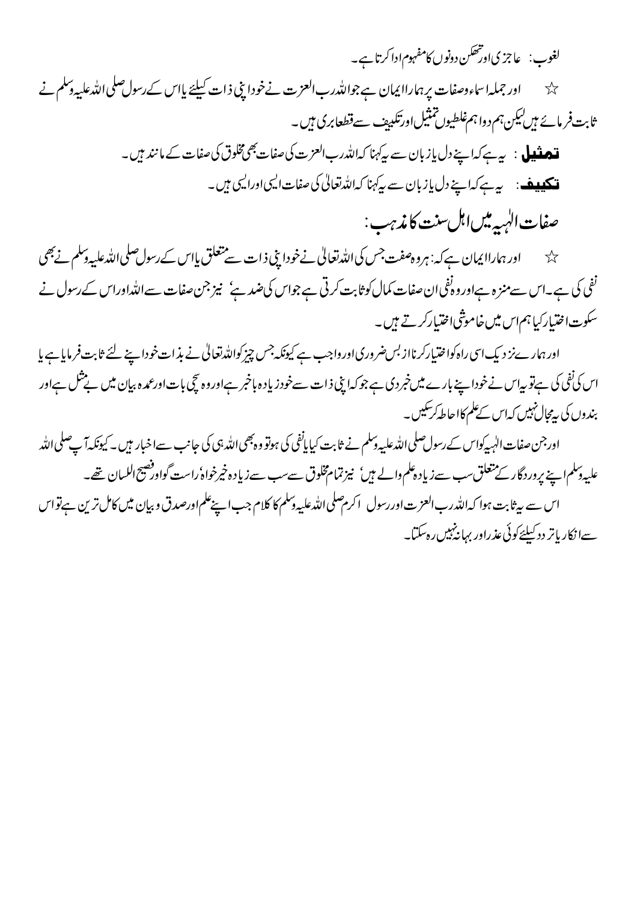لغوب: عاجزی اور تھکن دونوں کا مفہوم ادا کرتا ہے۔

☆ اور جملہ اسماء وصفات پر ہمارا ایمان ہے جو اللہ رب العزت نے خود اپنی ذات کیلئے یا اس کے رسول صلی اللہ علیہ وسلم نے ثابت فرمائے ہیں لیکن ہم دو اہم غلطیوں تمثیل اور تکییف سے قطعا بری ہیں۔

**تمثیل**: یہ ہے کہ اپنے دل یا زبان سے یہ کہنا کہ اللہ رب العزت کی صفات بھی مخلوق کی صفات کے مانند ہیں۔

**تکییف**: یہ ہے کہ اپنے دل یا زبان سے یہ کہنا کہ اللہ تعالیٰ کی صفات ایسی اور ایسی ہیں۔

## صفات الٰہیہ میں اہل سنت کا مذہب:

☆ اور ہمارا ایمان ہے کہ: ہر وہ صفت جس کی اللہ تعالیٰ نے خود اپنی ذات سے متعلق یا اس کے رسول صلی اللہ علیہ وسلم نے بھی نفی کی ہے۔ اس سے منزہ ہے اور وہ نفی ان صفات کمال کو ثابت کرتی ہے جو اس کی ضد ہے، نیز جن صفات سے اللہ اور اس کے رسول نے سکوت اختیار کیا ہم اس میں خاموشی اختیار کرتے ہیں۔

اور ہمارے نزدیک اسی راہ کو اختیار کرنا از بس ضروری اور واجب ہے کیونکہ جس چیز کو اللہ تعالیٰ نے بذات خود اپنے لئے ثابت فرمایا ہے یا اس کی نفی کی ہے تو یہ اس نے خود اپنے بارے میں خبر دی ہے جو کہ اپنی ذات سے خود زیادہ باخبر ہے اور وہ سچی بات اور عمدہ بیان میں بے مثل ہے اور بندوں کی یہ مجال نہیں کہ اس کے علم کا احاطہ کر سکیں۔

اور جن صفات الٰہیہ کو اس کے رسول صلی اللہ علیہ وسلم نے ثابت کیا یا نفی کی ہو تو وہ بھی اللہ ہی کی جانب سے اخبار ہیں۔ کیونکہ آپ صلی اللہ علیہ وسلم اپنے پروردگار کے متعلق سب سے زیادہ علم والے ہیں، نیز تمام مخلوق سے سب سے زیادہ خیر خواہ، راست گو اور فصیح اللسان تھے۔

اس سے یہ ثابت ہوا کہ اللہ رب العزت اور رسول اکرم صلی اللہ علیہ وسلم کا کلام جب اپنے علم اور صدق و بیان میں کامل ترین ہے تو اس سے انکار یا تردد کیلئے کوئی عذر اور بہانہ نہیں رہ سکتا۔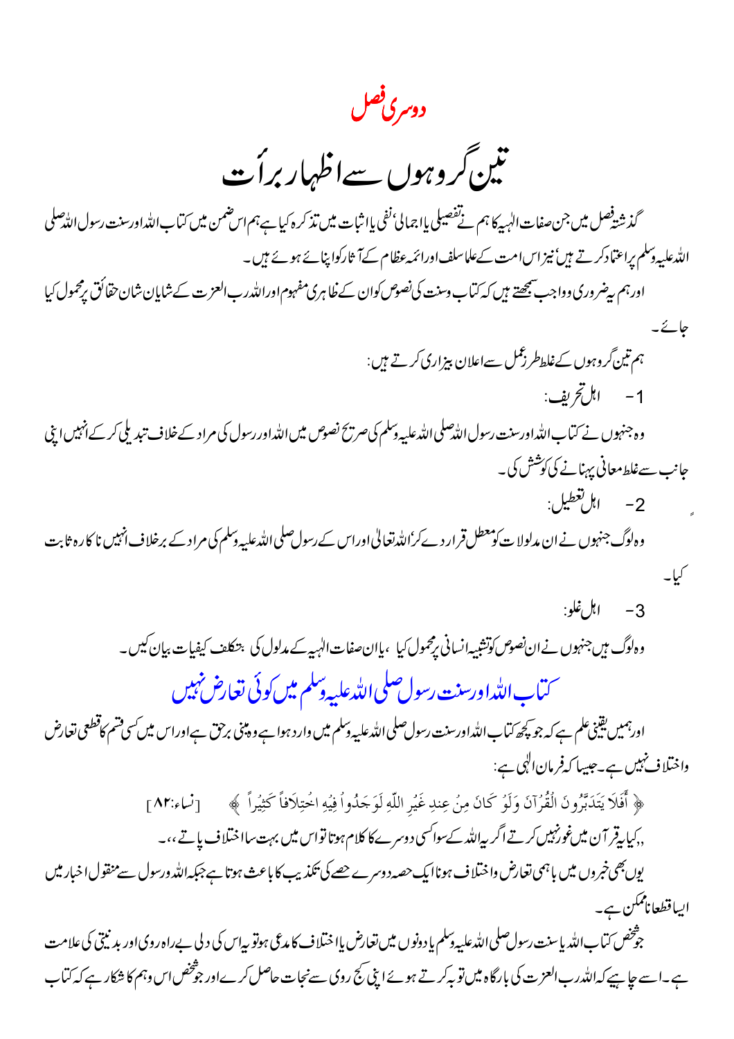## دوسری فصل

# تین گروہوں سے اظہار برأت

گذشتہ فصل میں جن صفات الٰہیہ کا ہم نے تفصیلی یا اجمالی نفی یا اثبات میں تذکرہ کیا ہے ہم اس ضمن میں کتاب اللہ اور سنت رسول اللہ صلی اللہ علیہ وسلم پر اعتماد کرتے ہیں' نیز اس امت کے علما سلف اور ائمہ عظام کے آثار کو اپنائے ہوئے ہیں۔

اور ہم یہ ضروری وواجب سمجھتے ہیں کہ کتاب وسنت کی نصوص کو ان کے ظاہری مفہوم اور اللہ رب العزت کے شایان شان حقائق پر محمول کیا جائے۔

ہم تین گروہوں کے غلط طرز عمل سے اعلان بیزاری کرتے ہیں:

1- اہل تحریف:

وہ جنہوں نے کتاب اللہ اور سنت رسول اللہ صلی اللہ علیہ وسلم کی صریح نصوص میں اللہ اور رسول کی مراد کے خلاف تبدیلی کر کے انہیں اپنی جانب سے غلط معانی پہنانے کی کوشش کی۔

2- اہل تعطیل:

وہ لوگ جنہوں نے ان مدلولات کو معطل قرار دے کر اللہ تعالیٰ اور اس کے رسول صلی اللہ علیہ وسلم کی مراد کے برخلاف انہیں ناکارہ ثابت کیا۔

3- اہل غلو:

وہ لوگ ہیں جنہوں نے ان نصوص کو تشبیہ انسانی پر محمول کیا ، یا ان صفات الٰہیہ کے مدلول کی بتکلف کیفیات بیان کیں۔

## کتاب اللہ اور سنت رسول صلی اللہ علیہ وسلم میں کوئی تعارض نہیں

اور ہمیں یقینی علم ہے کہ جو کچھ کتاب اللہ اور سنت رسول صلی اللہ علیہ وسلم میں وارد ہوا ہے وہ مبنی برحق ہے اور اس میں کسی قسم کا قطعی تعارض واختلاف نہیں ہے۔ جیسا کہ فرمان الٰہی ہے:

﴿ أَفَلَا يَتَدَبَّرُونَ الْقُرْآنَ وَلَوْ كَانَ مِنْ عِندِ غَيْرِ اللَّهِ لَوَجَدُوا فِيهِ اخْتِلَافاً كَثِيراً ﴾ [نساء:۸۲]

,,کیا یہ قرآن میں غور نہیں کرتے اگر یہ اللہ کے سوا کسی دوسرے کا کلام ہوتا تو اس میں بہت سا اختلاف پاتے،،۔

یوں بھی خبروں میں باہمی تعارض واختلاف ہونا ایک حصہ دوسرے حصے کی تکذیب کا باعث ہوتا ہے جبکہ اللہ ورسول سے منقول اخبار میں ایسا قطعاً ناممکن ہے۔

جو شخص کتاب اللہ یا سنت رسول صلی اللہ علیہ وسلم یا دونوں میں تعارض یا اختلاف کا مدعی ہو تو یہ اس کی دلی بے راہ روی اور بدنیتی کی علامت ہے۔ اسے چاہیے کہ اللہ رب العزت کی بارگاہ میں توبہ کرتے ہوئے اپنی کج روی سے نجات حاصل کرے اور جو شخص اس وہم کا شکار ہے کہ کتاب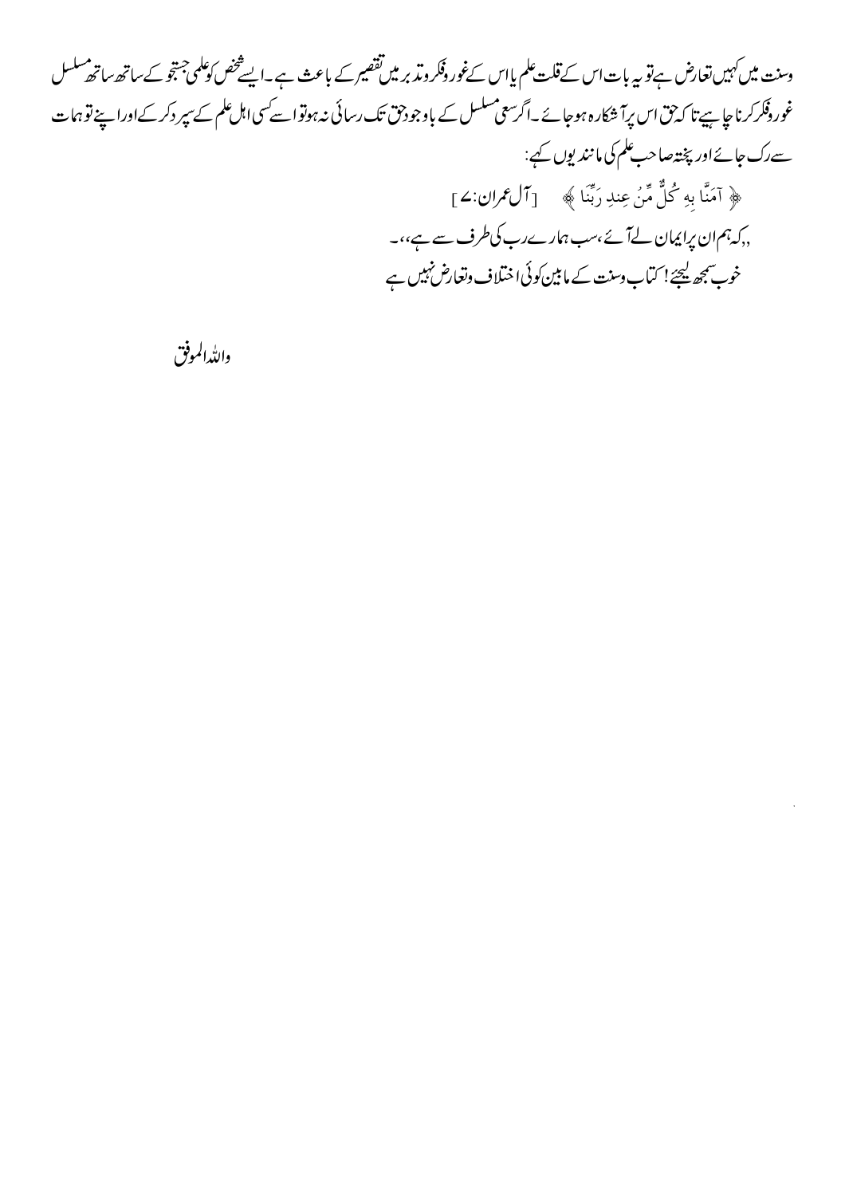وسنت میں کہیں تعارض ہے تو یہ بات اس کے قلت علم یا اس کے غور وفکر وتدبر میں تقصیر کے باعث ہے۔ایسے شخص کو علمی جستجو کے ساتھ ساتھ مسلسل غور وفکر کرنا چاہیے تا کہ حق اس پر آشکارہ ہوجائے۔اگر سعی مسلسل کے باوجود حق تک رسائی نہ ہوتو اسے کسی اہل علم کے سپرد کرکے اور اپنے توہمات سے رک جائے اور پختہ صاحب علم کی مانند یوں کہے:

﴿ آمَنَّا بِهِ كُلٌّ مِّنْ عِندِ رَبِّنَا ﴾ [آل عمران:۷]

,,کہ ہم ان پر ایمان لے آئے،سب ہمارے رب کی طرف سے ہے،،۔

خوب سمجھ لیجئے!کتاب وسنت کے مابین کوئی اختلاف وتعارض نہیں ہے

واللہ الموفق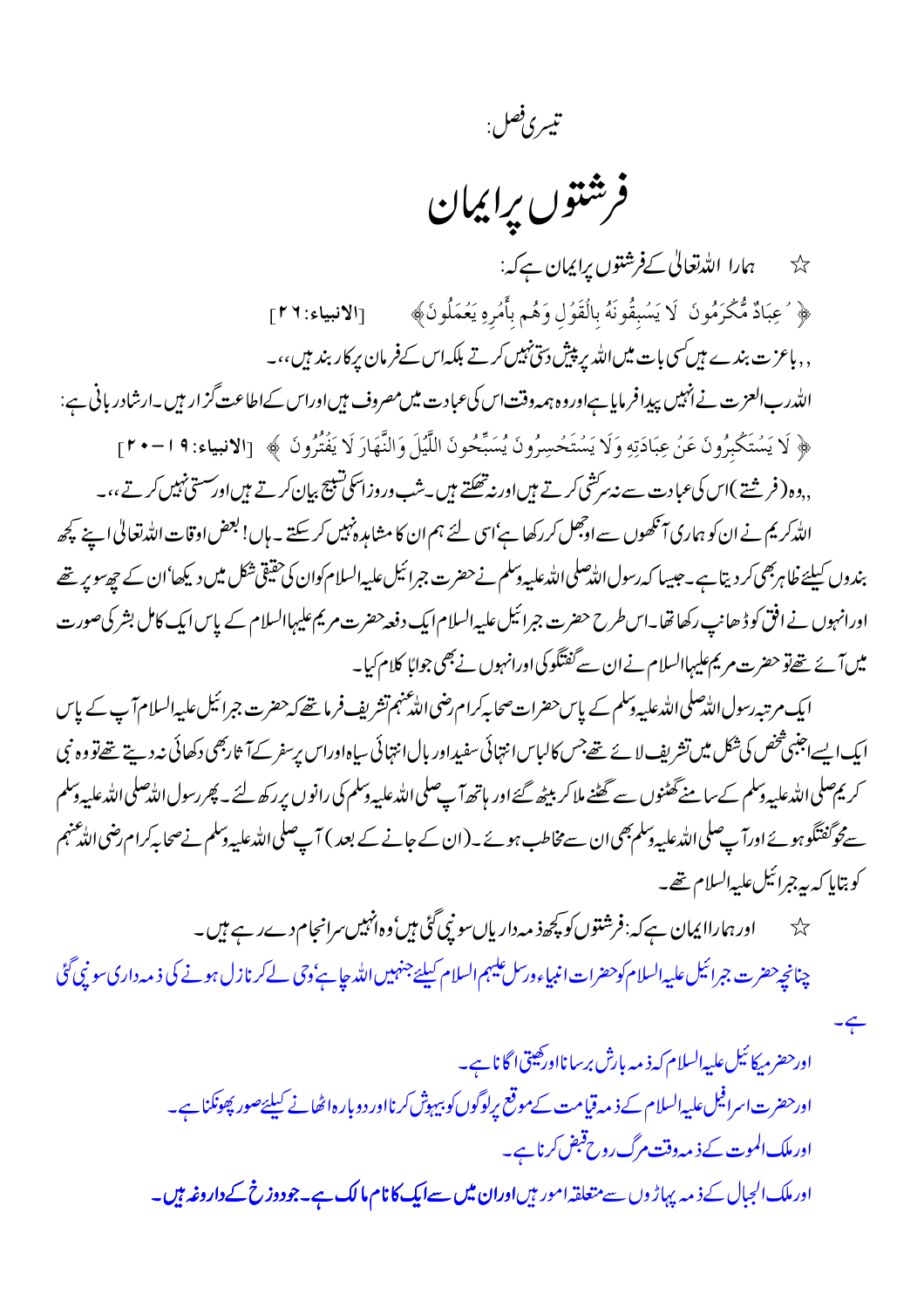تیسری فصل:

# فرشتوں پر ایمان

☆ ہمارا اللہ تعالیٰ کے فرشتوں پر ایمان ہے کہ:

﴿ عِبَادٌ مُّكْرَمُونَ لَا يَسْبِقُونَهُ بِالْقَوْلِ وَهُم بِأَمْرِهِ يَعْمَلُونَ ﴾ [الانبياء:٢٦]

,,باعزت بندے ہیں کسی بات میں اللہ پر پیش دستی نہیں کرتے بلکہ اس کے فرمان پر کاربند ہیں،،۔

اللہ رب العزت نے انہیں پیدا فرمایا ہے اور وہ ہمہ وقت اس کی عبادت میں مصروف ہیں اور اس کے اطاعت گزار ہیں۔ارشاد ربانی ہے:

﴿ لَا يَسْتَكْبِرُونَ عَنْ عِبَادَتِهِ وَلَا يَسْتَحْسِرُونَ يُسَبِّحُونَ اللَّيْلَ وَالنَّهَارَ لَا يَفْتُرُونَ ﴾ [الانبياء:١٩-٢٠]

,,وہ (فرشتے) اس کی عبادت سے نہ سرکشی کرتے ہیں اور نہ تھکتے ہیں۔شب وروز اسکی تسبیح بیان کرتے ہیں اور سستی نہیں کرتے،،۔

اللہ کریم نے ان کو ہماری آنکھوں سے اوجھل کر رکھا ہے' اسی لئے ہم ان کا مشاہدہ نہیں کر سکتے۔ہاں! بعض اوقات اللہ تعالیٰ اپنے کچھ بندوں کیلئے ظاہر بھی کر دیتا ہے۔جیسا کہ رسول اللہ صلی اللہ علیہ وسلم نے حضرت جبرائیل علیہ السلام کو ان کی حقیقی شکل میں دیکھا' ان کے چھ سو پر تھے اور انہوں نے افق کو ڈھانپ رکھا تھا۔اس طرح حضرت جبرائیل علیہ السلام ایک دفعہ حضرت مریم علیہا السلام کے پاس ایک کامل بشر کی صورت میں آئے تھے تو حضرت مریم علیہا السلام نے ان سے گفتگو کی اور انہوں نے بھی جوابًا کلام کیا۔

ایک مرتبہ رسول اللہ صلی اللہ علیہ وسلم کے پاس حضرات صحابہ کرام رضی اللہ عنہم تشریف فرما تھے کہ حضرت جبرائیل علیہ السلام آپ کے پاس ایک ایسے اجنبی شخص کی شکل میں تشریف لائے تھے جس کا لباس انتہائی سفید اور بال انتہائی سیاہ اور اس پر سفر کے آثار بھی دکھائی نہ دیتے تھے تو وہ نبی کریم صلی اللہ علیہ وسلم کے سامنے گھٹنوں سے گھٹنے ملا کر بیٹھ گئے اور ہاتھ آپ صلی اللہ علیہ وسلم کی رانوں پر رکھ لئے۔پھر رسول اللہ صلی اللہ علیہ وسلم سے محو گفتگو ہوئے اور آپ صلی اللہ علیہ وسلم بھی ان سے مخاطب ہوئے۔(ان کے جانے کے بعد) آپ صلی اللہ علیہ وسلم نے صحابہ کرام رضی اللہ عنہم کو بتایا کہ یہ جبرائیل علیہ السلام تھے۔

☆ اور ہمارا ایمان ہے کہ: فرشتوں کو کچھ ذمہ داریاں سونپی گئی ہیں' وہ انہیں سرانجام دے رہے ہیں۔

چنانچہ حضرت جبرائیل علیہ السلام کو حضرات انبیاء ورسل علیہم السلام کیلئے جنہیں اللہ چاہے' وحی لے کر نازل ہونے کی ذمہ داری سونپی گئی ہے۔

اور حضرت میکائیل علیہ السلام کے ذمہ بارش برسانا اور کھیتی اگانا ہے۔

اور حضرت اسرافیل علیہ السلام کے ذمہ قیامت کے موقع پر لوگوں کو بیہوش کرنا اور دوبارہ اٹھانے کیلئے صور پھونکنا ہے۔

اور ملک الموت کے ذمہ وقت مرگ روح قبض کرنا ہے۔

اور ملک الجبال کے ذمہ پہاڑوں سے متعلقہ امور ہیں اور ان میں سے ایک کا نام مالک ہے۔جو دوزخ کے داروغہ ہیں۔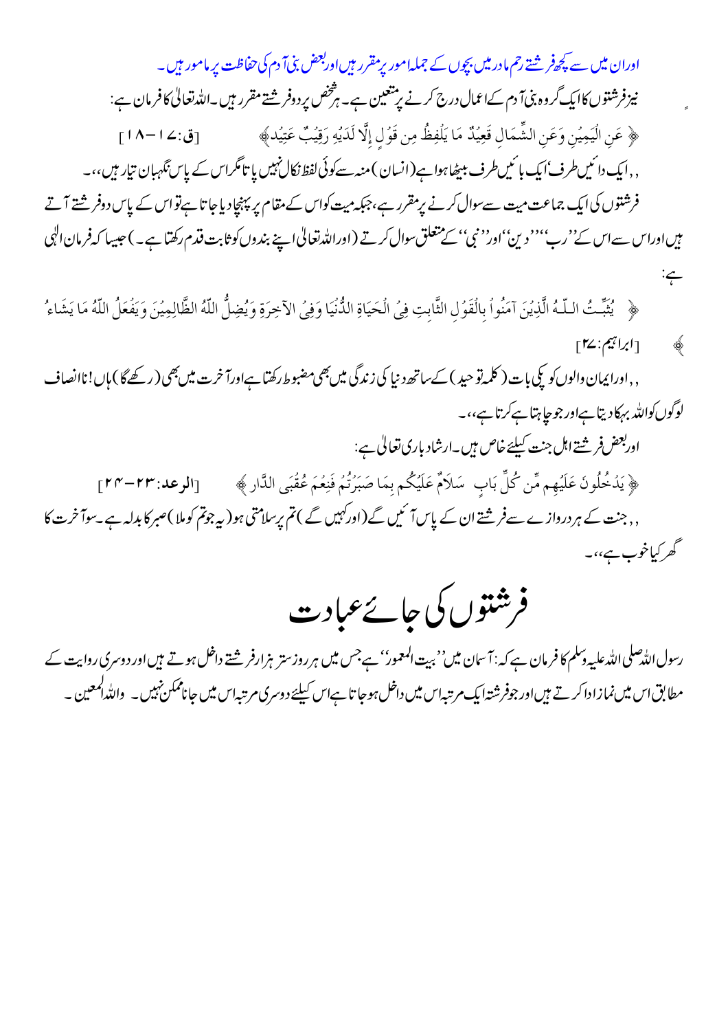اوران میں سے کچھ فرشتے رحم مادر میں بچوں کے جملہ امور پر مقرر ہیں اور بعض بنی آدم کی حفاظت پر مامور ہیں۔

نیز فرشتوں کا ایک گروہ بنی آدم کے اعمال درج کرنے پر متعین ہے۔ ہر شخص پر دو فرشتے مقرر ہیں۔ اللہ تعالیٰ کا فرمان ہے:

﴿ عَنِ الْيَمِينِ وَعَنِ الشِّمَالِ قَعِيدٌ مَا يَلْفِظُ مِن قَوْلٍ إِلَّا لَدَيْهِ رَقِيبٌ عَتِيدٌ﴾ [ق:۱۷-۱۸]

,, ایک دائیں طرف ایک بائیں طرف بیٹھا ہوا ہے (انسان) منہ سے کوئی لفظ نکال نہیں پاتا مگر اس کے پاس نگہبان تیار ہیں،،۔

فرشتوں کی ایک جماعت میت سے سوال کرنے پر مقرر ہے، جبکہ میت کو اس کے مقام پر پہنچا دیا جاتا ہے تو اس کے پاس دو فرشتے آتے ہیں اور اس سے اس کے ''رب'' ''دین'' اور ''نبی'' کے متعلق سوال کرتے (اور اللہ تعالیٰ اپنے بندوں کو ثابت قدم رکھتا ہے۔) جیسا کہ فرمان الٰہی ہے:

﴿ يُثَبِّتُ اللّهُ الَّذِينَ آمَنُواْ بِالْقَوْلِ الثَّابِتِ فِي الْحَيَاةِ الدُّنْيَا وَفِي الآخِرَةِ وَيُضِلُّ اللّهُ الظَّالِمِينَ وَيَفْعَلُ اللّهُ مَا يَشَاءُ ﴾ [ابراہیم:۲۷]

,, اور ایمان والوں کو پکی بات (کلمہ توحید) کے ساتھ دنیا کی زندگی میں بھی مضبوط رکھتا ہے اور آخرت میں بھی (رکھے گا) ہاں! ناانصاف لوگوں کو اللہ بہکا دیتا ہے اور جو چاہتا ہے کرتا ہے،،۔

اور بعض فرشتے اہل جنت کیلئے خاص ہیں۔ ارشاد باری تعالیٰ ہے:

﴿ يَدْخُلُونَ عَلَيْهِم مِّن كُلِّ بَابٍ سَلاَمٌ عَلَيْكُم بِمَا صَبَرْتُمْ فَنِعْمَ عُقْبَى الدَّارِ ﴾ [الرعد:۲۳-۲۴]

,, جنت کے ہر دروازے سے فرشتے ان کے پاس آئیں گے (اور کہیں گے) تم پر سلامتی ہو (یہ جو تم کو ملا) صبر کا بدلہ ہے۔ سو آخرت کا گھر کیا خوب ہے،،۔

# فرشتوں کی جائے عبادت

رسول اللہ صلی اللہ علیہ وسلم کا فرمان ہے کہ: آسمان میں ''بیت المعمور'' ہے جس میں ہر روز ستر ہزار فرشتے داخل ہوتے ہیں اور دوسری روایت کے مطابق اس میں نماز ادا کرتے ہیں اور جو فرشتہ ایک مرتبہ اس میں داخل ہو جاتا ہے اس کیلئے دوسری مرتبہ اس میں جانا ممکن نہیں۔ واللہ المعین۔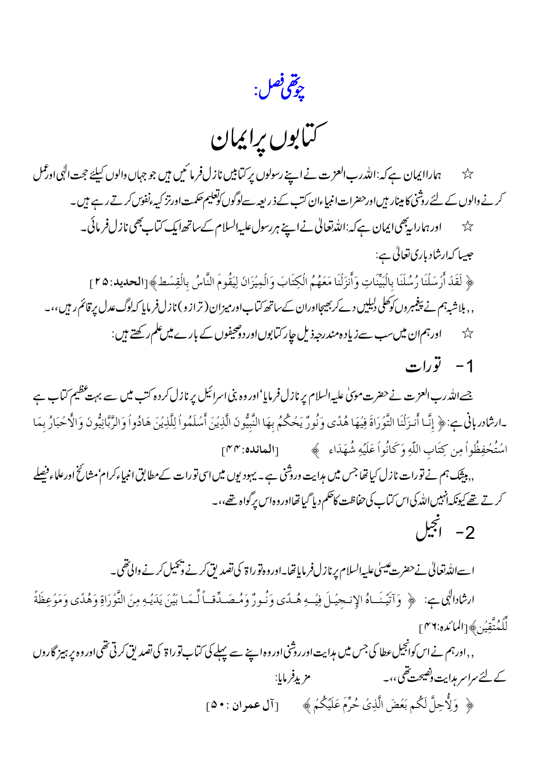## چوتھی فصل:

# کتابوں پر ایمان

☆ ہمارا ایمان ہے کہ: اللہ رب العزت نے اپنے رسولوں پر کتابیں نازل فرمائیں ہیں جو جہاں والوں کیلئے حجت الٰہی اور عمل کرنے والوں کے لئے روشنی کا مینار ہیں اور حضرات انبیاء ان کتب کے ذریعہ سے لوگوں کو تعلیم حکمت اور تزکیہ نفوس کرتے رہے ہیں۔

☆ اور ہمارا یہ بھی ایمان ہے کہ: اللہ تعالیٰ نے اپنے ہر رسول علیہ السلام کے ساتھ ایک کتاب بھی نازل فرمائی۔

جیسا کہ ارشاد باری تعالیٰ ہے:

﴿ لَقَدْ أَرْسَلْنَا رُسُلَنَا بِالْبَيِّنَاتِ وَأَنزَلْنَا مَعَهُمُ الْكِتَابَ وَالْمِيزَانَ لِيَقُومَ النَّاسُ بِالْقِسْطِ﴾[**الحديد: ٢٥**]

,, بلاشبہ ہم نے پیغمبروں کو کھلی دلیلیں دے کر بھیجا اور ان کے ساتھ کتاب اور میزان (ترازو) نازل فرمایا کہ لوگ عدل پر قائم رہیں،،۔

☆ اور ہم ان میں سب سے زیادہ مندرجہ ذیل چار کتابوں اور دو صحیفوں کے بارے میں علم رکھتے ہیں:

### 1- تورات

جسے اللہ رب العزت نے حضرت موسیٰ علیہ السلام پر نازل فرمایا' اور وہ بنی اسرائیل پر نازل کردہ کتب میں سے بہت عظیم کتاب ہے۔ارشاد ربانی ہے: ﴿ إِنَّا أَنزَلْنَا التَّوْرَاةَ فِيهَا هُدًى وَنُورٌ يَحْكُمُ بِهَا النَّبِيُّونَ الَّذِينَ أَسْلَمُواْ لِلَّذِينَ هَادُواْ وَالرَّبَّانِيُّونَ وَالأَحْبَارُ بِمَا اسْتُحْفِظُواْ مِن كِتَابِ اللّهِ وَكَانُواْ عَلَيْهِ شُهَدَاء ﴾ [**المائده: ۴۴**]

,, بیشک ہم نے تورات نازل کیا تھا جس میں ہدایت و روشنی ہے۔ یہودیوں میں اسی تورات کے مطابق انبیاء کرام' مشائخ اور علماء فیصلے کرتے تھے کیونکہ انہیں اللہ کی اس کتاب کی حفاظت کا حکم دیا گیا تھا اور وہ اس پر گواہ تھے،،۔

### 2- انجیل

اسے اللہ تعالیٰ نے حضرت عیسیٰ علیہ السلام پر نازل فرمایا تھا۔ اور وہ توراۃ کی تصدیق کرنے و تکمیل کرنے والی تھی۔

ارشاد الٰہی ہے: ﴿ وَآتَيْنَاهُ الإِنجِيلَ فِيهِ هُدًى وَنُورٌ وَمُصَدِّقاً لِّمَا بَيْنَ يَدَيْهِ مِنَ التَّوْرَاةِ وَهُدًى وَمَوْعِظَةً لِّلْمُتَّقِينَ﴾[المائده:۴٦]

,, اور ہم نے اس کو انجیل عطا کی جس میں ہدایت اور روشنی اور وہ اپنے سے پہلے کی کتاب توراۃ کی تصدیق کرتی تھی اور وہ پرہیز گاروں کے لئے سراسر ہدایت و نصیحت تھی،،۔ مزید فرمایا:

﴿ وَلأُحِلَّ لَكُم بَعْضَ الَّذِي حُرِّمَ عَلَيْكُمْ ﴾ [**آل عمران: ٥٠**]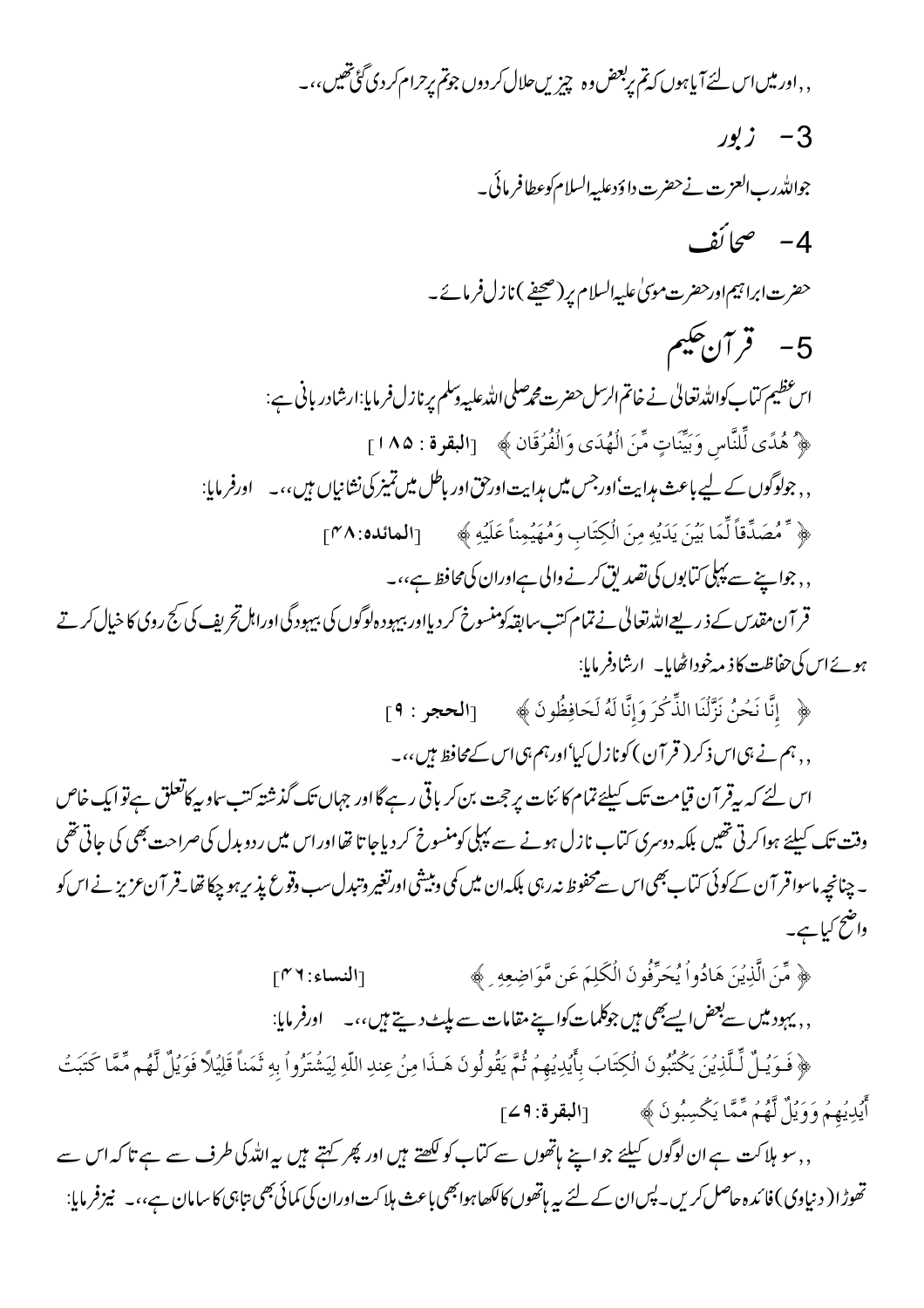,, اور میں اس لئے آیا ہوں کہ تم پر بعض وہ چیزیں حلال کر دوں جو تم پر حرام کر دی گئی تھیں،،۔

## 3- زبور

جو اللہ رب العزت نے حضرت داؤد علیہ السلام کو عطا فرمائی۔

## 4- صحائف

حضرت ابراہیم اور حضرت موسیٰ علیہ السلام پر (صحیفے) نازل فرمائے۔

## 5- قرآن حکیم

اس عظیم کتاب کو اللہ تعالیٰ نے خاتم الرسل حضرت محمد صلی اللہ علیہ وسلم پر نازل فرمایا: ارشاد ربانی ہے:

﴿ هُدًى لِّلنَّاسِ وَبَيِّنَاتٍ مِّنَ الْهُدَى وَالْفُرْقَانِ ﴾ [البقرة : ۱۸۵]

,, جو لوگوں کے لیے باعث ہدایت، اور جس میں ہدایت اور حق اور باطل میں تمیز کی نشانیاں ہیں،،۔ اور فرمایا:

﴿ مُصَدِّقاً لِّمَا بَيْنَ يَدَيْهِ مِنَ الْكِتَابِ وَمُهَيْمِناً عَلَيْهِ ﴾ [المائده: ۴۸]

,, جو اپنے سے پہلی کتابوں کی تصدیق کرنے والی ہے اور ان کی محافظ ہے،،۔

قرآن مقدس کے ذریعے اللہ تعالیٰ نے تمام کتب سابقہ کو منسوخ کر دیا اور بیہودہ لوگوں کی بیہودگی اور اہل تحریف کی کج روی کا خیال کرتے ہوئے اس کی حفاظت کا ذمہ خود اٹھایا۔ ارشاد فرمایا:

﴿ إِنَّا نَحْنُ نَزَّلْنَا الذِّكْرَ وَإِنَّا لَهُ لَحَافِظُونَ ﴾ [الحجر : ۹]

,, ہم نے ہی اس ذکر (قرآن) کو نازل کیا، اور ہم ہی اس کے محافظ ہیں،،۔

اس لئے کہ یہ قرآن قیامت تک کیلئے تمام کائنات پر حجت بن کر باقی رہے گا اور جہاں تک گذشتہ کتب سماویہ کا تعلق ہے تو ایک خاص وقت تک کیلئے ہوا کرتی تھیں بلکہ دوسری کتاب نازل ہونے سے پہلی کو منسوخ کر دیا جاتا تھا اور اس میں ردوبدل کی صراحت بھی کی جاتی تھی۔ چنانچہ ماسوا قرآن کے کوئی کتاب بھی اس سے محفوظ نہ رہی بلکہ ان میں کمی وبیشی اور تغیر وتبدل سب وقوع پذیر ہو چکا تھا۔ قرآن عزیز نے اس کو واضح کیا ہے۔

﴿ مِّنَ الَّذِينَ هَادُواْ يُحَرِّفُونَ الْكَلِمَ عَن مَّوَاضِعِهِ ﴾ [النساء: ۴۶]

,, یہود میں سے بعض ایسے بھی ہیں جو کلمات کو اپنے مقامات سے پلٹ دیتے ہیں،،۔ اور فرمایا:

﴿ فَوَيْلٌ لِّلَّذِينَ يَكْتُبُونَ الْكِتَابَ بِأَيْدِيهِمْ ثُمَّ يَقُولُونَ هَـذَا مِنْ عِندِ اللّهِ لِيَشْتَرُواْ بِهِ ثَمَناً قَلِيلاً فَوَيْلٌ لَّهُم مِّمَّا كَتَبَتْ أَيْدِيهِمْ وَوَيْلٌ لَّهُمْ مِّمَّا يَكْسِبُونَ ﴾ [البقرة: ۷۹]

,, سو ہلاکت ہے ان لوگوں کیلئے جو اپنے ہاتھوں سے کتاب کو لکھتے ہیں اور پھر کہتے ہیں یہ اللہ کی طرف سے ہے تاکہ اس سے تھوڑا (دنیاوی) فائدہ حاصل کریں۔ پس ان کے لئے یہ ہاتھوں کا لکھا ہوا بھی باعث ہلاکت اور ان کی کمائی بھی تباہی کا سامان ہے،،۔ نیز فرمایا: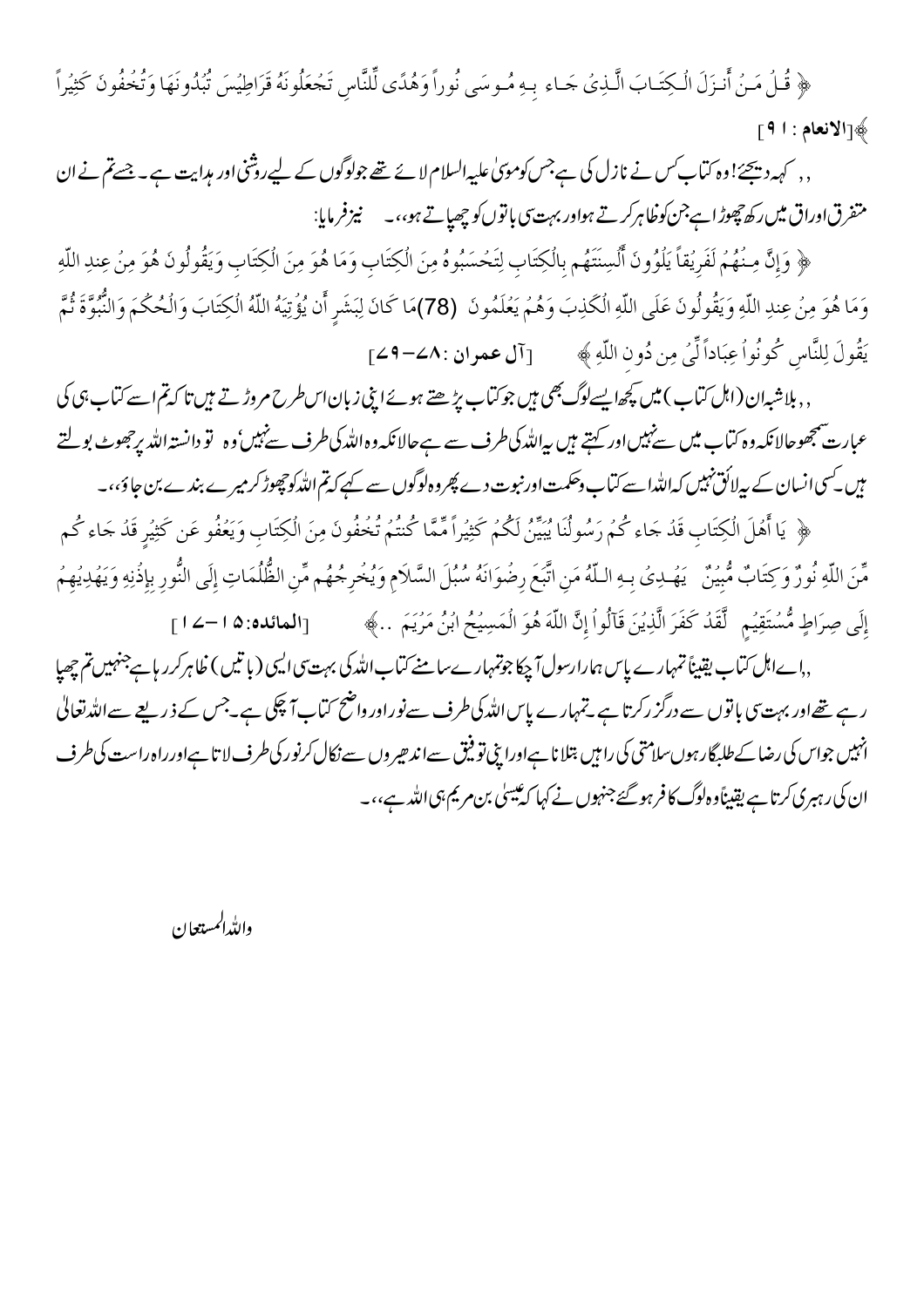﴿ قُلْ مَنْ أَنزَلَ الْكِتَابَ الَّذِي جَاء بِهِ مُوسَى نُوراً وَهُدًى لِّلنَّاسِ تَجْعَلُونَهُ قَرَاطِيسَ تُبْدُونَهَا وَتُخْفُونَ كَثِيراً ﴾[الانعام : ۹۱]

,, کہہ دیجئے! وہ کتاب کس نے نازل کی ہے جس کو موسیٰ علیہ السلام لائے تھے جو لوگوں کے لیے روشنی اور ہدایت ہے۔ جسے تم نے ان متفرق اوراق میں رکھ چھوڑا ہے جن کو ظاہر کرتے ہو اور بہت سی باتوں کو چھپاتے ہو،،۔ نیز فرمایا:

﴿ وَإِنَّ مِنْهُمْ لَفَرِيقاً يَلْوُونَ أَلْسِنَتَهُم بِالْكِتَابِ لِتَحْسَبُوهُ مِنَ الْكِتَابِ وَمَا هُوَ مِنَ الْكِتَابِ وَيَقُولُونَ هُوَ مِنْ عِندِ اللّهِ وَمَا هُوَ مِنْ عِندِ اللّهِ وَيَقُولُونَ عَلَى اللّهِ الْكَذِبَ وَهُمْ يَعْلَمُونَ (78)مَا كَانَ لِبَشَرٍ أَن يُؤْتِيَهُ اللّهُ الْكِتَابَ وَالْحُكْمَ وَالنُّبُوَّةَ ثُمَّ يَقُولَ لِلنَّاسِ كُونُواْ عِبَاداً لِّي مِن دُونِ اللّهِ ﴾ [آل عمران :۷۸-۷۹]

,, بلاشبہ ان (اہل کتاب) میں کچھ ایسے لوگ بھی ہیں جو کتاب پڑھتے ہوئے اپنی زبان اس طرح مروڑتے ہیں تا کہ تم اسے کتاب ہی کی عبارت سمجھو حالانکہ وہ کتاب میں سے نہیں اور کہتے ہیں یہ اللہ کی طرف سے ہے حالانکہ وہ اللہ کی طرف سے نہیں، وہ تو دانستہ اللہ پر جھوٹ بولتے ہیں۔ کسی انسان کے یہ لائق نہیں کہ اللہ اسے کتاب وحکمت اور نبوت دے پھر وہ لوگوں سے کہے کہ تم اللہ کو چھوڑ کر میرے بندے بن جاؤ،،۔

﴿ يَا أَهْلَ الْكِتَابِ قَدْ جَاءكُمْ رَسُولُنَا يُبَيِّنُ لَكُمْ كَثِيراً مِّمَّا كُنتُمْ تُخْفُونَ مِنَ الْكِتَابِ وَيَعْفُو عَن كَثِيرٍ قَدْ جَاءكُم مِّنَ اللّهِ نُورٌ وَكِتَابٌ مُّبِينٌ يَهْدِي بِهِ اللّهُ مَنِ اتَّبَعَ رِضْوَانَهُ سُبُلَ السَّلاَمِ وَيُخْرِجُهُم مِّنِ الظُّلُمَاتِ إِلَى النُّورِ بِإِذْنِهِ وَيَهْدِيهِمْ إِلَى صِرَاطٍ مُّسْتَقِيمٍ لَّقَدْ كَفَرَ الَّذِينَ قَآلُواْ إِنَّ اللّهَ هُوَ الْمَسِيحُ ابْنُ مَرْيَمَ ..﴾ [المائده:۱۵-۱۷]

,, اے اہل کتاب یقیناً تمہارے پاس ہمارا رسول آ چکا جو تمہارے سامنے کتاب اللہ کی بہت سی ایسی (باتیں) ظاہر کر رہا ہے جنہیں تم چھپا رہے تھے اور بہت سی باتوں سے درگزر کرتا ہے۔ تمہارے پاس اللہ کی طرف سے نور اور واضح کتاب آ چکی ہے۔ جس کے ذریعے سے اللہ تعالیٰ انہیں جو اس کی رضا کے طلبگار ہوں سلامتی کی راہیں بتلاتا ہے اور اپنی توفیق سے اندھیروں سے نکال کر نور کی طرف لاتا ہے اور راہ راست کی طرف ان کی رہبری کرتا ہے یقیناً وہ لوگ کافر ہو گئے جنہوں نے کہا کہ عیسیٰ بن مریم ہی اللہ ہے،،۔

واللہ المستعان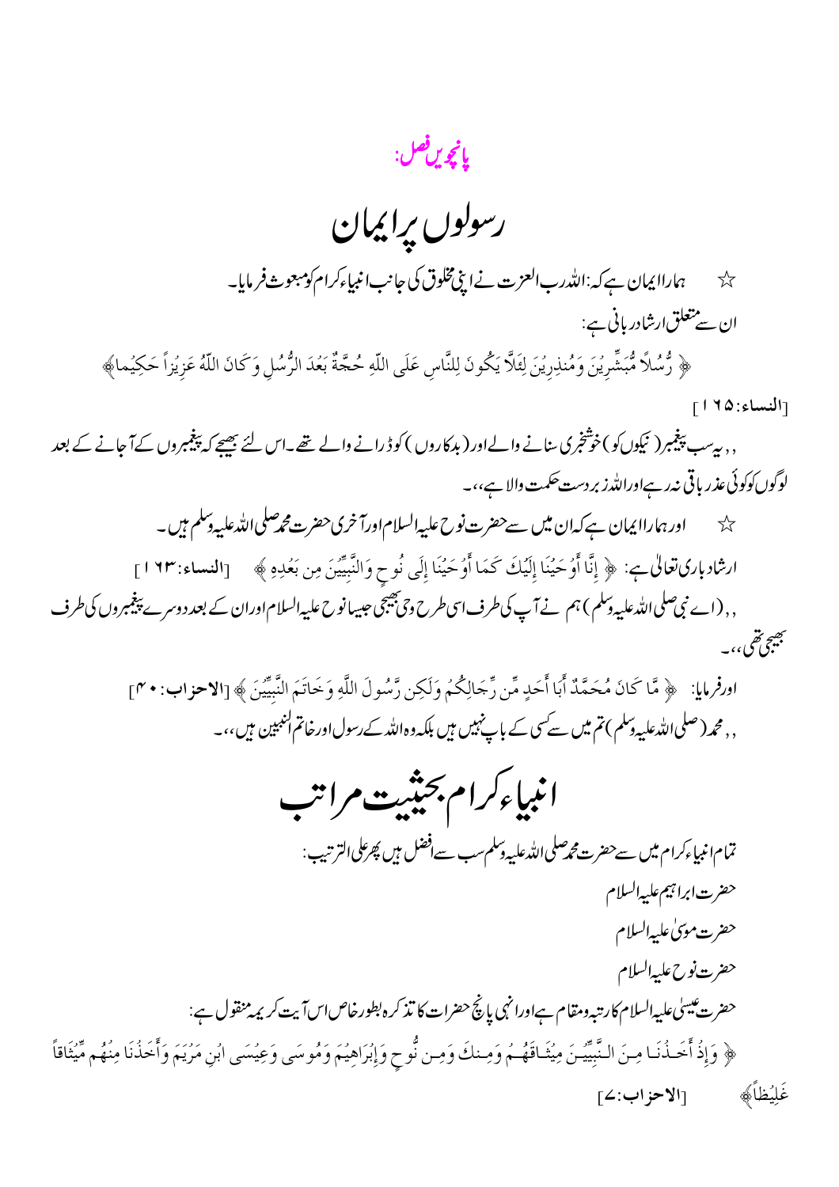## پانچویں فصل:

# رسولوں پر ایمان

☆ ہمارا ایمان ہے کہ: اللہ رب العزت نے اپنی مخلوق کی جانب انبیاء کرام کو مبعوث فرمایا۔

ان سے متعلق ارشاد ربانی ہے:

﴿ رُّسُلاً مُّبَشِّرِينَ وَمُنذِرِينَ لِئَلاَّ يَكُونَ لِلنَّاسِ عَلَى اللّهِ حُجَّةٌ بَعْدَ الرُّسُلِ وَكَانَ اللّهُ عَزِيزاً حَكِيماً﴾ [النساء: ۱۶۵]

,, یہ سب پیغمبر (نیکوں کو) خوشخبری سنانے والے اور (بدکاروں) کو ڈرانے والے تھے۔ اس لئے بھیجے کہ پیغمبروں کے آجانے کے بعد لوگوں کو کوئی عذر باقی نہ رہے اور اللہ زبردست حکمت والا ہے،،۔

☆ اور ہمارا ایمان ہے کہ ان میں سے حضرت نوح علیہ السلام اور آخری حضرت محمد صلی اللہ علیہ وسلم ہیں۔

ارشاد باری تعالیٰ ہے: ﴿ إِنَّا أَوْحَيْنَا إِلَيْكَ كَمَا أَوْحَيْنَا إِلَى نُوحٍ وَالنَّبِيِّينَ مِن بَعْدِهِ ﴾ [النساء: ۱۶۳]

,, (اے نبی صلی اللہ علیہ وسلم) ہم نے آپ کی طرف اسی طرح وحی بھیجی جیسا نوح علیہ السلام اور ان کے بعد دوسرے پیغمبروں کی طرف بھیجی تھی،،۔

اور فرمایا: ﴿ مَّا كَانَ مُحَمَّدٌ أَبَا أَحَدٍ مِّن رِّجَالِكُمْ وَلَكِن رَّسُولَ اللَّهِ وَخَاتَمَ النَّبِيِّينَ ﴾ [الاحزاب: ۴۰]

,, محمد (صلی اللہ علیہ وسلم) تم میں سے کسی کے باپ نہیں ہیں بلکہ وہ اللہ کے رسول اور خاتم النبیین ہیں،،۔

# انبیاء کرام بحیثیت مراتب

تمام انبیاء کرام میں سے حضرت محمد صلی اللہ علیہ وسلم سب سے افضل ہیں پھر علی الترتیب:

حضرت ابراہیم علیہ السلام

حضرت موسیٰ علیہ السلام

حضرت نوح علیہ السلام

حضرت عیسیٰ علیہ السلام کا رتبہ ومقام ہے اور انہی پانچ حضرات کا تذکرہ بطور خاص اس آیت کریمہ منقول ہے:

﴿ وَإِذْ أَخَذْنَا مِنَ النَّبِيِّينَ مِيثَاقَهُمْ وَمِنكَ وَمِن نُّوحٍ وَإِبْرَاهِيمَ وَمُوسَى وَعِيسَى ابْنِ مَرْيَمَ وَأَخَذْنَا مِنْهُم مِّيثَاقاً غَلِيظاً﴾ [الاحزاب: ۷]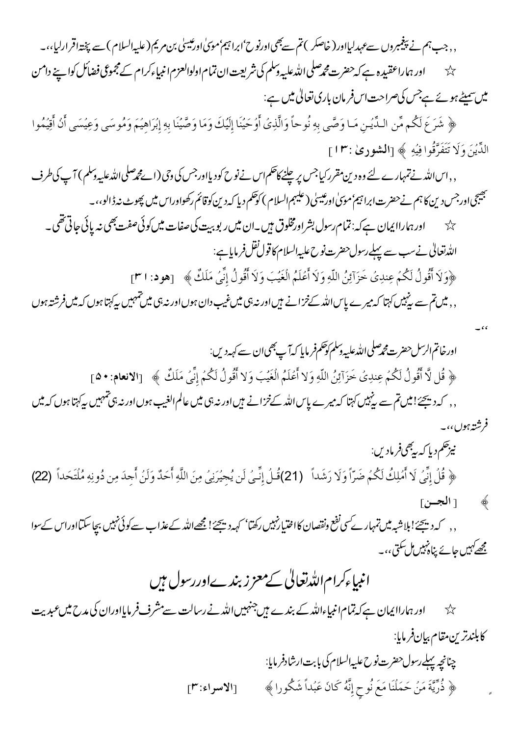,, جب ہم نے پیغمبروں سے عہد لیا اور ( خاصکر ) تم سے بھی اور نوح ٗ ابراہیم ٗ موسیٰ اور عیسیٰ بن مریم (علیہ السلام) سے پختہ اقرار لیا،،۔

☆ اور ہمارا عقیدہ ہے کہ حضرت محمد صلی اللہ علیہ وسلم کی شریعت ان تمام اولوالعزم انبیاء کرام کے مجموعی فضائل کو اپنے دامن میں سمیٹے ہوئے ہے جس کی صراحت اس فرمان باری تعالیٰ میں ہے:

﴿ شَرَعَ لَكُم مِّنَ الدِّينِ مَا وَصَّى بِهِ نُوحاً وَالَّذِيَ أَوْحَيْنَا إِلَيْكَ وَمَا وَصَّيْنَا بِهِ إِبْرَاهِيمَ وَمُوسَى وَعِيسَى أَنْ أَقِيمُوا الدِّينَ وَلَا تَتَفَرَّقُوا فِيهِ ﴾ [الشوریٰ: ۱۳]

,, اس اللہ نے تمہارے لئے وہ دین مقرر کیا جس پر چلنے کا حکم اس نے نوح کو دیا اور جس کی وحی (اے محمد صلی اللہ علیہ وسلم) آپ کی طرف بھیجی اور جس دین کا ہم نے حضرت ابراہیم ٗ موسیٰ اور عیسیٰ (علیہم السلام) کو حکم دیا کہ دین کو قائم رکھو اور اس میں پھوٹ نہ ڈالو،،۔

☆ اور ہمارا ایمان ہے کہ: تمام رسول بشر اور مخلوق ہیں۔ ان میں ربوبیت کی صفات میں کوئی صفت بھی نہ پائی جاتی تھی۔ اللہ تعالیٰ نے سب سے پہلے رسول حضرت نوح علیہ السلام کا قول نقل فرمایا ہے:

﴿وَلَا أَقُولُ لَكُمْ عِندِي خَزَآئِنُ اللّهِ وَلَا أَعْلَمُ الْغَيْبَ وَلَا أَقُولُ إِنِّي مَلَكٌ﴾ [هود: ۳۱]

,, میں تم سے یہ نہیں کہتا کہ میرے پاس اللہ کے خزانے ہیں اور نہ ہی میں غیب دان ہوں اور نہ ہی میں تمہیں یہ کہتا ہوں کہ میں فرشتہ ہوں

۔،،

اور خاتم الرسل حضرت محمد صلی اللہ علیہ وسلم کو حکم فرمایا کہ آپ بھی ان سے کہہ دیں:

﴿ قُل لَّا أَقُولُ لَكُمْ عِندِي خَزَآئِنُ اللّهِ وَلا أَعْلَمُ الْغَيْبَ وَلا أَقُولُ لَكُمْ إِنِّي مَلَكٌ ﴾ [الانعام: ۵۰]

,, کہہ دیجئے! میں تم سے یہ نہیں کہتا کہ میرے پاس اللہ کے خزانے ہیں اور نہ ہی میں عالم الغیب ہوں اور نہ ہی تمہیں یہ کہتا ہوں کہ میں فرشتہ ہوں،،۔

نیز حکم دیا کہ یہ بھی فرمادیں:

﴿ قُلْ إِنِّي لَا أَمْلِكُ لَكُمْ ضَرّاً وَلَا رَشَداً (21) قُلْ إِنِّي لَن يُجِيرَنِي مِنَ اللَّهِ أَحَدٌ وَلَنْ أَجِدَ مِن دُونِهِ مُلْتَحَداً (22) ﴾ [الجن]

,, کہہ دیجئے! بلاشبہ میں تمہارے کسی نفع ونقصان کا اختیار نہیں رکھتا ٗ کہہ دیجئے! مجھے اللہ کے عذاب سے کوئی نہیں بچا سکتا اور اس کے سوا مجھے کہیں جائے پناہ نہیں مل سکتی،،۔

## انبیاء کرام اللہ تعالیٰ کے معزز بندے اور رسول ہیں

☆ اور ہمارا ایمان ہے کہ تمام انبیاء اللہ کے بندے ہیں جنہیں اللہ نے رسالت سے مشرف فرمایا اور ان کی مدح میں عبدیت کا بلند ترین مقام بیان فرمایا:

چنانچہ پہلے رسول حضرت نوح علیہ السلام کی بابت ارشاد فرمایا:

﴿ ذُرِّيَّةَ مَنْ حَمَلْنَا مَعَ نُوحٍ إِنَّهُ كَانَ عَبْداً شَكُوراً ﴾ [الاسراء: ۳]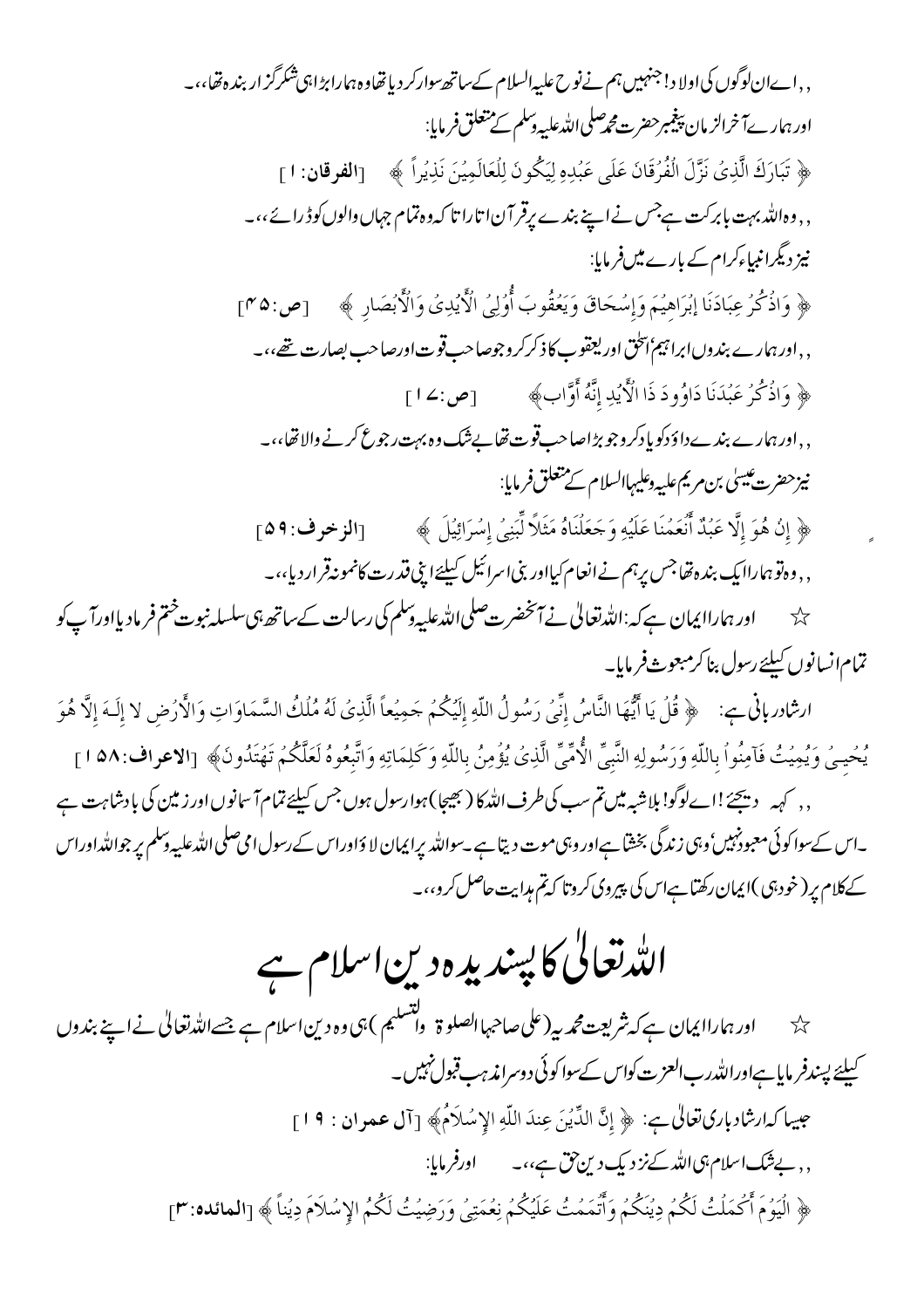,, اے ان لوگوں کی اولاد! جنہیں ہم نے نوح علیہ السلام کے ساتھ سوار کر دیا تھا وہ ہمارا بڑا ہی شکر گزار بندہ تھا،،۔

اور ہمارے آخر الزمان پیغمبر حضرت محمد صلی اللہ علیہ وسلم کے متعلق فرمایا:

﴿ تَبَارَكَ الَّذِیْ نَزَّلَ الْفُرْقَانَ عَلَى عَبْدِهِ لِيَكُونَ لِلْعَالَمِيْنَ نَذِيْراً ﴾ [الفرقان: ۱]

,, وہ اللہ بہت بابرکت ہے جس نے اپنے بندے پر قرآن اتارا تا کہ وہ تمام جہاں والوں کو ڈرائے،،۔

نیز دیگر انبیاء کرام کے بارے میں فرمایا:

﴿ وَاذْكُرْ عِبَادَنَا إبْرَاهِيْمَ وَإِسْحَاقَ وَيَعْقُوبَ أُوْلِي الْأَيْدِیْ وَالْأَبْصَارِ ﴾ [ص: ۴۵]

,, اور ہمارے بندوں ابراہیم اسحق اور یعقوب کا ذکر کرو جو صاحب قوت اور صاحب بصارت تھے،،۔

﴿ وَاذْكُرْ عَبْدَنَا دَاوُودَ ذَا الْأَيْدِ إِنَّهُ أَوَّاب ﴾ [ص: ۱۷]

,, اور ہمارے بندے داؤد کو یاد کرو جو بڑا صاحب قوت تھا بے شک وہ بہت رجوع کرنے والا تھا،،۔

نیز حضرت عیسیٰ بن مریم علیہ وعلیہا السلام کے متعلق فرمایا:

﴿ إِنْ هُوَ إِلَّا عَبْدٌ أَنْعَمْنَا عَلَيْهِ وَجَعَلْنَاهُ مَثَلاً لِّبَنِيْ إِسْرَائِيْلَ ﴾ [الزخرف: ۵۹]

,, وہ تو ہمارا ایک بندہ تھا جس پر ہم نے انعام کیا اور بنی اسرائیل کیلئے اپنی قدرت کا نمونہ قرار دیا،،۔

☆ اور ہمارا ایمان ہے کہ: اللہ تعالیٰ نے آنحضرت صلی اللہ علیہ وسلم کی رسالت کے ساتھ ہی سلسلہ نبوت ختم فرما دیا اور آپ کو تمام انسانوں کیلئے رسول بنا کر مبعوث فرمایا۔

ارشاد ربانی ہے: ﴿ قُلْ يَا أَيُّهَا النَّاسُ إِنِّیْ رَسُولُ اللّهِ إِلَيْكُمْ جَمِيْعاً الَّذِیْ لَهُ مُلْكُ السَّمَاوَاتِ وَالأَرْضِ لا إِلَـهَ إِلَّا هُوَ يُحْيِـي وَيُمِيتُ فَآمِنُواْ بِاللّهِ وَرَسُولِهِ النَّبِيِّ الأُمِّيِّ الَّذِیْ يُؤْمِنُ بِاللّهِ وَكَلِمَاتِهِ وَاتَّبِعُوهُ لَعَلَّكُمْ تَهْتَدُونَ ﴾ [الاعراف: ۱۵۸]

,, کہہ دیجئے! اے لوگو! بلاشبہ میں تم سب کی طرف اللہ کا (بھیجا) ہوا رسول ہوں جس کیلئے تمام آسمانوں اور زمین کی بادشاہت ہے۔ اس کے سوا کوئی معبود نہیں، وہی زندگی بخشتا ہے اور وہی موت دیتا ہے۔ سو اللہ پر ایمان لاؤ اور اس کے رسول امی صلی اللہ علیہ وسلم پر جو اللہ اور اس کے کلام پر (خود ہی) ایمان رکھتا ہے اس کی پیروی کرو تا کہ تم ہدایت حاصل کرو،،۔

## اللہ تعالیٰ کا پسندیدہ دین اسلام ہے

☆ اور ہمارا ایمان ہے کہ شریعت محمدیہ (علی صاحبہا الصلوۃ والتسلیم) ہی وہ دین اسلام ہے جسے اللہ تعالیٰ نے اپنے بندوں کیلئے پسند فرمایا ہے اور اللہ رب العزت کو اس کے سوا کوئی دوسرا مذہب قبول نہیں۔

جیسا کہ ارشاد باری تعالیٰ ہے: ﴿ إِنَّ الدِّيْنَ عِندَ اللّهِ الإِسْلاَمُ ﴾ [آل عمران: ۱۹]

,, بے شک اسلام ہی اللہ کے نزدیک دین حق ہے،،۔ اور فرمایا:

﴿ الْيَوْمَ أَكْمَلْتُ لَكُمْ دِيْنَكُمْ وَأَتْمَمْتُ عَلَيْكُمْ نِعْمَتِيْ وَرَضِيْتُ لَكُمُ الإِسْلاَمَ دِيْناً ﴾ [المائدہ: ۳]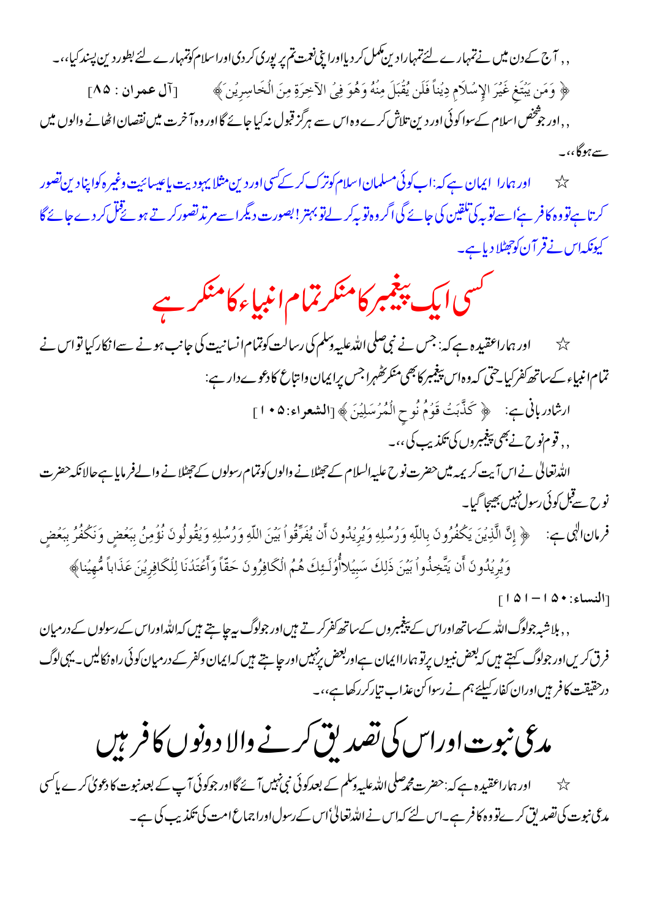,, آج کے دن میں نے تمہارے لئے تمہارا دین مکمل کر دیا اور اپنی نعمت تم پر پوری کر دی اور اسلام کو تمہارے لئے بطور دین پسند کیا،،۔

﴿ وَمَن يَبْتَغِ غَيْرَ الإِسْلاَمِ دِيناً فَلَن يُقْبَلَ مِنْهُ وَهُوَ فِي الآخِرَةِ مِنَ الْخَاسِرِينَ ﴾ [آل عمران : ٨٥]

,, اور جو شخص اسلام کے سوا کوئی اور دین تلاش کرے وہ اس سے ہرگز قبول نہ کیا جائے گا اور وہ آخرت میں نقصان اٹھانے والوں میں سے ہوگا،،۔

☆ اور ہمارا ایمان ہے کہ: اب کوئی مسلمان اسلام کو ترک کر کے کسی اور دین مثلاً یہودیت یا عیسائیت وغیرہ کو اپنا دین تصور کرتا ہے تو وہ کافر ہے' اسے توبہ کی تلقین کی جائے گی اگر وہ توبہ کر لے تو بہتر! بصورت دیگر اسے مرتد تصور کرتے ہوئے قتل کر دے جائے گا کیونکہ اس نے قرآن کو جھٹلا دیا ہے۔

## کسی ایک پیغمبر کا منکر تمام انبیاء کا منکر ہے

☆ اور ہمارا عقیدہ ہے کہ: جس نے نبی صلی اللہ علیہ وسلم کی رسالت کو تمام انسانیت کی جانب ہونے سے انکار کیا تو اس نے تمام انبیاء کے ساتھ کفر کیا۔ حتی کہ وہ اس پیغمبر کا بھی منکر ٹھہرا جس پر ایمان واتباع کا دعوے دار ہے:

ارشاد ربانی ہے: ﴿ كَذَّبَتْ قَوْمُ نُوحٍ الْمُرْسَلِينَ ﴾ [الشعراء:١٠٥]

,, قوم نوح نے بھی پیغمبروں کی تکذیب کی،،۔

اللہ تعالیٰ نے اس آیت کریمہ میں حضرت نوح علیہ السلام کے جھٹلانے والوں کو تمام رسولوں کے جھٹلانے والے فرمایا ہے حالانکہ حضرت نوح سے قبل کوئی رسول نہیں بھیجا گیا۔

فرمان الٰہی ہے: ﴿ إِنَّ الَّذِينَ يَكْفُرُونَ بِاللّهِ وَرُسُلِهِ وَيُرِيدُونَ أَن يُفَرِّقُواْ بَيْنَ اللّهِ وَرُسُلِهِ وَيقُولُونَ نُؤْمِنُ بِبَعْضٍ وَنَكْفُرُ بِبَعْضٍ وَيُرِيدُونَ أَن يَتَّخِذُواْ بَيْنَ ذَلِكَ سَبِيلاً أُوْلَـئِكَ هُمُ الْكَافِرُونَ حَقّاً وَأَعْتَدْنَا لِلْكَافِرِينَ عَذَاباً مُّهِيناً ﴾

[النساء:١٥٠-١٥١]

,, بلاشبہ جو لوگ اللہ کے ساتھ اور اس کے پیغمبروں کے ساتھ کفر کرتے ہیں اور جو لوگ یہ چاہتے ہیں کہ اللہ اور اس کے رسولوں کے درمیان فرق کریں اور جو لوگ کہتے ہیں کہ بعض نبیوں پر تو ہمارا ایمان ہے اور بعض پر نہیں اور چاہتے ہیں کہ ایمان وکفر کے درمیان کوئی راہ نکالیں۔ یہی لوگ درحقیقت کافر ہیں اور ان کفار کیلئے ہم نے رسوا کن عذاب تیار کر رکھا ہے،،۔

## مدعی نبوت اور اس کی تصدیق کرنے والا دونوں کافر ہیں

☆ اور ہمارا عقیدہ ہے کہ: حضرت محمد صلی اللہ علیہ وسلم کے بعد کوئی نبی نہیں آئے گا اور جو کوئی آپ کے بعد نبوت کا دعویٰ کرے یا کسی مدعی نبوت کی تصدیق کرے تو وہ کافر ہے۔ اس لئے کہ اس نے اللہ تعالیٰ' اس کے رسول اور اجماع امت کی تکذیب کی ہے۔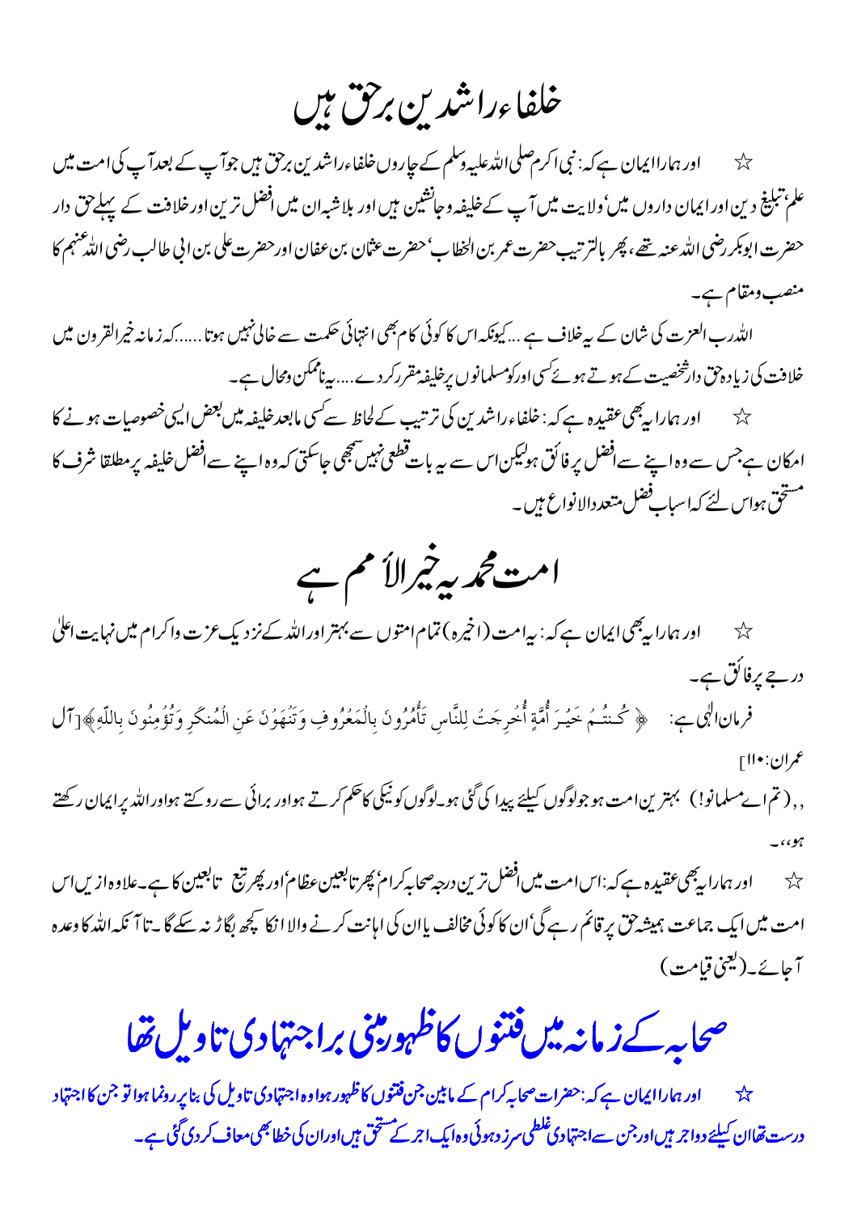# خلفاءراشدین برحق ہیں

☆ اور ہمارا ایمان ہے کہ: نبی اکرم صلی اللہ علیہ وسلم کے چاروں خلفاءراشدین برحق ہیں جو آپ کے بعد آپ کی امت میں علم، تبلیغ دین اور ایمان داروں میں، ولایت میں آپ کے خلیفہ وجانشین ہیں اور بلاشبہ ان میں افضل ترین اور خلافت کے پہلے حق دار حضرت ابوبکر رضی اللہ عنہ تھے، پھر بالترتیب حضرت عمر بن الخطاب، حضرت عثمان بن عفان اور حضرت علی بن ابی طالب رضی اللہ عنہم کا منصب ومقام ہے۔

اللہ رب العزت کی شان کے یہ خلاف ہے ...کیونکہ اس کا کوئی کام بھی انتہائی حکمت سے خالی نہیں ہوتا......کہ زمانہ خیرالقرون میں خلافت کی زیادہ حق دار شخصیت کے ہوتے ہوئے کسی اور کو مسلمانوں پر خلیفہ مقرر کردے....یہ ناممکن ومحال ہے۔

☆ اور ہمارا یہ بھی عقیدہ ہے کہ: خلفاءراشدین کی ترتیب کے لحاظ سے کسی مابعد خلیفہ میں بعض ایسی خصوصیات ہونے کا امکان ہے جس سے وہ اپنے سے افضل پر فائق ہو لیکن اس سے یہ بات قطعی نہیں سمجھی جاسکتی کہ وہ اپنے سے افضل خلیفہ پر مطلقا شرف کا مستحق ہوا اس لئے کہ اسباب فضل متعددالانواع ہیں۔

# امت محمدیہ خیرالأمم ہے

☆ اور ہمارا یہ بھی ایمان ہے کہ: یہ امت (اخیرہ) تمام امتوں سے بہتر اور اللہ کے نزدیک عزت واکرام میں نہایت اعلیٰ درجے پر فائق ہے۔

فرمان الٰہی ہے: ﴿ كُنتُمْ خَيْرَ أُمَّةٍ أُخْرِجَتْ لِلنَّاسِ تَأْمُرُونَ بِالْمَعْرُوفِ وَتَنْهَوْنَ عَنِ الْمُنكَرِ وَتُؤْمِنُونَ بِاللّٰهِ﴾[آل عمران:١١٠]

,,(تم اے مسلمانو!) بہترین امت ہو جو لوگوں کیلئے پیدا کی گئی ہو۔لوگوں کو نیکی کا حکم کرتے ہو اور برائی سے روکتے ہو اور اللہ پر ایمان رکھتے ہو،،۔

☆ اور ہمارا یہ بھی عقیدہ ہے کہ: اس امت میں افضل ترین درجہ صحابہ کرام، پھر تابعین عظام اور پھر تبع تابعین کا ہے۔علاوہ ازیں اس امت میں ایک جماعت ہمیشہ حق پر قائم رہے گی، ان کا کوئی مخالف یا ان کی اہانت کرنے والا ان کا کچھ بگاڑ نہ سکے گا۔تا آنکہ اللہ کا وعدہ آجائے۔(یعنی قیامت)

# صحابہ کے زمانہ میں فتنوں کا ظہور مبنی براجتہادی تاویل تھا

☆ اور ہمارا ایمان ہے کہ: حضرات صحابہ کرام کے مابین جن فتنوں کا ظہور ہوا وہ اجتہادی تاویل کی بنا پر رونما ہوا تو جن کا اجتہاد درست تھا ان کیلئے دو اجر ہیں اور جن سے اجتہادی غلطی سرزد ہوئی وہ ایک اجر کے مستحق ہیں اور ان کی خطا بھی معاف کردی گئی ہے۔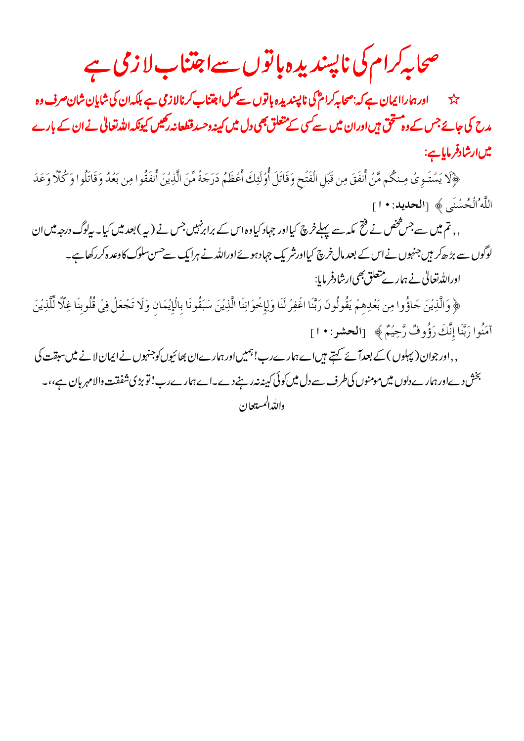# صحابہ کرام کی ناپسندیدہ باتوں سے اجتناب لازمی ہے

☆ اور ہمارا ایمان ہے کہ: صحابہ کرامؓ کی ناپسندیدہ باتوں سے مکمل اجتناب کرنا لازمی ہے بلکہ ان کی شایان شان صرف وہ مدح کی جائے جس کے وہ مستحق ہیں اور ان میں سے کسی کے متعلق بھی دل میں کینہ وحسد قطعاً نہ رکھیں کیونکہ اللہ تعالیٰ نے ان کے بارے میں ارشاد فرمایا ہے:

﴿لَا يَسْتَوِي مِنكُم مَّنْ أَنفَقَ مِن قَبْلِ الْفَتْحِ وَقَاتَلَ أُولَٰئِكَ أَعْظَمُ دَرَجَةً مِّنَ الَّذِينَ أَنفَقُوا مِن بَعْدُ وَقَاتَلُوا وَكُلًّا وَعَدَ اللَّهُ الْحُسْنَىٰ﴾ [الحديد: ۱۰]

,, تم میں سے جس شخص نے فتح مکہ سے پہلے خرچ کیا اور جہاد کیا وہ اس کے برابر نہیں جس نے (یہ) بعد میں کیا۔ یہ لوگ درجہ میں ان لوگوں سے بڑھ کر ہیں جنھوں نے اس کے بعد مال خرچ کیا اور شریک جہاد ہوئے اور اللہ نے ہر ایک سے حسن سلوک کا وعدہ کر رکھا ہے۔

اور اللہ تعالیٰ نے ہمارے متعلق بھی ارشاد فرمایا:

﴿وَالَّذِينَ جَاءُوا مِن بَعْدِهِمْ يَقُولُونَ رَبَّنَا اغْفِرْ لَنَا وَلِإِخْوَانِنَا الَّذِينَ سَبَقُونَا بِالْإِيمَانِ وَلَا تَجْعَلْ فِي قُلُوبِنَا غِلًّا لِّلَّذِينَ آمَنُوا رَبَّنَا إِنَّكَ رَءُوفٌ رَّحِيمٌ﴾ [الحشر: ۱۰]

,, اور جو ان (پہلوں) کے بعد آئے کہتے ہیں اے ہمارے رب! ہمیں اور ہمارے ان بھائیوں کو جنھوں نے ایمان لانے میں سبقت کی بخش دے اور ہمارے دلوں میں مومنوں کی طرف سے دل میں کوئی کینہ نہ رہنے دے۔ اے ہمارے رب! تو بڑی شفقت والا مہربان ہے،،۔

واللہ المستعان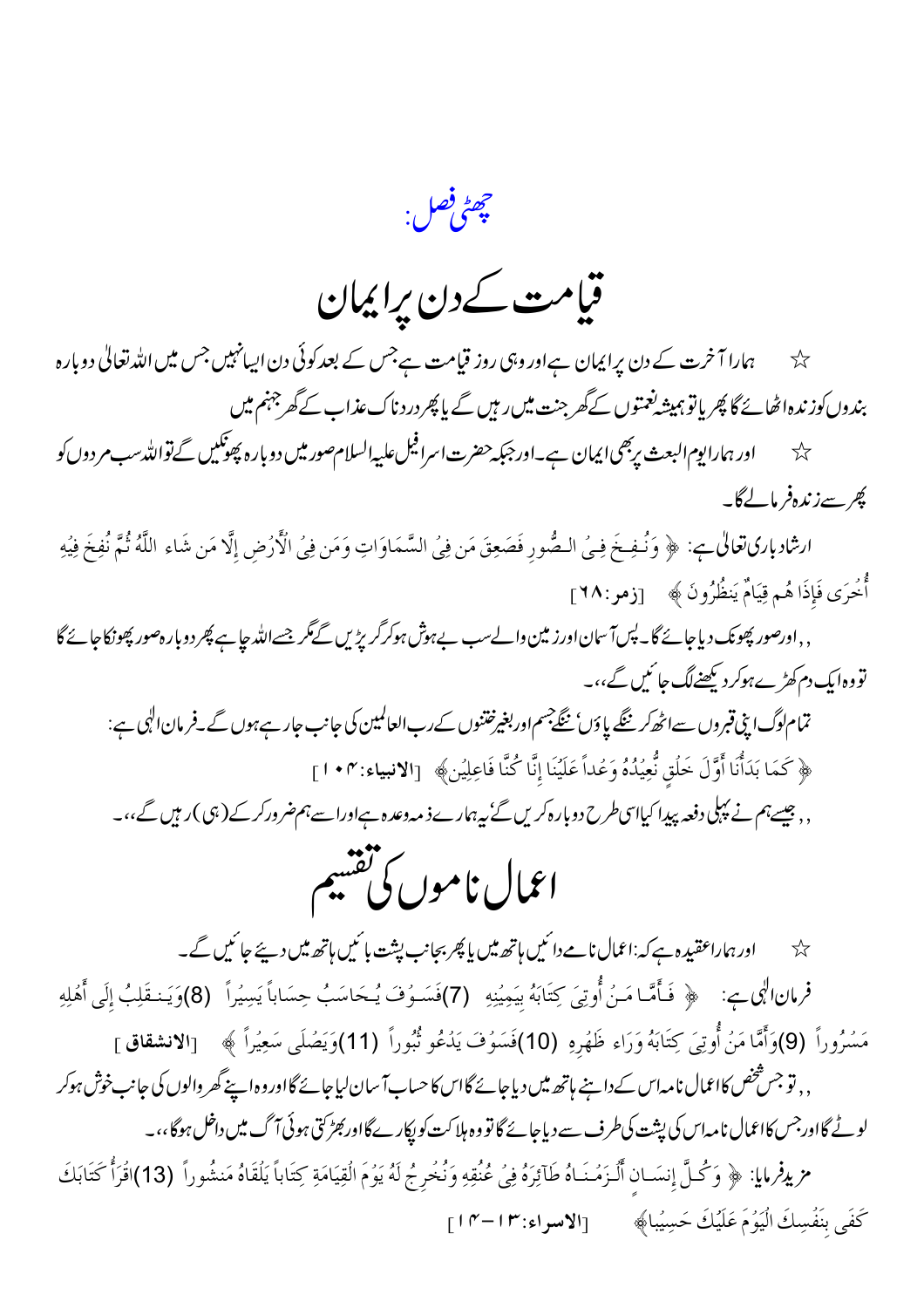## چھٹی فصل:

# قیامت کے دن پر ایمان

☆ ہمارا آخرت کے دن پر ایمان ہے اور وہی روز قیامت ہے جس کے بعد کوئی دن ایسا نہیں جس میں اللہ تعالیٰ دوبارہ بندوں کو زندہ اٹھائے گا پھر یا تو ہمیشہ نعمتوں کے گھر جنت میں رہیں گے یا پھر دردناک عذاب کے گھر جہنم میں

☆ اور ہمارا یوم البعث پر بھی ایمان ہے۔ اور جبکہ حضرت اسرافیل علیہ السلام صور میں دوبارہ پھونکیں گے تو اللہ سب مردوں کو پھر سے زندہ فرمالے گا۔

ارشاد باری تعالیٰ ہے: ﴿ وَنُفِخَ فِي الصُّورِ فَصَعِقَ مَن فِي السَّمَاوَاتِ وَمَن فِي الْأَرْضِ إِلَّا مَن شَاء اللَّهُ ثُمَّ نُفِخَ فِيهِ أُخْرَى فَإِذَا هُم قِيَامٌ يَنظُرُونَ ﴾ [زمر:٦٨]

,, اور صور پھونک دیا جائے گا۔ پس آسمان اور زمین والے سب بے ہوش ہو کر گر پڑیں گے مگر جسے اللہ چاہے پھر دوبارہ صور پھونکا جائے گا تو وہ ایک دم کھڑے ہو کر دیکھنے لگ جائیں گے،،۔

تمام لوگ اپنی قبروں سے اٹھ کر ننگے پاؤں ننگے جسم اور بغیر ختنوں کے رب العالمین کی جانب جارہے ہوں گے۔ فرمان الٰہی ہے:

﴿ كَمَا بَدَأْنَا أَوَّلَ خَلْقٍ نُّعِيدُهُ وَعْداً عَلَيْنَا إِنَّا كُنَّا فَاعِلِينَ﴾ [الانبياء:١٠٤]

,, جیسے ہم نے پہلی دفعہ پیدا کیا اسی طرح دوبارہ کریں گے یہ ہمارے ذمہ وعدہ ہے اور اسے ہم ضرور کر کے (ہی) رہیں گے،،۔

# اعمال ناموں کی تقسیم

☆ اور ہمارا عقیدہ ہے کہ: اعمال نامے دائیں ہاتھ میں یا پھر بجانب پشت بائیں ہاتھ میں دیئے جائیں گے۔

فرمان الٰہی ہے: ﴿ فَأَمَّا مَنْ أُوتِيَ كِتَابَهُ بِيَمِينِهِ (7)فَسَوْفَ يُحَاسَبُ حِسَاباً يَسِيراً (8)وَيَنقَلِبُ إِلَى أَهْلِهِ مَسْرُوراً (9)وَأَمَّا مَنْ أُوتِيَ كِتَابَهُ وَرَاء ظَهْرِهِ (10)فَسَوْفَ يَدْعُو ثُبُوراً (11)وَيَصْلَى سَعِيراً ﴾ [الانشقاق]

,, تو جس شخص کا اعمال نامہ اس کے داہنے ہاتھ میں دیا جائے گا اس کا حساب آسان لیا جائے گا اور وہ اپنے گھر والوں کی جانب خوش ہو کر لوٹے گا اور جس کا اعمال نامہ اس کی پشت کی طرف سے دیا جائے گا تو وہ ہلاکت کو پکارے گا اور بھڑکتی ہوئی آگ میں داخل ہوگا،،۔

مزید فرمایا: ﴿ وَكُلَّ إِنسَانٍ أَلْزَمْنَاهُ طَآئِرَهُ فِي عُنُقِهِ وَنُخْرِجُ لَهُ يَوْمَ الْقِيَامَةِ كِتَاباً يَلْقَاهُ مَنشُوراً (13)اقْرَأْ كَتَابَكَ كَفَى بِنَفْسِكَ الْيَوْمَ عَلَيْكَ حَسِيباً﴾ [الاسراء:١٣-١٤]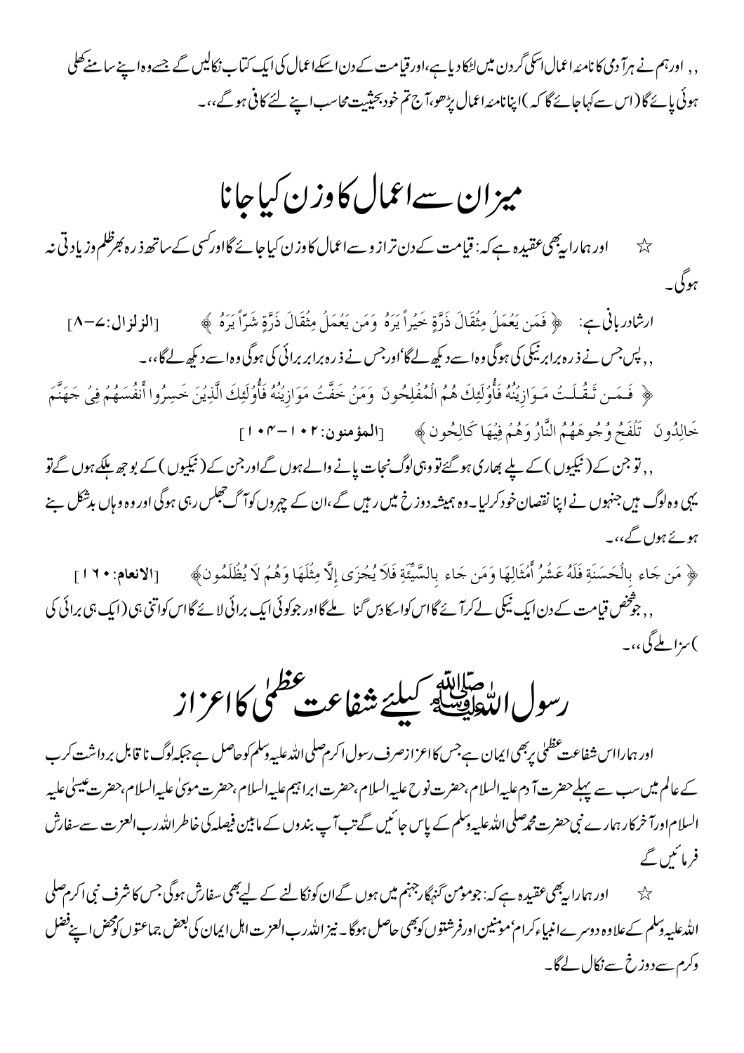,, اور ہم نے ہر آدمی کا نامۂ اعمال اسکی گردن میں لٹکا دیا ہے، اور قیامت کے دن اسکے اعمال کی ایک کتاب نکالیں گے جسے وہ اپنے سامنے کھلی ہوئی پائے گا (اس سے کہا جائے گا کہ) اپنا نامۂ اعمال پڑھو، آج تم خود بحیثیت محاسب اپنے لئے کافی ہو گے،،۔

# میزان سے اعمال کا وزن کیا جانا

☆ اور ہمارا یہ بھی عقیدہ ہے کہ: قیامت کے دن ترازو سے اعمال کا وزن کیا جائے گا اور کسی کے ساتھ ذرہ بھر ظلم وزیادتی نہ ہوگی۔

ارشادِ ربانی ہے: ﴿ فَمَن يَعْمَلْ مِثْقَالَ ذَرَّةٍ خَيْراً يَرَهُ وَمَن يَعْمَلْ مِثْقَالَ ذَرَّةٍ شَرّاً يَرَهُ ﴾ [الزلزال:۷-۸]

,, پس جس نے ذرہ برابر نیکی کی ہوگی وہ اسے دیکھ لے گا، اور جس نے ذرہ برابر برائی کی ہوگی وہ اسے دیکھ لے گا،،۔

﴿ فَمَن ثَقُلَتْ مَوَازِينُهُ فَأُوْلَئِكَ هُمُ الْمُفْلِحُونَ وَمَنْ خَفَّتْ مَوَازِينُهُ فَأُوْلَئِكَ الَّذِينَ خَسِرُوا أَنفُسَهُمْ فِي جَهَنَّمَ خَالِدُونَ تَلْفَحُ وُجُوهَهُمُ النَّارُ وَهُمْ فِيهَا كَالِحُونَ ﴾ [المؤمنون:۱۰۲-۱۰۴]

,, تو جن کے (نیکیوں) کے پلے بھاری ہو گئے تو وہی لوگ نجات پانے والے ہوں گے اور جن کے (نیکیوں) کے بوجھ ہلکے ہوں گے تو یہی وہ لوگ ہیں جنہوں نے اپنا نقصان خود کر لیا۔ وہ ہمیشہ دوزخ میں رہیں گے، ان کے چہروں کو آگ جھلس رہی ہوگی اور وہ وہاں بدشکل بنے ہوئے ہوں گے،،۔

﴿ مَن جَاء بِالْحَسَنَةِ فَلَهُ عَشْرُ أَمْثَالِهَا وَمَن جَاء بِالسَّيِّئَةِ فَلاَ يُجْزَى إِلاَّ مِثْلَهَا وَهُمْ لاَ يُظْلَمُونَ ﴾ [الانعام:۱۶۰]

,, جو شخص قیامت کے دن ایک نیکی لے کر آئے گا اس کو اسکا دس گنا ملے گا اور جو کوئی ایک برائی لائے گا اس کو اتنی ہی (ایک ہی برائی کی) سزا ملے گی،،۔

# رسول اللہ ﷺ کیلئے شفاعت عظمیٰ کا اعزاز

اور ہمارا اس شفاعت عظمیٰ پر بھی ایمان ہے جس کا اعزاز صرف رسول اکرم صلی اللہ علیہ وسلم کو حاصل ہے جبکہ لوگ نا قابل برداشت کرب کے عالم میں سب سے پہلے حضرت آدم علیہ السلام، حضرت نوح علیہ السلام، حضرت ابراہیم علیہ السلام، حضرت موسیٰ علیہ السلام، حضرت عیسیٰ علیہ السلام اور آخرکار ہمارے نبی حضرت محمد صلی اللہ علیہ وسلم کے پاس جائیں گے تب آپ بندوں کے مابین فیصلہ کی خاطر اللہ رب العزت سے سفارش فرمائیں گے

☆ اور ہمارا یہ بھی عقیدہ ہے کہ: جو مومن گنہگار جہنم میں ہوں گے ان کو نکالنے کے لیے بھی سفارش ہوگی جس کا شرف نبی اکرم صلی اللہ علیہ وسلم کے علاوہ دوسرے انبیاء کرام، مومنین اور فرشتوں کو بھی حاصل ہوگا۔ نیز اللہ رب العزت اہل ایمان کی بعض جماعتوں کو محض اپنے فضل وکرم سے دوزخ سے نکال لے گا۔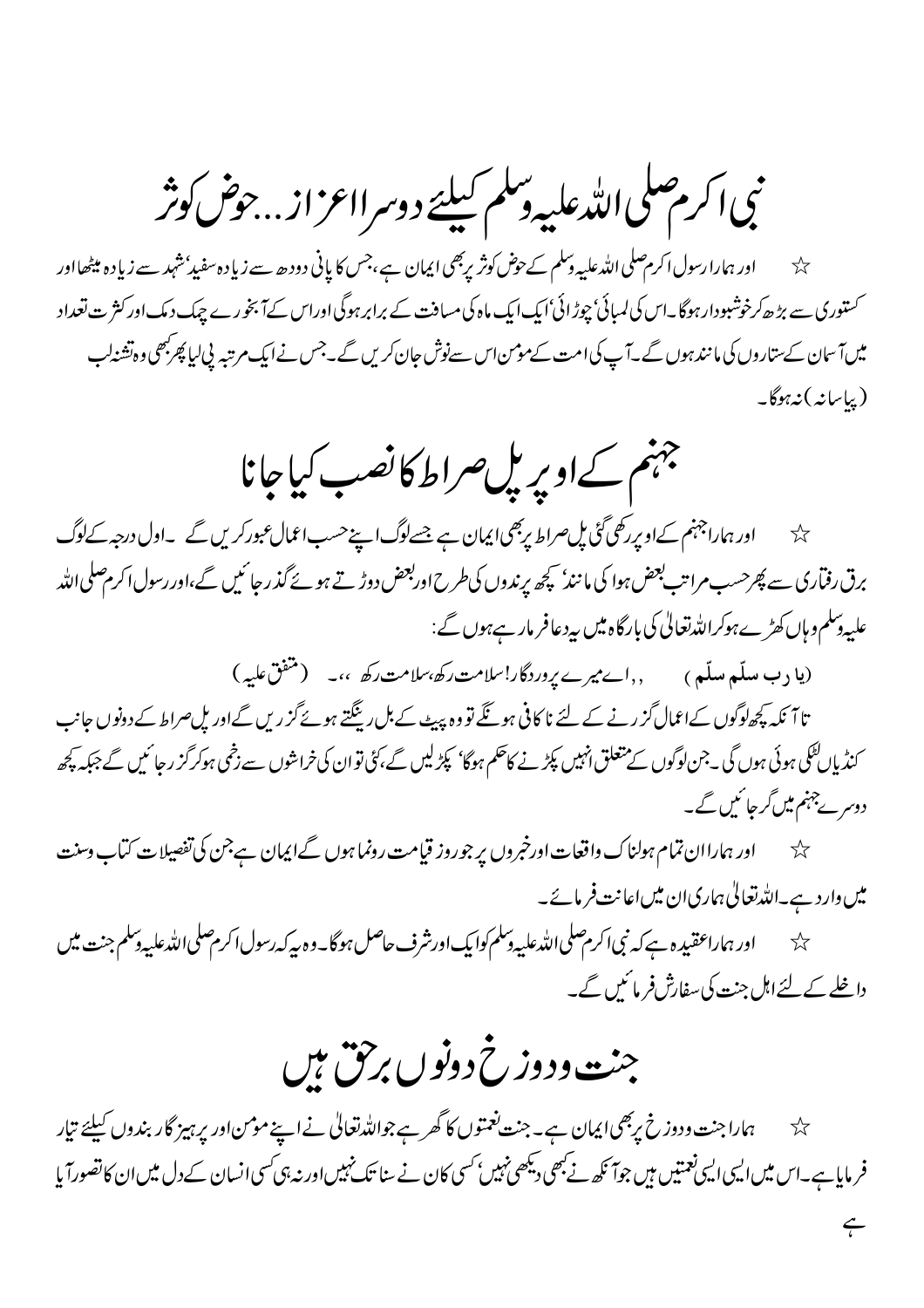## نبی اکرم صلی اللہ علیہ وسلم کیلئے دوسرا اعزاز...حوض کوثر

☆ اور ہمارا رسول اکرم صلی اللہ علیہ وسلم کے حوض کوثر پر بھی ایمان ہے، جس کا پانی دودھ سے زیادہ سفید، شہد سے زیادہ میٹھا اور کستوری سے بڑھ کر خوشبودار ہوگا۔ اس کی لمبائی، چوڑائی، ایک ایک ماہ کی مسافت کے برابر ہوگی اور اس کے آبخورے چمک دمک اور کثرت تعداد میں آسمان کے ستاروں کی مانند ہوں گے۔ آپ کی امت کے مومن اس سے نوش جان کریں گے۔ جس نے ایک مرتبہ پی لیا پھر کبھی وہ تشنہ لب (پیاسا نہ) نہ ہوگا۔

## جہنم کے اوپر پل صراط کا نصب کیا جانا

☆ اور ہمارا جہنم کے اوپر رکھی گئی پل صراط پر بھی ایمان ہے جسے لوگ اپنے حسب اعمال عبور کریں گے۔ اول درجہ کے لوگ برق رفتاری سے پھر حسب مراتب بعض ہوا کی مانند، کچھ پرندوں کی طرح اور بعض دوڑتے ہوئے گذر جائیں گے، اور رسول اکرم صلی اللہ علیہ وسلم وہاں کھڑے ہو کر اللہ تعالیٰ کی بارگاہ میں یہ دعا فرما رہے ہوں گے:

(یا رب سلّم سلّم) ,,اے میرے پروردگار! سلامت رکھ، سلامت رکھ،،۔ (متفق علیہ)

تا آنکہ کچھ لوگوں کے اعمال گزرنے کے لئے ناکافی ہونگے تو وہ پیٹ کے بل رینگتے ہوئے گزریں گے اور پل صراط کے دونوں جانب کنڈیاں لٹکی ہوئی ہوں گی۔ جن لوگوں کے متعلق انہیں پکڑنے کا حکم ہوگا، پکڑ لیں گے، کئی تو ان کی خراشوں سے زخمی ہو کر گزر جائیں گے جبکہ کچھ دوسرے جہنم میں گر جائیں گے۔

☆ اور ہمارا ان تمام ہولناک واقعات اور خبروں پر جو روز قیامت رونما ہوں گے ایمان ہے جن کی تفصیلات کتاب وسنت میں وارد ہے۔ اللہ تعالیٰ ہماری ان میں اعانت فرمائے۔

☆ اور ہمارا عقیدہ ہے کہ نبی اکرم صلی اللہ علیہ وسلم کو ایک اور شرف حاصل ہوگا۔ وہ یہ کہ رسول اکرم صلی اللہ علیہ وسلم جنت میں داخلے کے لئے اہل جنت کی سفارش فرمائیں گے۔

## جنت و دوزخ دونوں برحق ہیں

☆ ہمارا جنت و دوزخ پر بھی ایمان ہے۔ جنت نعمتوں کا گھر ہے جو اللہ تعالیٰ نے اپنے مومن اور پرہیزگار بندوں کیلئے تیار فرمایا ہے۔ اس میں ایسی ایسی نعمتیں ہیں جو آنکھ نے کبھی دیکھی نہیں، کسی کان نے سنا تک نہیں اور نہ ہی کسی انسان کے دل میں ان کا تصور آیا ہے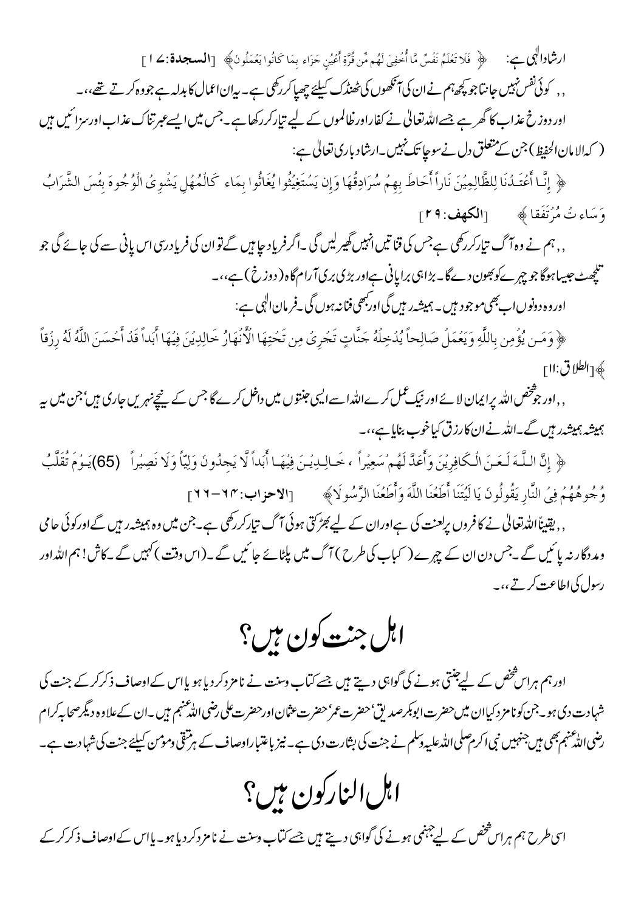ارشادالٰہی ہے: ﴿ فَلَا تَعْلَمُ نَفْسٌ مَّا أُخْفِيَ لَهُم مِّن قُرَّةِ أَعْيُنٍ جَزَاءً بِمَا كَانُوا يَعْمَلُونَ ﴾ [السجدة:۱۷]

,, کوئی نفس نہیں جانتا جو کچھ ہم نے ان کی آنکھوں کی ٹھنڈک کیلئے چھپا کر رکھی ہے۔ یہ ان اعمال کا بدلہ ہے جو وہ کرتے تھے،،۔

اور دوزخ عذاب کا گھر ہے جسے اللہ تعالیٰ نے کفار اور ظالموں کے لیے تیار کر رکھا ہے۔ جس میں ایسے عبرتناک عذاب اور سزائیں ہیں (کہ الامان الحفیظ) جن کے متعلق دل نے سوچا تک نہیں۔ ارشاد باری تعالیٰ ہے:

﴿ إِنَّا أَعْتَدْنَا لِلظَّالِمِينَ نَاراً أَحَاطَ بِهِمْ سُرَادِقُهَا وَإِن يَسْتَغِيثُوا يُغَاثُوا بِمَاءٍ كَالْمُهْلِ يَشْوِي الْوُجُوهَ بِئْسَ الشَّرَابُ وَسَاءَتْ مُرْتَفَقاً ﴾ [الكهف: ۲۹]

,, ہم نے وہ آگ تیار کر رکھی ہے جس کی قناتیں انہیں گھیر لیں گی۔ اگر فریاد چاہیں گے تو ان کی فریاد رسی اس پانی سے کی جائے گی جو تلچھٹ جیسا ہوگا جو چہرے کو بھون دے گا۔ بڑا ہی برا پانی ہے اور بڑی بری آرام گاہ (دوزخ) ہے،،۔

اور وہ دونوں اب بھی موجود ہیں۔ ہمیشہ رہیں گی اور کبھی فنا نہ ہوں گی۔ فرمان الٰہی ہے:

﴿ وَمَن يُؤْمِن بِاللَّهِ وَيَعْمَلْ صَالِحاً يُدْخِلْهُ جَنَّاتٍ تَجْرِي مِن تَحْتِهَا الْأَنْهَارُ خَالِدِينَ فِيهَا أَبَداً قَدْ أَحْسَنَ اللَّهُ لَهُ رِزْقاً ﴾ [الطلاق:۱۱]

,, اور جو شخص اللہ پر ایمان لائے اور نیک عمل کرے اللہ اسے ایسی جنتوں میں داخل کرے گا جس کے نیچے نہریں جاری ہیں، جن میں یہ ہمیشہ ہمیشہ رہیں گے۔ اللہ نے ان کا رزق کیا خوب بنایا ہے،،۔

﴿ إِنَّ اللَّهَ لَعَنَ الْكَافِرِينَ وَأَعَدَّ لَهُمْ سَعِيراً ، خَالِدِينَ فِيهَا أَبَداً لَّا يَجِدُونَ وَلِيّاً وَلَا نَصِيراً (65) يَوْمَ تُقَلَّبُ وُجُوهُهُمْ فِي النَّارِ يَقُولُونَ يَا لَيْتَنَا أَطَعْنَا اللَّهَ وَأَطَعْنَا الرَّسُولَا ﴾ [الاحزاب: ۶۴-۶۶]

,, یقیناً اللہ تعالیٰ نے کافروں پر لعنت کی ہے اور ان کے لیے بھڑکتی ہوئی آگ تیار کر رکھی ہے۔ جن میں وہ ہمیشہ رہیں گے اور کوئی حامی و مددگار نہ پائیں گے۔ جس دن ان کے چہرے (کباب کی طرح) آگ میں پلٹائے جائیں گے۔ (اس وقت) کہیں گے۔ کاش! ہم اللہ اور رسول کی اطاعت کرتے،،۔

# اہل جنت کون ہیں؟

اور ہم ہر اس شخص کے لیے جنتی ہونے کی گواہی دیتے ہیں جسے کتاب وسنت نے نامزد کر دیا ہو یا اس کے اوصاف ذکر کر کے جنت کی شہادت دی ہو۔ جن کو نامزد کیا ان میں حضرت ابوبکر صدیق، حضرت عمر، حضرت عثمان اور حضرت علی رضی اللہ عنہم ہیں۔ ان کے علاوہ دیگر صحابہ کرام رضی اللہ عنہم بھی ہیں جنہیں نبی اکرم صلی اللہ علیہ وسلم نے جنت کی بشارت دی ہے۔ نیز باعتبار اوصاف کے ہر متقی و مومن کیلئے جنت کی شہادت ہے۔

# اہل النار کون ہیں؟

اسی طرح ہم ہر اس شخص کے لیے جہنمی ہونے کی گواہی دیتے ہیں جسے کتاب وسنت نے نامزد کر دیا ہو۔ یا اس کے اوصاف ذکر کر کے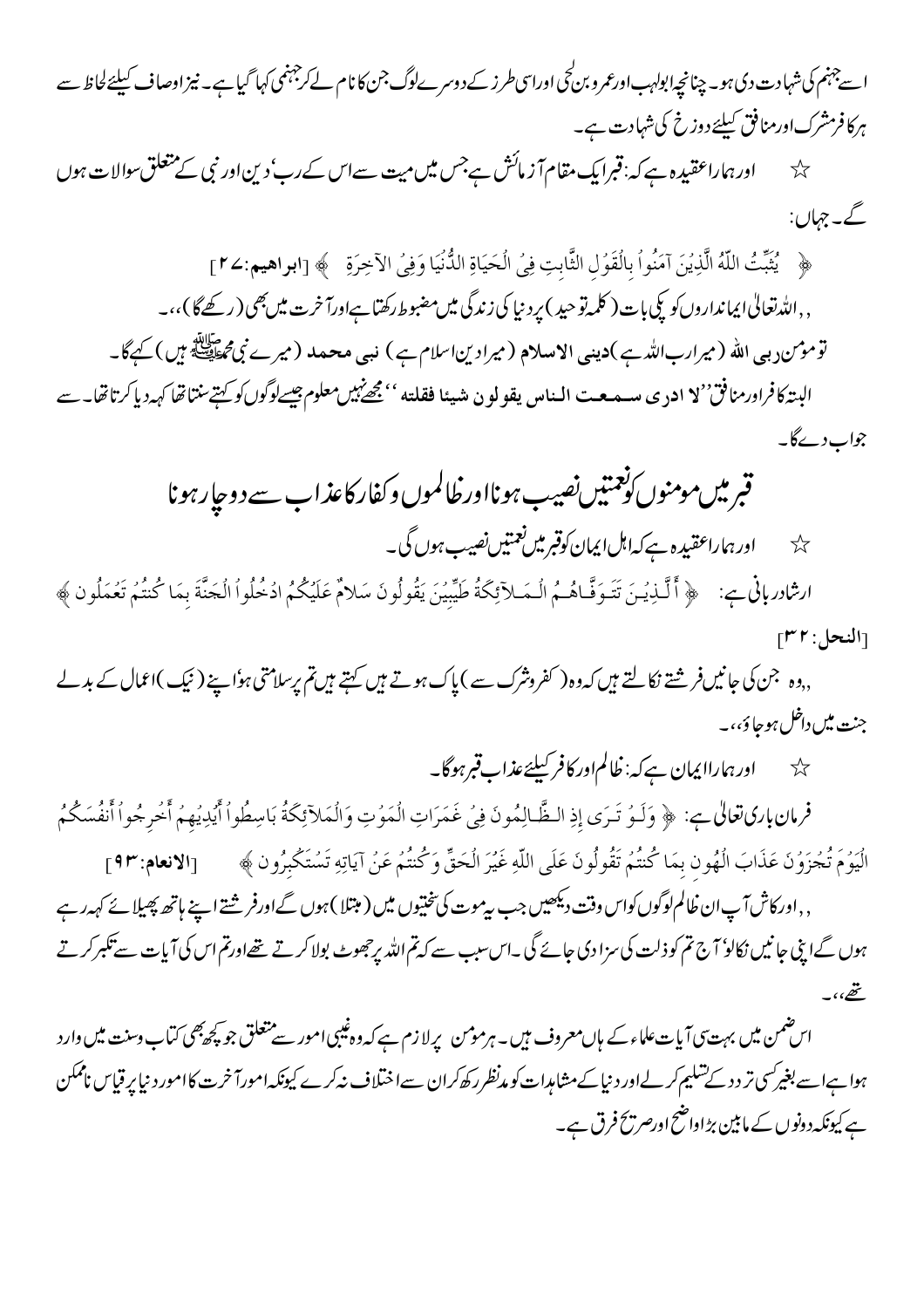اسے جہنم کی شہادت دی ہو۔ چنانچہ ابولہب اور عمرو بن لحی اور اسی طرز کے دوسرے لوگ جن کا نام لے کر جہنمی کہا گیا ہے۔ نیز اوصاف کیلئے لحاظ سے ہر کافر مشرک اور منافق کیلئے دوزخ کی شہادت ہے۔

☆ اور ہمارا عقیدہ ہے کہ: قبر ایک مقام آزمائش ہے جس میں میت سے اس کے رب، دین اور نبی کے متعلق سوالات ہوں گے۔ جہاں:

﴿ يُثَبِّتُ اللّٰهُ الَّذِينَ آمَنُواْ بِالْقَوْلِ الثَّابِتِ فِي الْحَيَاةِ الدُّنْيَا وَفِي الآخِرَةِ ﴾ [ابراهيم:۲۷]

,,اللہ تعالیٰ ایمانداروں کو پکی بات (کلمہ توحید) پر دنیا کی زندگی میں مضبوط رکھتا ہے اور آخرت میں بھی (رکھے گا)،،۔

تو مومن ربی الله (میرا رب اللہ ہے) دینی الاسلام (میرا دین اسلام ہے) نبی محمد (میرے نبی محمد ﷺ ہیں) کہے گا۔

البتہ کافر اور منافق ''لا ادری سمعت الناس یقولون شیئا فقلته'' مجھے نہیں معلوم جیسے لوگوں کو کہتے سنتا تھا کہہ دیا کرتا تھا۔ سے جواب دے گا۔

## قبر میں مومنوں کو نعمتیں نصیب ہونا اور ظالموں و کفار کا عذاب سے دوچار ہونا

☆ اور ہمارا عقیدہ ہے کہ اہل ایمان کو قبر میں نعمتیں نصیب ہوں گی۔

ارشاد ربانی ہے: ﴿ الَّذِينَ تَتَوَفَّاهُمُ الْمَلآئِكَةُ طَيِّبِينَ يَقُولُونَ سَلامٌ عَلَيْكُمُ ادْخُلُواْ الْجَنَّةَ بِمَا كُنتُمْ تَعْمَلُون ﴾ [النحل:۳۲]

,,وہ جن کی جانیں فرشتے نکالتے ہیں کہ وہ (کفر و شرک سے) پاک ہوتے ہیں کہتے ہیں تم پر سلامتی ہو اپنے (نیک) اعمال کے بدلے جنت میں داخل ہو جاؤ،،۔

☆ اور ہمارا ایمان ہے کہ: ظالم اور کافر کیلئے عذاب قبر ہوگا۔

فرمان باری تعالیٰ ہے: ﴿ وَلَوْ تَرَى إِذِ الظَّالِمُونَ فِي غَمَرَاتِ الْمَوْتِ وَالْمَلآئِكَةُ بَاسِطُواْ أَيْدِيهِمْ أَخْرِجُواْ أَنفُسَكُمُ الْيَوْمَ تُجْزَوْنَ عَذَابَ الْهُونِ بِمَا كُنتُمْ تَقُولُونَ عَلَى اللّٰهِ غَيْرَ الْحَقِّ وَكُنتُمْ عَنْ آيَاتِهِ تَسْتَكْبِرُون ﴾ [الانعام:۹۳]

,,اور کاش آپ ان ظالم لوگوں کو اس وقت دیکھیں جب یہ موت کی سختیوں میں (مبتلا) ہوں گے اور فرشتے اپنے ہاتھ پھیلائے کہہ رہے ہوں گے اپنی جانیں نکالو آج تم کو ذلت کی سزا دی جائے گی۔ اس سبب سے کہ تم اللہ پر جھوٹ بولا کرتے تھے اور تم اس کی آیات سے تکبر کرتے تھے،،۔

اس ضمن میں بہت سی آیات علماء کے ہاں معروف ہیں۔ ہر مومن پر لازم ہے کہ وہ غیبی امور سے متعلق جو کچھ بھی کتاب وسنت میں وارد ہوا ہے اسے بغیر کسی تردد کے تسلیم کرلے اور دنیا کے مشاہدات کو مدنظر رکھ کر ان سے اختلاف نہ کرے کیونکہ امور آخرت کا امور دنیا پر قیاس ناممکن ہے کیونکہ دونوں کے مابین بڑا واضح اور صریح فرق ہے۔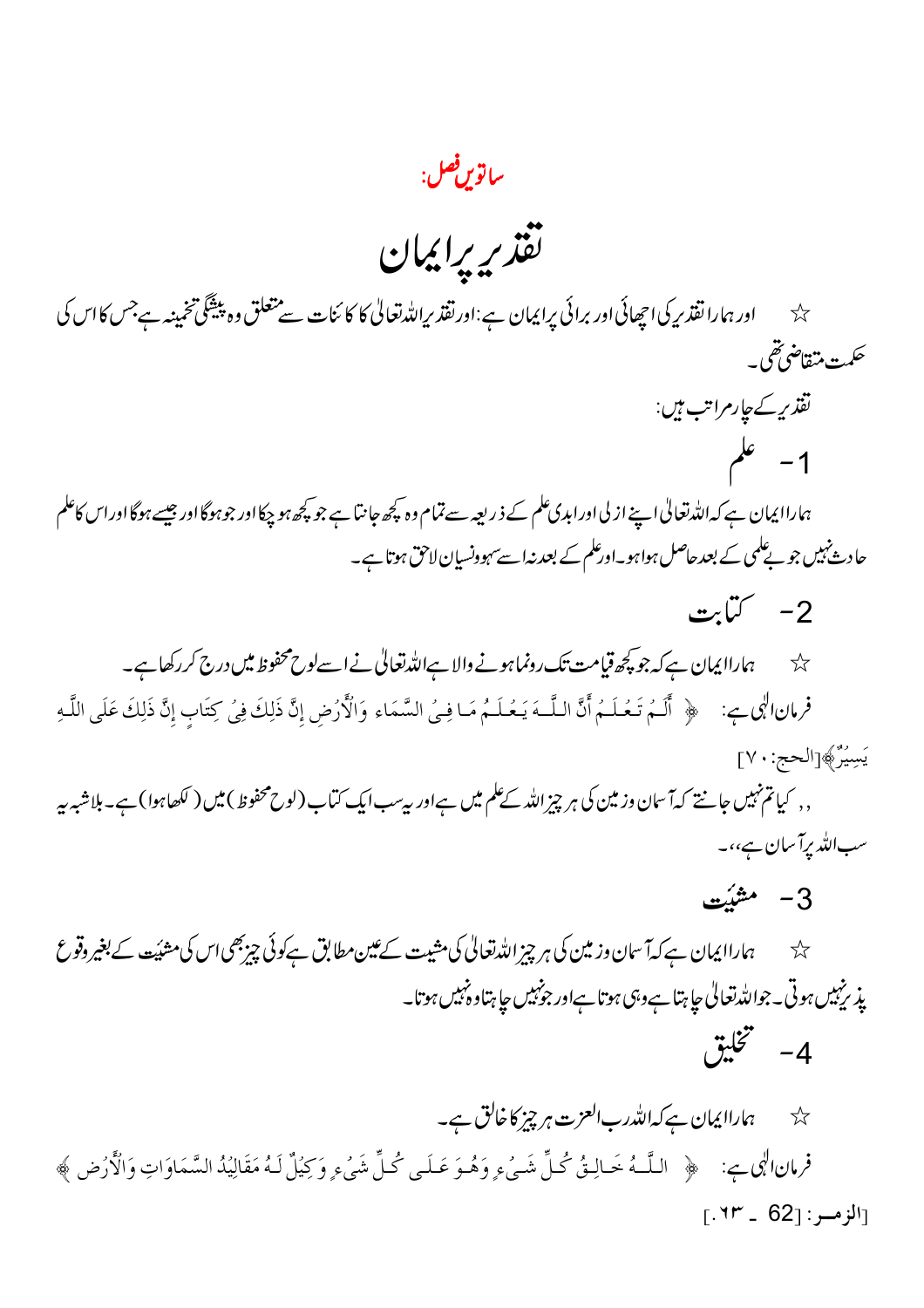## ساتویں فصل:

# تقدیر پر ایمان

☆ اور ہمارا تقدیر کی اچھائی اور برائی پر ایمان ہے: اور تقدیر اللہ تعالیٰ کا کائنات سے متعلق وہ پیشگی تخمینہ ہے جس کا اس کی حکمت متقاضی تھی۔

تقدیر کے چار مراتب ہیں:

### 1- علم

ہمارا ایمان ہے کہ اللہ تعالیٰ اپنے ازلی اور ابدی علم کے ذریعہ سے تمام وہ کچھ جانتا ہے جو کچھ ہو چکا اور جو ہوگا اور جیسے ہوگا اور اس کا علم حادث نہیں جو بے علمی کے بعد حاصل ہوا ہو۔ اور علم کے بعد نہ اسے سہو ونسیان لاحق ہوتا ہے۔

### 2- کتابت

☆ ہمارا ایمان ہے کہ جو کچھ قیامت تک رونما ہونے والا ہے اللہ تعالیٰ نے اسے لوح محفوظ میں درج کر رکھا ہے۔

فرمان الٰہی ہے: ﴿ أَلَمْ تَعْلَمْ أَنَّ اللَّهَ يَعْلَمُ مَا فِي السَّمَاءِ وَالْأَرْضِ إِنَّ ذَلِكَ فِي كِتَابٍ إِنَّ ذَلِكَ عَلَى اللَّهِ يَسِيرٌ﴾[الحج:۷۰]

,, کیا تم نہیں جانتے کہ آسمان وزمین کی ہر چیز اللہ کے علم میں ہے اور یہ سب ایک کتاب (لوح محفوظ) میں (لکھا ہوا) ہے۔ بلاشبہ یہ سب اللہ پر آسان ہے،،۔

### 3- مشیئت

☆ ہمارا ایمان ہے کہ آسمان وزمین کی ہر چیز اللہ تعالیٰ کی مشیت کے عین مطابق ہے کوئی چیز بھی اس کی مشیئت کے بغیر وقوع پذیر نہیں ہوتی۔ جو اللہ تعالیٰ چاہتا ہے وہی ہوتا ہے اور جو نہیں چاہتا وہ نہیں ہوتا۔

### 4- تخلیق

☆ ہمارا ایمان ہے کہ اللہ رب العزت ہر چیز کا خالق ہے۔

فرمان الٰہی ہے: ﴿ اللَّهُ خَالِقُ كُلِّ شَيْءٍ وَهُوَ عَلَى كُلِّ شَيْءٍ وَكِيلٌ لَهُ مَقَالِيدُ السَّمَاوَاتِ وَالْأَرْضِ ﴾ [الزمر: 62 ۔ ۶۳.]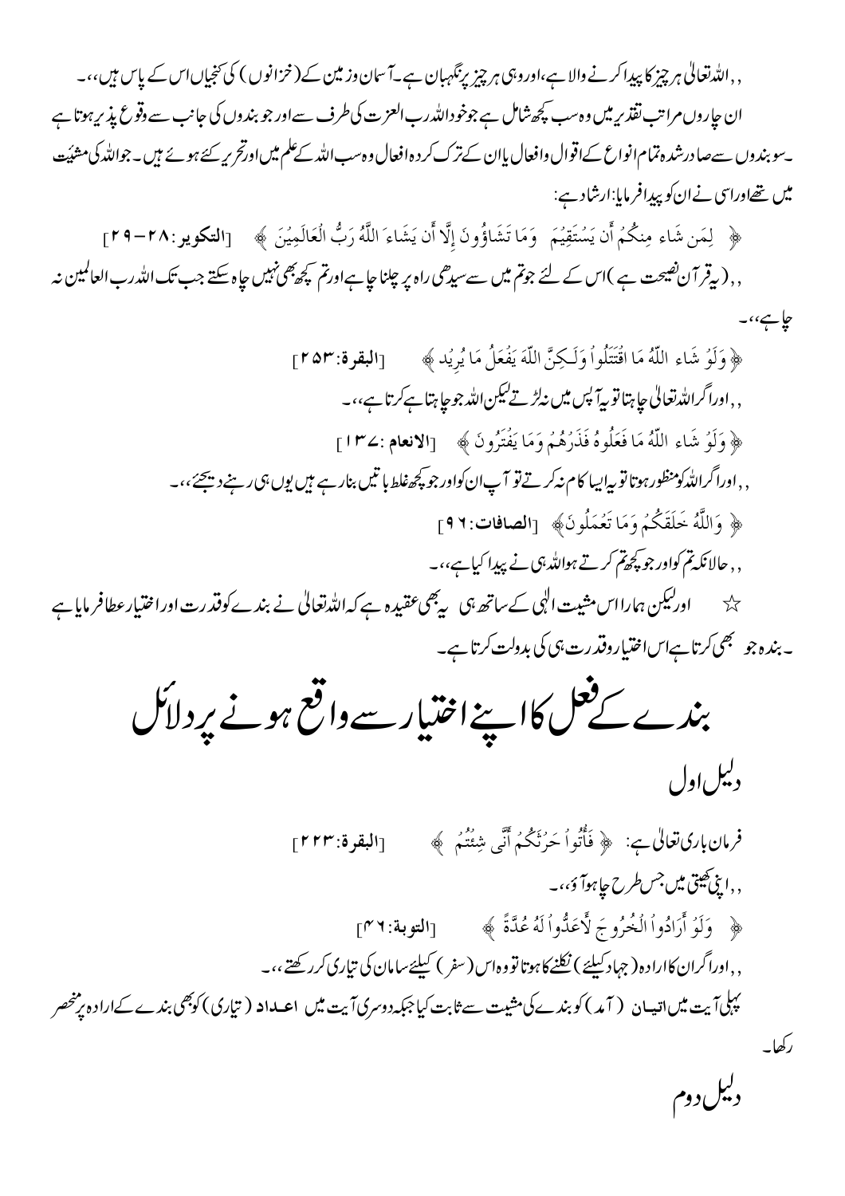,,اللہ تعالیٰ ہر چیز کا پیدا کرنے والا ہے، اور وہی ہر چیز پر نگہبان ہے۔ آسمان وزمین کے (خزانوں) کی کنجیاں اس کے پاس ہیں،،۔

ان چاروں مراتب تقدیر میں وہ سب کچھ شامل ہے جو خود اللہ رب العزت کی طرف سے اور جو بندوں کی جانب سے وقوع پذیر ہوتا ہے۔ سو بندوں سے صادر شدہ تمام انواع کے اقوال وافعال یا ان کے ترک کردہ افعال وہ سب اللہ کے علم میں اور تحریر کئے ہوئے ہیں۔ جو اللہ کی مشیئت میں تھے اور اسی نے ان کو پیدا فرمایا: ارشاد ہے:

﴿ لِمَن شَاء مِنكُمْ أَن يَسْتَقِيمَ وَمَا تَشَاؤُونَ إِلَّا أَن يَشَاءَ اللَّهُ رَبُّ الْعَالَمِينَ ﴾ [التکویر: ۲۸-۲۹]

,,(یہ قرآن نصیحت ہے) اس کے لئے جو تم میں سے سیدھی راہ پر چلنا چاہے اور تم کچھ بھی نہیں چاہ سکتے جب تک اللہ رب العالمین نہ چاہے،،۔

﴿ وَلَوْ شَاء اللَّهُ مَا اقْتَتَلُواْ وَلَـكِنَّ اللَّهَ يَفْعَلُ مَا يُرِيدُ ﴾ [البقرة: ۲۵۳]

,,اور اگر اللہ تعالیٰ چاہتا تو یہ آپس میں نہ لڑتے لیکن اللہ جو چاہتا ہے کرتا ہے،،۔

﴿ وَلَوْ شَاء اللَّهُ مَا فَعَلُوهُ فَذَرْهُمْ وَمَا يَفْتَرُونَ ﴾ [الانعام: ۱۳۷]

,,اور اگر اللہ کو منظور ہوتا تو یہ ایسا کام نہ کرتے تو آپ ان کو اور جو کچھ غلط باتیں بنا رہے ہیں یوں ہی رہنے دیجئے،،۔

﴿ وَاللَّهُ خَلَقَكُمْ وَمَا تَعْمَلُونَ ﴾ [الصافات: ۹۶]

,,حالانکہ تم کو اور جو کچھ تم کرتے ہو اللہ ہی نے پیدا کیا ہے،،۔

☆ اور لیکن ہمارا اس مشیت الٰہی کے ساتھ ہی یہ بھی عقیدہ ہے کہ اللہ تعالیٰ نے بندے کو قدرت اور اختیار عطا فرمایا ہے۔ بندہ جو بھی کرتا ہے اس اختیار وقدرت ہی کی بدولت کرتا ہے۔

# بندے کے فعل کا اپنے اختیار سے واقع ہونے پر دلائل

## دلیل اول

فرمان باری تعالیٰ ہے: ﴿ فَأْتُواْ حَرْثَكُمْ أَنَّى شِئْتُمْ ﴾ [البقرة: ۲۲۳]

,,اپنی کھیتی میں جس طرح چاہو آؤ،،۔

﴿ وَلَوْ أَرَادُواْ الْخُرُوجَ لأَعَدُّواْ لَهُ عُدَّةً ﴾ [التوبة: ۴۶]

,,اور اگر ان کا ارادہ (جہاد کیلئے) نکلنے کا ہوتا تو وہ اس (سفر) کیلئے سامان کی تیاری کر رکھتے،،۔

پہلی آیت میں اتیـان (آمد) کو بندے کی مشیت سے ثابت کیا جبکہ دوسری آیت میں اعـداد (تیاری) کو بھی بندے کے ارادہ پر منحصر رکھا۔

## دلیل دوم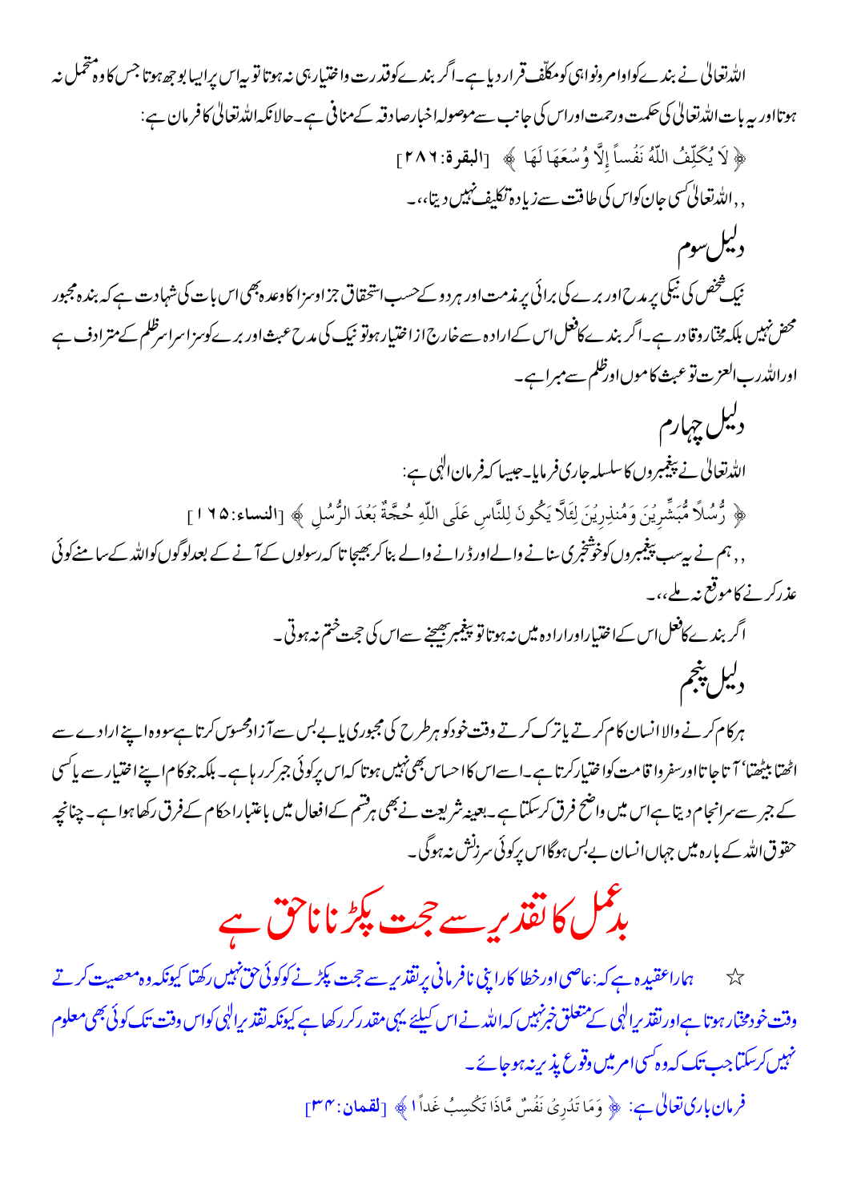اللہ تعالیٰ نے بندے کو اوامر ونواہی کو مکلّف قرار دیا ہے۔ اگر بندے کو قدرت واختیار ہی نہ ہوتا تو یہ اس پر ایسا بوجھ ہوتا جس کا وہ متحمل نہ ہوتا اور یہ بات اللہ تعالیٰ کی حکمت ورحمت اور اس کی جانب سے موصولہ اخبار صادقہ کے منافی ہے۔ حالانکہ اللہ تعالیٰ کا فرمان ہے:

﴿ لَا يُكَلِّفُ اللّٰهُ نَفْساً إِلَّا وُسْعَهَا لَهَا ﴾ [البقرة:۲۸۶]

,, اللہ تعالیٰ کسی جان کو اس کی طاقت سے زیادہ تکلیف نہیں دیتا،،۔

## دلیل سوم

نیک شخص کی نیکی پر مدح اور برے کی برائی پر مذمت اور ہر دو کے حسب استحقاق جزا وسزا کا وعدہ بھی اس بات کی شہادت ہے کہ بندہ مجبور محض نہیں بلکہ مختار وقادر ہے۔ اگر بندے کا فعل اس کے ارادہ سے خارج از اختیار ہو تو نیک کی مدح عبث اور برے کو سزا سراسر ظلم کے مترادف ہے اور اللہ رب العزت تو عبث کاموں اور ظلم سے مبرا ہے۔

## دلیل چہارم

اللہ تعالیٰ نے پیغمبروں کا سلسلہ جاری فرمایا۔ جیسا کہ فرمان الٰہی ہے:

﴿ رُّسُلاً مُّبَشِّرِيْنَ وَمُنذِرِيْنَ لِئَلَّا يَكُونَ لِلنَّاسِ عَلَى اللّٰهِ حُجَّةٌ بَعْدَ الرُّسُلِ ﴾ [النساء:۱۶۵]

,, ہم نے یہ سب پیغمبروں کو خوشخبری سنانے والے اور ڈرانے والے بنا کر بھیجا تاکہ رسولوں کے آنے کے بعد لوگوں کو اللہ کے سامنے کوئی عذر کرنے کا موقع نہ ملے،،۔

اگر بندے کا فعل اس کے اختیار اور ارادہ میں نہ ہوتا تو پیغمبر بھیجنے سے اس کی حجت ختم نہ ہوتی۔

## دلیل پنجم

ہر کام کرنے والا انسان کام کرتے یا ترک کرتے وقت خود کو ہر طرح کی مجبوری یا بے بس سے آزاد محسوس کرتا ہے سو وہ اپنے ارادے سے اٹھتا بیٹھتا، آتا جاتا اور سفر واقامت کو اختیار کرتا ہے۔ اسے اس کا احساس بھی نہیں ہوتا کہ اس پر کوئی جبر کر رہا ہے۔ بلکہ جو کام اپنے اختیار سے یا کسی کے جبر سے سرانجام دیتا ہے اس میں واضح فرق کر سکتا ہے۔ بعینہ شریعت نے بھی ہر قسم کے افعال میں باعتبار احکام کے فرق رکھا ہوا ہے۔ چنانچہ حقوق اللہ کے بارہ میں جہاں انسان بے بس ہوگا اس پر کوئی سرزنش نہ ہوگی۔

# بدعمل کا تقدیر سے حجت پکڑنا ناحق ہے

☆ ہمارا عقیدہ ہے کہ: عاصی اور خطا کار اپنی نافرمانی پر تقدیر سے حجت پکڑنے کو کوئی حق نہیں رکھتا کیونکہ وہ معصیت کرتے وقت خود مختار ہوتا ہے اور تقدیر الٰہی کے متعلق خبر نہیں کہ اللہ نے اس کیلئے یہی مقدر کر رکھا ہے کیونکہ تقدیر الٰہی کو اس وقت تک کوئی بھی معلوم نہیں کر سکتا جب تک کہ وہ کسی امر میں وقوع پذیر نہ ہو جائے۔

فرمان باری تعالیٰ ہے: ﴿ وَمَا تَدْرِيْ نَفْسٌ مَّاذَا تَكْسِبُ غَداً ﴾ [لقمان:۳۴]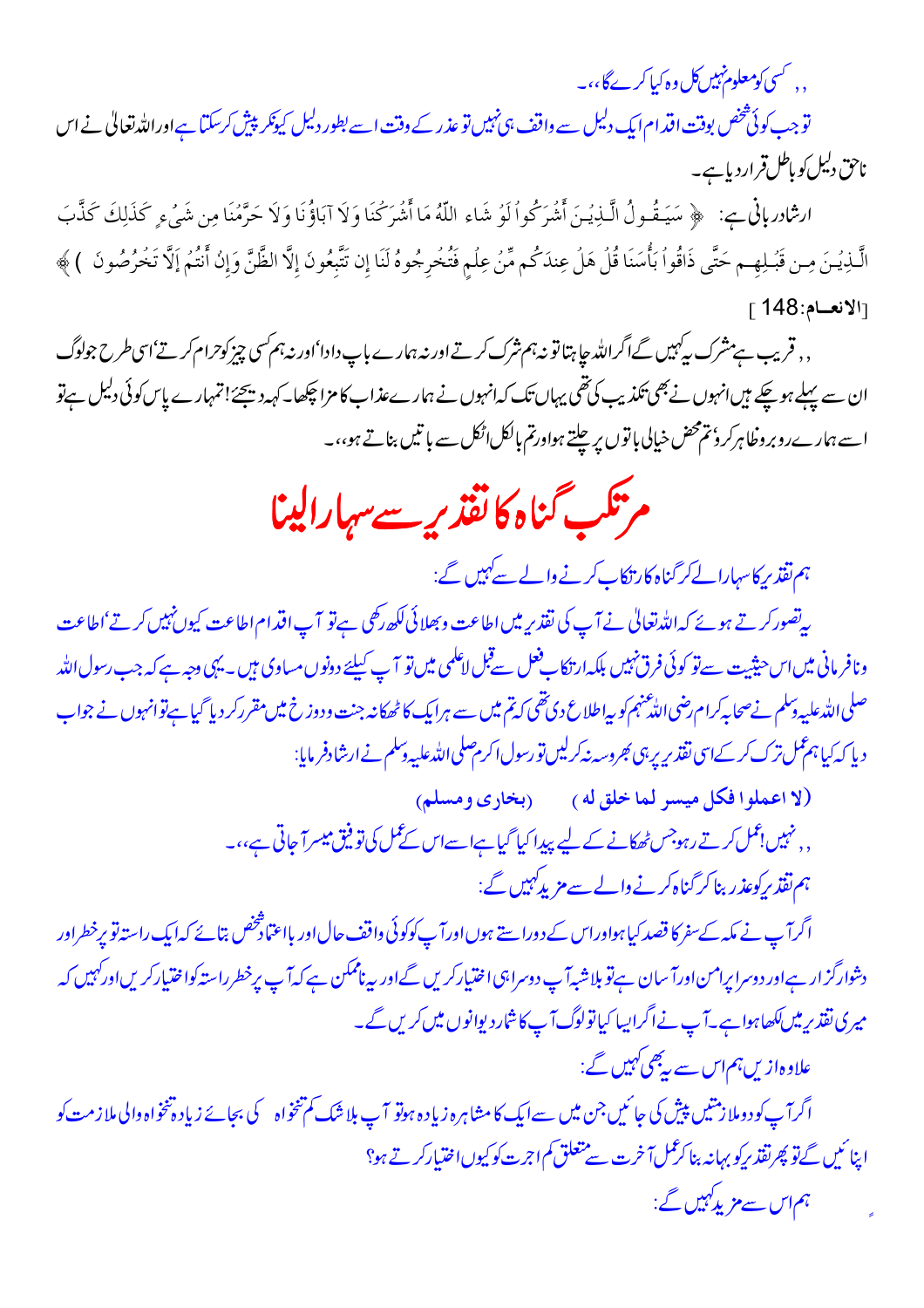,, کسی کو معلوم نہیں کل وہ کیا کرے گا،،۔

تو جب کوئی شخص بوقت اقدام ایک دلیل سے واقف ہی نہیں تو عذر کے وقت اسے بطور دلیل کیونکر پیش کر سکتا ہے اور اللہ تعالی نے اس ناحق دلیل کو باطل قرار دیا ہے۔

ارشاد ربانی ہے: ﴿ سَيَقُولُ الَّذِينَ أَشْرَكُواْ لَوْ شَاء اللّهُ مَا أَشْرَكْنَا وَلاَ آبَاؤُنَا وَلاَ حَرَّمْنَا مِن شَيْءٍ كَذَلِكَ كَذَّبَ الَّذِينَ مِن قَبْلِهِم حَتَّى ذَاقُواْ بَأْسَنَا قُلْ هَلْ عِندَكُم مِّنْ عِلْمٍ فَتُخْرِجُوهُ لَنَا إِن تَتَّبِعُونَ إِلاَّ الظَّنَّ وَإِنْ أَنتُمْ إِلاَّ تَخْرُصُونَ ﴾ [الانعام: 148]

,, قریب ہے مشرک یہ کہیں گے اگر اللہ چاہتا تو نہ ہم شرک کرتے اور نہ ہمارے باپ دادا، اور نہ ہم کسی چیز کو حرام کرتے، اسی طرح جو لوگ ان سے پہلے ہو چکے ہیں انہوں نے بھی تکذیب کی تھی یہاں تک کہ انہوں نے ہمارے عذاب کا مزا چکھا۔ کہہ دیجئے! تمہارے پاس کوئی دلیل ہے تو اسے ہمارے روبرو ظاہر کرو، تم محض خیالی باتوں پر چلتے ہو اور تم بالکل اٹکل سے باتیں بناتے ہو،،۔

# مرتکب گناہ کا تقدیر سے سہارا لینا

ہم تقدیر کا سہارا لے کر گناہ کا ارتکاب کرنے والے سے کہیں گے:

یہ تصور کرتے ہوئے کہ اللہ تعالی نے آپ کی تقدیر میں اطاعت و بھلائی لکھ رکھی ہے تو آپ اقدام اطاعت کیوں نہیں کرتے، اطاعت و نافرمانی میں اس حیثیت سے تو کوئی فرق نہیں بلکہ ارتکاب فعل سے قبل لاعلمی میں تو آپ کیلئے دونوں مساوی ہیں۔ یہی وجہ ہے کہ جب رسول اللہ صلی اللہ علیہ وسلم نے صحابہ کرام رضی اللہ عنہم کو یہ اطلاع دی تھی کہ تم میں سے ہر ایک کا ٹھکانہ جنت و دوزخ میں مقرر کر دیا گیا ہے تو انہوں نے جواب دیا کہ کیا ہم عمل ترک کر کے اسی تقدیر پر ہی بھروسہ نہ کر لیں تو رسول اکرم صلی اللہ علیہ وسلم نے ارشاد فرمایا:

(لا اعملوا فکل میسر لما خلق له) (بخاری و مسلم)

,, نہیں! عمل کرتے رہو جس ٹھکانے کے لیے پیدا کیا گیا ہے اسے اس کے عمل کی توفیق میسر آ جاتی ہے،،۔

ہم تقدیر کو عذر بنا کر گناہ کرنے والے سے مزید کہیں گے:

اگر آپ نے مکہ کے سفر کا قصد کیا ہوا اور اس کے دو راستے ہوں اور آپ کو کوئی واقف حال اور بااعتماد شخص بتائے کہ ایک راستہ تو پرخطر اور دشوار گزار ہے اور دوسرا پرامن اور آسان ہے تو بلاشبہ آپ دوسرا ہی اختیار کریں گے اور یہ ناممکن ہے کہ آپ پرخطر راستہ کو اختیار کریں اور کہیں کہ میری تقدیر میں لکھا ہوا ہے۔ آپ نے اگر ایسا کیا تو لوگ آپ کا شمار دیوانوں میں کریں گے۔

علاوہ ازیں ہم اس سے یہ بھی کہیں گے:

اگر آپ کو دو ملازمتیں پیش کی جائیں جن میں سے ایک کا مشاہرہ زیادہ ہو تو آپ بلاشک کم تنخواہ کی بجائے زیادہ تنخواہ والی ملازمت کو اپنائیں گے تو پھر تقدیر کو بہانہ بنا کر عمل آخرت سے متعلق کم اجرت کو کیوں اختیار کرتے ہو؟

ہم اس سے مزید کہیں گے: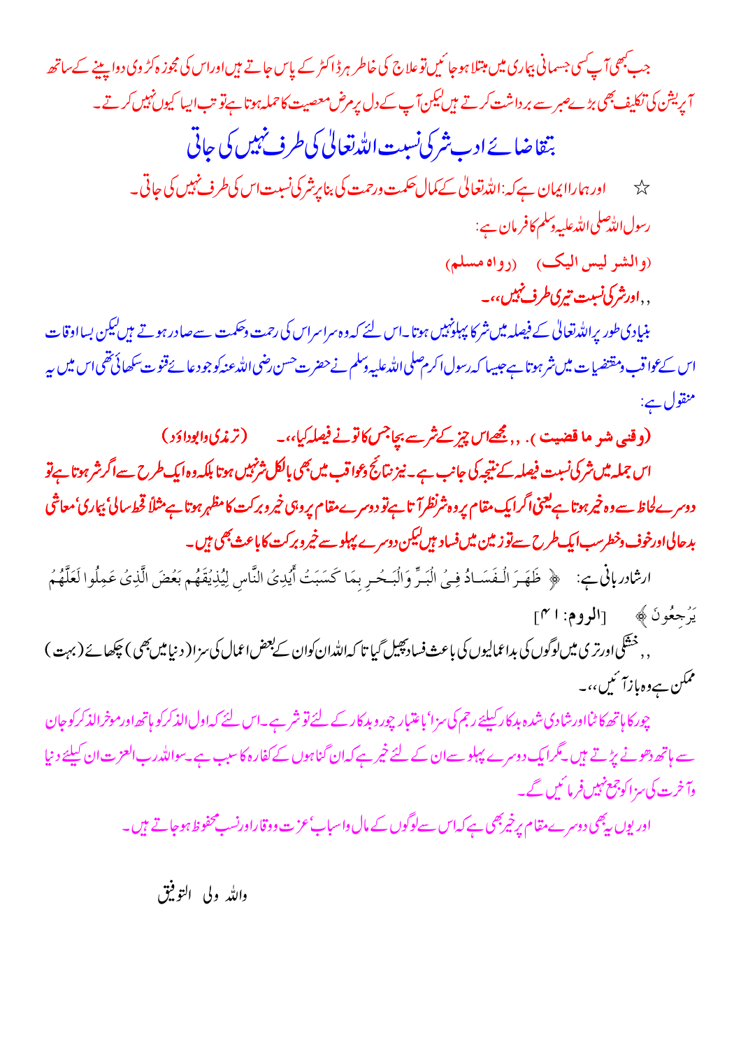جب کبھی آپ کسی جسمانی بیماری میں مبتلا ہو جائیں تو علاج کی خاطر ہر ڈاکٹر کے پاس جاتے ہیں اور اس کی مجوزہ کڑوی دوا پینے کے ساتھ آپریشن کی تکلیف بھی بڑے صبر سے برداشت کرتے ہیں لیکن آپ کے دل پر مرض معصیت کا حملہ ہوتا ہے تو تب ایسا کیوں نہیں کرتے۔

## بتقاضائے ادب شر کی نسبت اللہ تعالیٰ کی طرف نہیں کی جاتی

☆ اور ہمارا ایمان ہے کہ: اللہ تعالیٰ کے کمال حکمت ورحمت کی بناپر شر کی نسبت اس کی طرف نہیں کی جاتی۔

رسول اللہ صلی اللہ علیہ وسلم کا فرمان ہے:

(والشر ليس اليك) (رواہ مسلم)

,,اور شر کی نسبت تیری طرف نہیں،،۔

بنیادی طور پر اللہ تعالیٰ کے فیصلہ میں شر کا پہلو نہیں ہوتا۔ اس لئے کہ وہ سراسر اس کی رحمت وحکمت سے صادر ہوتے ہیں لیکن بسا اوقات اس کے عواقب ومقتضیات میں شر ہوتا ہے جیسا کہ رسول اکرم صلی اللہ علیہ وسلم نے حضرت حسن رضی اللہ عنہ کو جو دعائے قنوت سکھائی تھی اس میں یہ منقول ہے:

**(وقني شر ما قضيت)۔ ,,مجھے اس چیز کے شر سے بچا جس کا تو نے فیصلہ کیا،،۔ (ترمذی وابوداؤد)**

**اس جملہ میں شر کی نسبت فیصلہ کے نتیجہ کی جانب ہے۔ نیز نتائج وعواقب میں بھی بالکل شر نہیں ہوتا بلکہ وہ ایک طرح سے اگر شر ہوتا ہے تو دوسرے لحاظ سے وہ خیر ہوتا ہے یعنی اگر ایک مقام پر وہ شر نظر آتا ہے تو دوسرے مقام پر وہی خیر وبرکت کا مظہر ہوتا ہے مثلاً قحط سالی، بیماری، معاشی بدحالی اور خوف وخطر سب ایک طرح سے تو زمین میں فساد ہیں لیکن دوسرے پہلو سے خیر وبرکت کا باعث بھی ہیں۔**

ارشاد ربانی ہے: ﴿ ظَهَرَ الْفَسَادُ فِي الْبَرِّ وَالْبَحْرِ بِمَا كَسَبَتْ أَيْدِي النَّاسِ لِيُذِيقَهُم بَعْضَ الَّذِي عَمِلُوا لَعَلَّهُمْ يَرْجِعُونَ ﴾ [الروم: ۴۱]

,,خشکی اور تری میں لوگوں کی بداعمالیوں کی باعث فساد پھیل گیا تا کہ اللہ ان کو ان کے بعض اعمال کی سزا (دنیا میں بھی) چکھائے (بہت) ممکن ہے وہ باز آ ئیں،،۔

چور کا ہاتھ کاٹنا اور شادی شدہ بدکار کیلئے رجم کی سزا، باعتبار چور وبدکار کے لئے تو شر ہے۔ اس لئے کہ اول الذکر کو ہاتھ اور موخر الذکر کو جان سے ہاتھ دھونے پڑتے ہیں۔ مگر ایک دوسرے پہلو سے ان کے لئے خیر ہے کہ ان گناہوں کے کفارہ کا سبب ہے۔ سو اللہ رب العزت ان کیلئے دنیا وآخرت کی سزا کو جمع نہیں فرمائیں گے۔

اور یوں یہ بھی دوسرے مقام پر خیر بھی ہے کہ اس سے لوگوں کے مال واسباب، عزت ووقار اور نسب محفوظ ہو جاتے ہیں۔

والله ولي التوفيق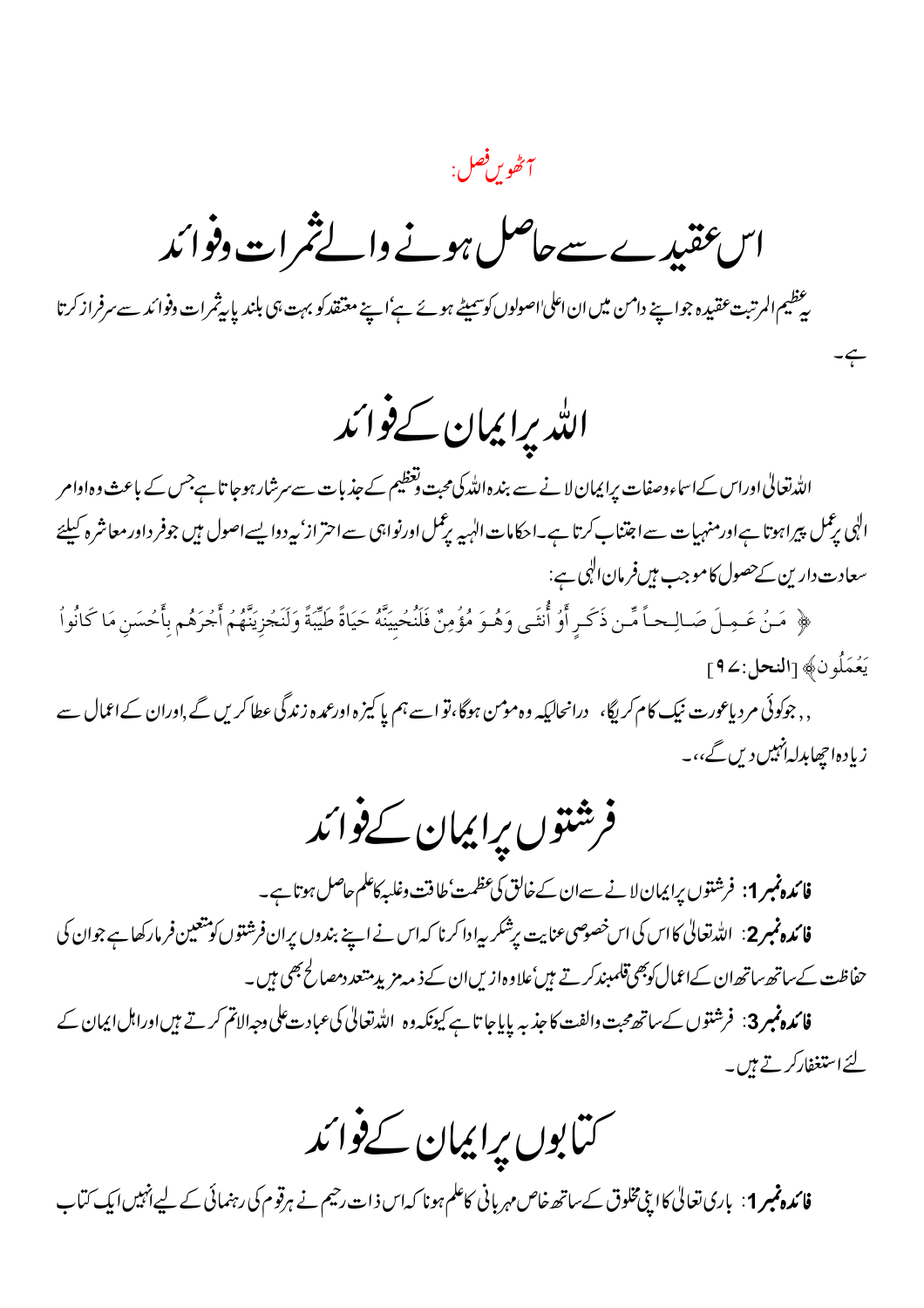آٹھویں فصل:

# اس عقیدے سے حاصل ہونے والے ثمرات وفوائد

یہ عظیم المرتبت عقیدہ جو اپنے دامن میں ان اعلیٰ اصولوں کو سمیٹے ہوئے ہے' اپنے معتقد کو بہت ہی بلند پایہ ثمرات وفوائد سے سرفراز کرتا ہے۔

## اللہ پر ایمان کے فوائد

اللہ تعالیٰ اور اس کے اسماء وصفات پر ایمان لانے سے بندہ اللہ کی محبت وتعظیم کے جذبات سے سرشار ہوجاتا ہے جس کے باعث وہ اوامر الٰہی پر عمل پیرا ہوتا ہے اور منہیات سے اجتناب کرتا ہے۔ احکامات الٰہیہ پر عمل اور نواہی سے احتراز' یہ دو ایسے اصول ہیں جو فرد اور معاشرہ کیلئے سعادت دارین کے حصول کا موجب ہیں فرمان الٰہی ہے:

﴿ مَنْ عَمِلَ صَالِحاً مِّن ذَكَرٍ أَوْ أُنثَى وَهُوَ مُؤْمِنٌ فَلَنُحْيِيَنَّهُ حَيَاةً طَيِّبَةً وَلَنَجْزِيَنَّهُمْ أَجْرَهُم بِأَحْسَنِ مَا كَانُواْ يَعْمَلُونَ﴾ [**النحل**:۹۷]

,, جو کوئی مرد یا عورت نیک کام کریگا، درانحالیکہ وہ مومن ہوگا، تو اسے ہم پاکیزہ اور عمدہ زندگی عطا کریں گے, اور ان کے اعمال سے زیادہ اچھا بدلہ انہیں دیں گے،،۔

## فرشتوں پر ایمان کے فوائد

**فائدہ نمبر1**: فرشتوں پر ایمان لانے سے ان کے خالق کی عظمت' طاقت وغلبہ کا علم حاصل ہوتا ہے۔

**فائدہ نمبر2**: اللہ تعالیٰ کا اس کی اس خصوصی عنایت پر شکریہ ادا کرنا کہ اس نے اپنے بندوں پر ان فرشتوں کو متعین فرما رکھا ہے جو ان کی حفاظت کے ساتھ ساتھ ان کے اعمال کو بھی قلمبند کرتے ہیں' علاوہ ازیں ان کے ذمہ مزید متعدد مصالح بھی ہیں۔

**فائدہ نمبر3**: فرشتوں کے ساتھ محبت والفت کا جذبہ پایا جاتا ہے کیونکہ وہ اللہ تعالیٰ کی عبادت علی وجہ الاتم کرتے ہیں اور اہل ایمان کے لئے استغفار کرتے ہیں۔

## کتابوں پر ایمان کے فوائد

**فائدہ نمبر1**: باری تعالیٰ کا اپنی مخلوق کے ساتھ خاص مہربانی کا علم ہونا کہ اس ذات رحیم نے ہر قوم کی رہنمائی کے لیے انہیں ایک کتاب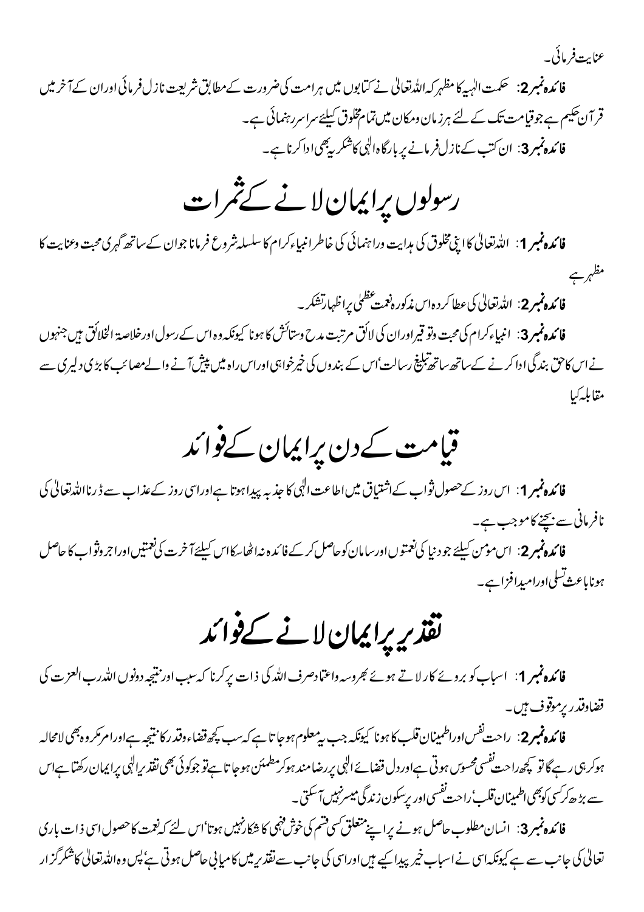عنایت فرمائی۔

**فائدہ نمبر 2:** حکمت الٰہیہ کا مظہر کہ اللہ تعالیٰ نے کتابوں میں ہر امت کی ضرورت کے مطابق شریعت نازل فرمائی اور ان کے آخر میں قرآن حکیم ہے جو قیامت تک کے لئے ہر زمان و مکان میں تمام مخلوق کیلئے سراسر رہنمائی ہے۔

**فائدہ نمبر 3:** ان کتب کے نازل فرمانے پر بارگاہ الٰہی کا شکریہ بھی ادا کرنا ہے۔

## رسولوں پر ایمان لانے کے ثمرات

**فائدہ نمبر 1:** اللہ تعالیٰ کا اپنی مخلوق کی ہدایت و راہنمائی کی خاطر انبیاء کرام کا سلسلہ شروع فرمانا جو ان کے ساتھ گہری محبت و عنایت کا مظہر ہے

**فائدہ نمبر 2:** اللہ تعالیٰ کی عطا کردہ اس مذکورہ نعمت عظمیٰ پر اظہار تشکر۔

**فائدہ نمبر 3:** انبیاء کرام کی محبت و توقیر اور ان کی لائق مرتبت مدح و ستائش کا ہونا کیونکہ وہ اس کے رسول اور خلاصۃ الخلائق ہیں جنہوں نے اس کا حق بندگی ادا کرنے کے ساتھ ساتھ تبلیغ رسالت، اس کے بندوں کی خیر خواہی اور اس راہ میں پیش آنے والے مصائب کا بڑی دلیری سے مقابلہ کیا

## قیامت کے دن پر ایمان کے فوائد

**فائدہ نمبر 1:** اس روز کے حصول ثواب کے اشتیاق میں اطاعت الٰہی کا جذبہ پیدا ہوتا ہے اور اسی روز کے عذاب سے ڈرنا اللہ تعالیٰ کی نافرمانی سے بچنے کا موجب ہے۔

**فائدہ نمبر 2:** اس مومن کیلئے جو دنیا کی نعمتوں اور سامان کو حاصل کر کے فائدہ نہ اٹھا سکا اس کیلئے آخرت کی نعمتیں اور اجر و ثواب کا حاصل ہونا باعث تسلی اور امید افزا ہے۔

## تقدیر پر ایمان لانے کے فوائد

**فائدہ نمبر 1:** اسباب کو بروئے کار لاتے ہوئے بھروسہ و اعتماد صرف اللہ کی ذات پر کرنا کہ سبب اور نتیجہ دونوں اللہ رب العزت کی قضا و قدر پر موقوف ہیں۔

**فائدہ نمبر 2:** راحت نفس اور اطمینان قلب کا ہونا کیونکہ جب یہ معلوم ہو جاتا ہے کہ سب کچھ قضاء و قدر کا نتیجہ ہے اور امر مکروہ بھی لامحالہ ہو کر ہی رہے گا تو کچھ راحت نفسی محسوس ہوتی ہے اور دل قضائے الٰہی پر رضامند ہو کر مطمئن ہو جاتا ہے تو جو کوئی بھی تقدیر الٰہی پر ایمان رکھتا ہے اس سے بڑھ کر کسی کو بھی اطمینان قلب، راحت نفسی اور پر سکون زندگی میسر نہیں آ سکتی۔

**فائدہ نمبر 3:** انسان مطلوب حاصل ہونے پر اپنے متعلق کسی قسم کی خوش فہمی کا شکار نہیں ہوتا، اس لئے کہ نعمت کا حصول اسی ذات باری تعالیٰ کی جانب سے ہے کیونکہ اسی نے اسباب خیر پیدا کیے ہیں اور اسی کی جانب سے تقدیر میں کامیابی حاصل ہوتی ہے، پس وہ اللہ تعالیٰ کا شکر گزار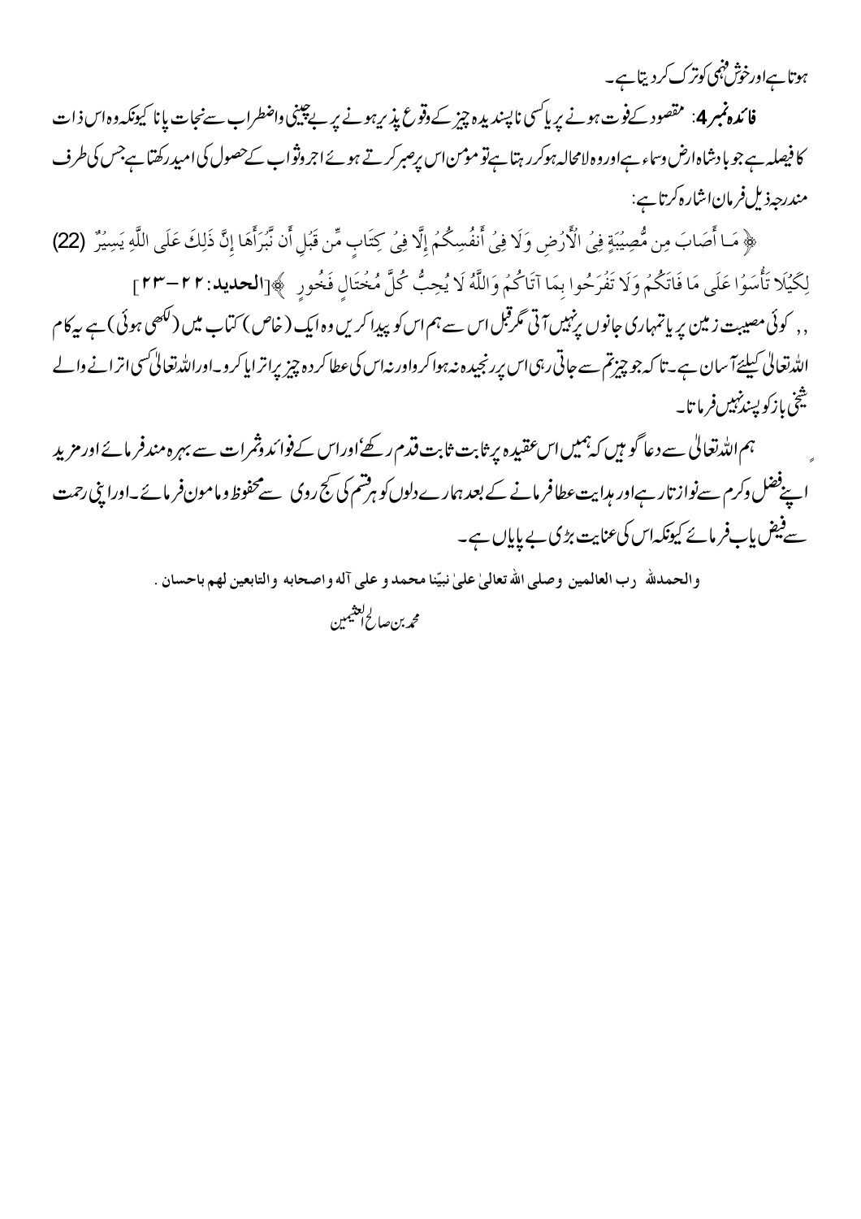ہوتا ہے اور خوش فہمی کو ترک کر دیتا ہے۔

**فائدہ نمبر 4**: مقصود کے فوت ہونے پر یا کسی ناپسندیدہ چیز کے وقوع پذیر ہونے پر بے چینی واضطراب سے نجات پانا کیونکہ وہ اس ذات کا فیصلہ ہے جو بادشاہ ارض وسماء ہے اور وہ لامحالہ ہو کر رہتا ہے تو مومن اس پر صبر کرتے ہوئے اجر وثواب کے حصول کی امید رکھتا ہے جس کی طرف مندرجہ ذیل فرمان اشارہ کرتا ہے:

﴿ مَا أَصَابَ مِن مُّصِيبَةٍ فِي الْأَرْضِ وَلَا فِي أَنفُسِكُمْ إِلَّا فِي كِتَابٍ مِّن قَبْلِ أَن نَّبْرَأَهَا إِنَّ ذَلِكَ عَلَى اللَّهِ يَسِيرٌ (22) لِكَيْلَا تَأْسَوْا عَلَى مَا فَاتَكُمْ وَلَا تَفْرَحُوا بِمَا آتَاكُمْ وَاللَّهُ لَا يُحِبُّ كُلَّ مُخْتَالٍ فَخُورٍ ﴾[**الحديد: ٢٢-٢٣**]

,, کوئی مصیبت زمین پر یا تمہاری جانوں پر نہیں آتی مگر قبل اس سے ہم اس کو پیدا کریں وہ ایک (خاص) کتاب میں (لکھی ہوئی) ہے یہ کام اللہ تعالیٰ کیلئے آسان ہے۔تا کہ جو چیز تم سے جاتی رہی اس پر رنجیدہ نہ ہوا کرو اور نہ اس کی عطا کردہ چیز پر اترایا کرو۔اور اللہ تعالیٰ کسی اترانے والے شیخی باز کو پسند نہیں فرماتا۔

ہم اللہ تعالیٰ سے دعا گو ہیں کہ ہمیں اس عقیدہ پر ثابت قدم رکھے اور اس کے فوائد وثمرات سے بہرہ مند فرمائے اور مزید اپنے فضل وکرم سے نوازتا رہے اور ہدایت عطا فرمانے کے بعد ہمارے دلوں کو ہر قسم کی کج روی سے محفوظ و مامون فرمائے۔اور اپنی رحمت سے فیض یاب فرمائے کیونکہ اس کی عنایت بڑی بے پایاں ہے۔

والحمدلله رب العالمين وصلى الله تعالىٰ علىٰ نبيّنا محمد و على آله واصحابه والتابعين لهم باحسان .

محمد بن صالح العثیمین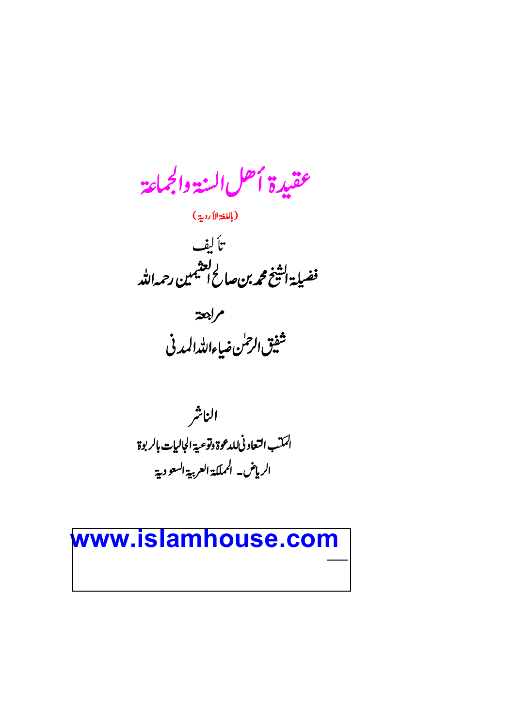# عقيدة أهل السنة والجماعة

(باللغة الأردية)

تألیف

فضيلة الشيخ محمد بن صالح العثيمين رحمه الله

مراجعة

شفيق الرحمٰن ضياء الله المدني

الناشر

المكتب التعاوني للدعوة وتوعية الجاليات بالربوة

الرياض - المملكة العربية السعودية

www.islamhouse.com